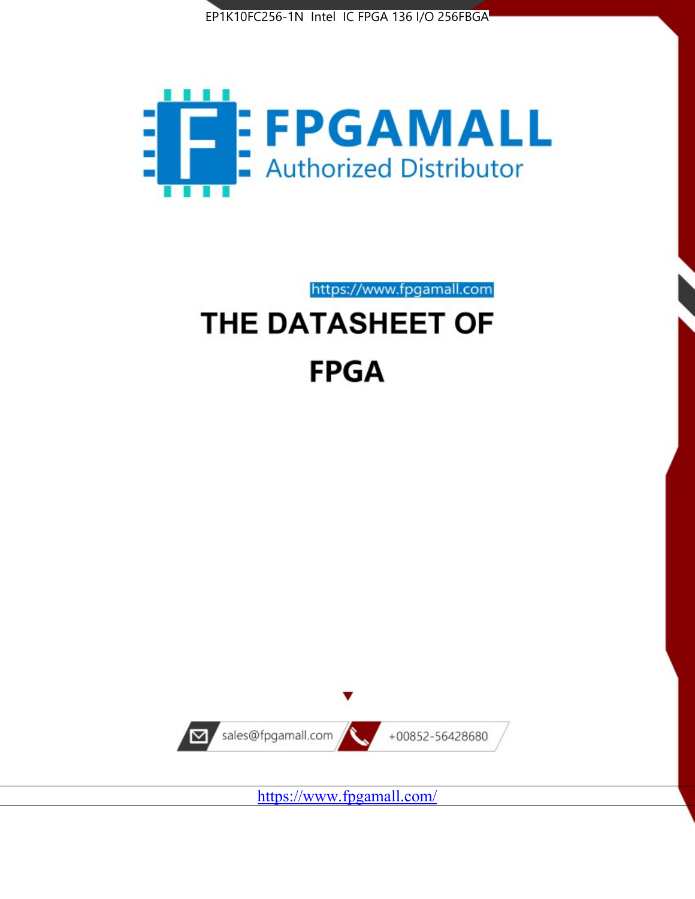EP1K10FC256-1N Intel IC FPGA 136 I/O 256FBGA

FPGAMALL

Authorized Distributor

https://www.fpgamall.com

# THE DATASHEET OF

# FPGA

sales@fpgamall.com

+00852-56428680

https://www.fpgamall.com/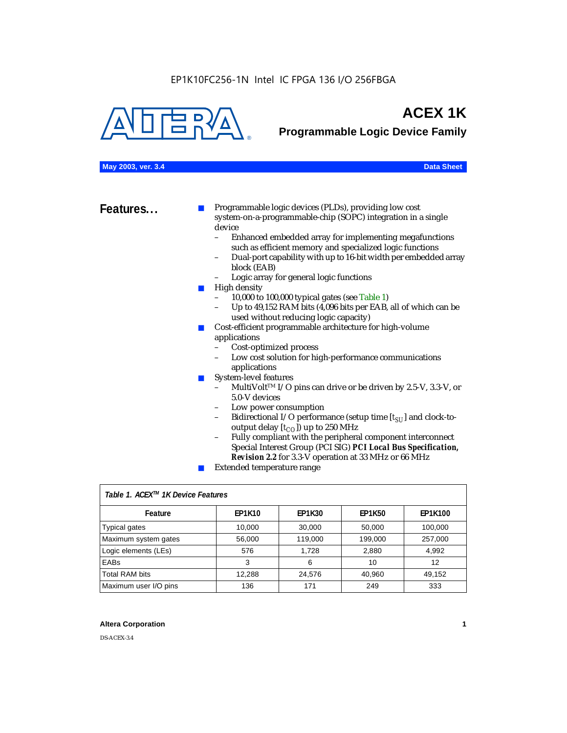EP1K10FC256-1N Intel IC FPGA 136 I/O 256FBGA

# ACEX 1K

## Programmable Logic Device Family

**May 2003, ver. 3.4** **Data Sheet**

## Features...

- Programmable logic devices (PLDs), providing low cost system-on-a-programmable-chip (SOPC) integration in a single device
  - Enhanced embedded array for implementing megafunctions such as efficient memory and specialized logic functions
  - Dual-port capability with up to 16-bit width per embedded array block (EAB)
  - Logic array for general logic functions
- High density
  - 10,000 to 100,000 typical gates (see Table 1)
  - Up to 49,152 RAM bits (4,096 bits per EAB, all of which can be used without reducing logic capacity)
- Cost-efficient programmable architecture for high-volume applications
  - Cost-optimized process
  - Low cost solution for high-performance communications applications
- System-level features
  - MultiVolt™ I/O pins can drive or be driven by 2.5-V, 3.3-V, or 5.0-V devices
  - Low power consumption
  - Bidirectional I/O performance (setup time [$t_{SU}$] and clock-to-output delay [$t_{CO}$]) up to 250 MHz
  - Fully compliant with the peripheral component interconnect Special Interest Group (PCI SIG) ***PCI Local Bus Specification, Revision 2.2*** for 3.3-V operation at 33 MHz or 66 MHz
- Extended temperature range

*Table 1. ACEX™ 1K Device Features*

| Feature | EP1K10 | EP1K30 | EP1K50 | EP1K100 |
|---|---|---|---|---|
| Typical gates | 10,000 | 30,000 | 50,000 | 100,000 |
| Maximum system gates | 56,000 | 119,000 | 199,000 | 257,000 |
| Logic elements (LEs) | 576 | 1,728 | 2,880 | 4,992 |
| EABs | 3 | 6 | 10 | 12 |
| Total RAM bits | 12,288 | 24,576 | 40,960 | 49,152 |
| Maximum user I/O pins | 136 | 171 | 249 | 333 |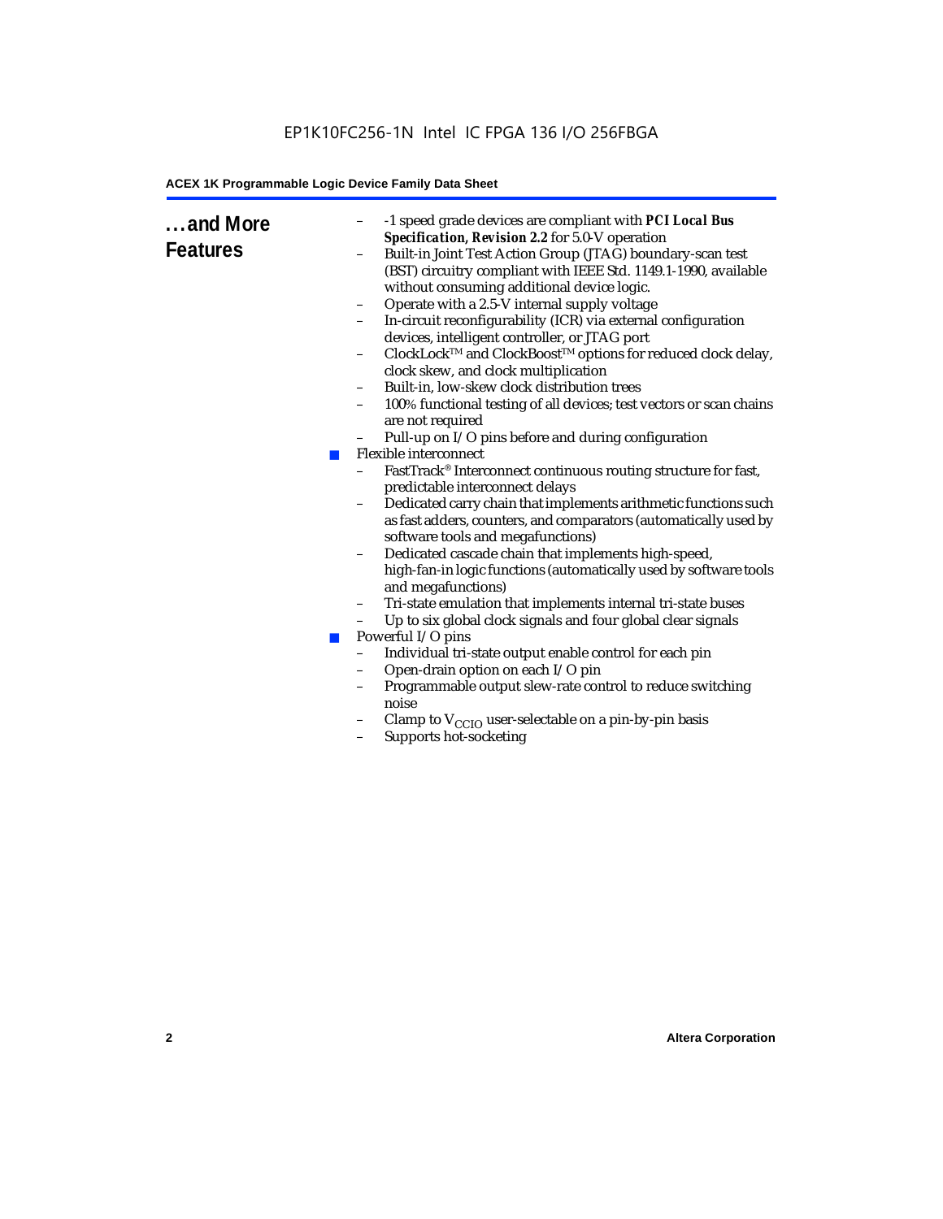## ...and More Features

- –
  - -1 speed grade devices are compliant with ***PCI Local Bus Specification, Revision 2.2*** for 5.0-V operation
  - Built-in Joint Test Action Group (JTAG) boundary-scan test (BST) circuitry compliant with IEEE Std. 1149.1-1990, available without consuming additional device logic.
  - Operate with a 2.5-V internal supply voltage
  - In-circuit reconfigurability (ICR) via external configuration devices, intelligent controller, or JTAG port
  - ClockLock™ and ClockBoost™ options for reduced clock delay, clock skew, and clock multiplication
  - Built-in, low-skew clock distribution trees
  - 100% functional testing of all devices; test vectors or scan chains are not required
  - Pull-up on I/O pins before and during configuration
- Flexible interconnect
  - FastTrack® Interconnect continuous routing structure for fast, predictable interconnect delays
  - Dedicated carry chain that implements arithmetic functions such as fast adders, counters, and comparators (automatically used by software tools and megafunctions)
  - Dedicated cascade chain that implements high-speed, high-fan-in logic functions (automatically used by software tools and megafunctions)
  - Tri-state emulation that implements internal tri-state buses
  - Up to six global clock signals and four global clear signals
- Powerful I/O pins
  - Individual tri-state output enable control for each pin
  - Open-drain option on each I/O pin
  - Programmable output slew-rate control to reduce switching noise
  - Clamp to $V_{CCIO}$ user-selectable on a pin-by-pin basis
  - Supports hot-socketing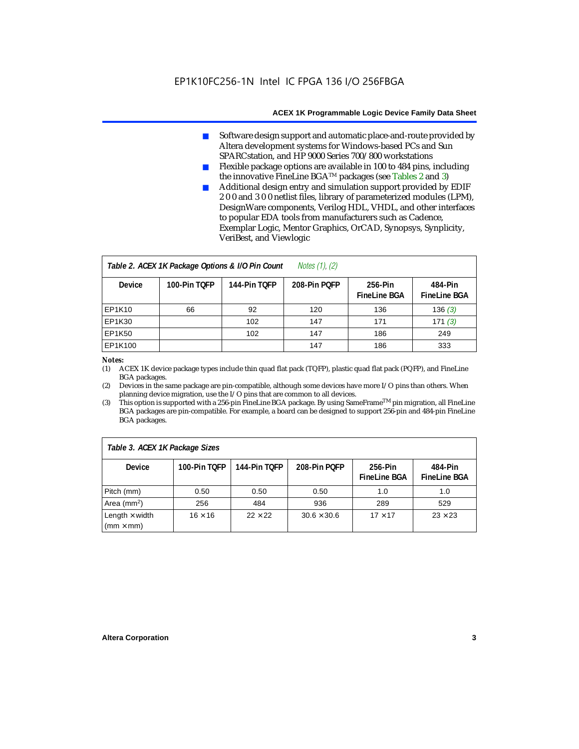- Software design support and automatic place-and-route provided by Altera development systems for Windows-based PCs and Sun SPARCstation, and HP 9000 Series 700/800 workstations
- Flexible package options are available in 100 to 484 pins, including the innovative FineLine BGA™ packages (see Tables 2 and 3)
- Additional design entry and simulation support provided by EDIF 2 0 0 and 3 0 0 netlist files, library of parameterized modules (LPM), DesignWare components, Verilog HDL, VHDL, and other interfaces to popular EDA tools from manufacturers such as Cadence, Exemplar Logic, Mentor Graphics, OrCAD, Synopsys, Synplicity, VeriBest, and Viewlogic

**Table 2. ACEX 1K Package Options & I/O Pin Count** *Notes (1), (2)*

| Device | 100-Pin TQFP | 144-Pin TQFP | 208-Pin PQFP | 256-Pin FineLine BGA | 484-Pin FineLine BGA |
|---|---|---|---|---|---|
| EP1K10 | 66 | 92 | 120 | 136 | 136 *(3)* |
| EP1K30 | | 102 | 147 | 171 | 171 *(3)* |
| EP1K50 | | 102 | 147 | 186 | 249 |
| EP1K100 | | | 147 | 186 | 333 |

*Notes:*

(1) ACEX 1K device package types include thin quad flat pack (TQFP), plastic quad flat pack (PQFP), and FineLine BGA packages.

(2) Devices in the same package are pin-compatible, although some devices have more I/O pins than others. When planning device migration, use the I/O pins that are common to all devices.

(3) This option is supported with a 256-pin FineLine BGA package. By using SameFrame™ pin migration, all FineLine BGA packages are pin-compatible. For example, a board can be designed to support 256-pin and 484-pin FineLine BGA packages.

**Table 3. ACEX 1K Package Sizes**

| Device | 100-Pin TQFP | 144-Pin TQFP | 208-Pin PQFP | 256-Pin FineLine BGA | 484-Pin FineLine BGA |
|---|---|---|---|---|---|
| Pitch (mm) | 0.50 | 0.50 | 0.50 | 1.0 | 1.0 |
| Area ($mm^2$) | 256 | 484 | 936 | 289 | 529 |
| Length × width (mm × mm) | 16 × 16 | 22 × 22 | 30.6 × 30.6 | 17 × 17 | 23 × 23 |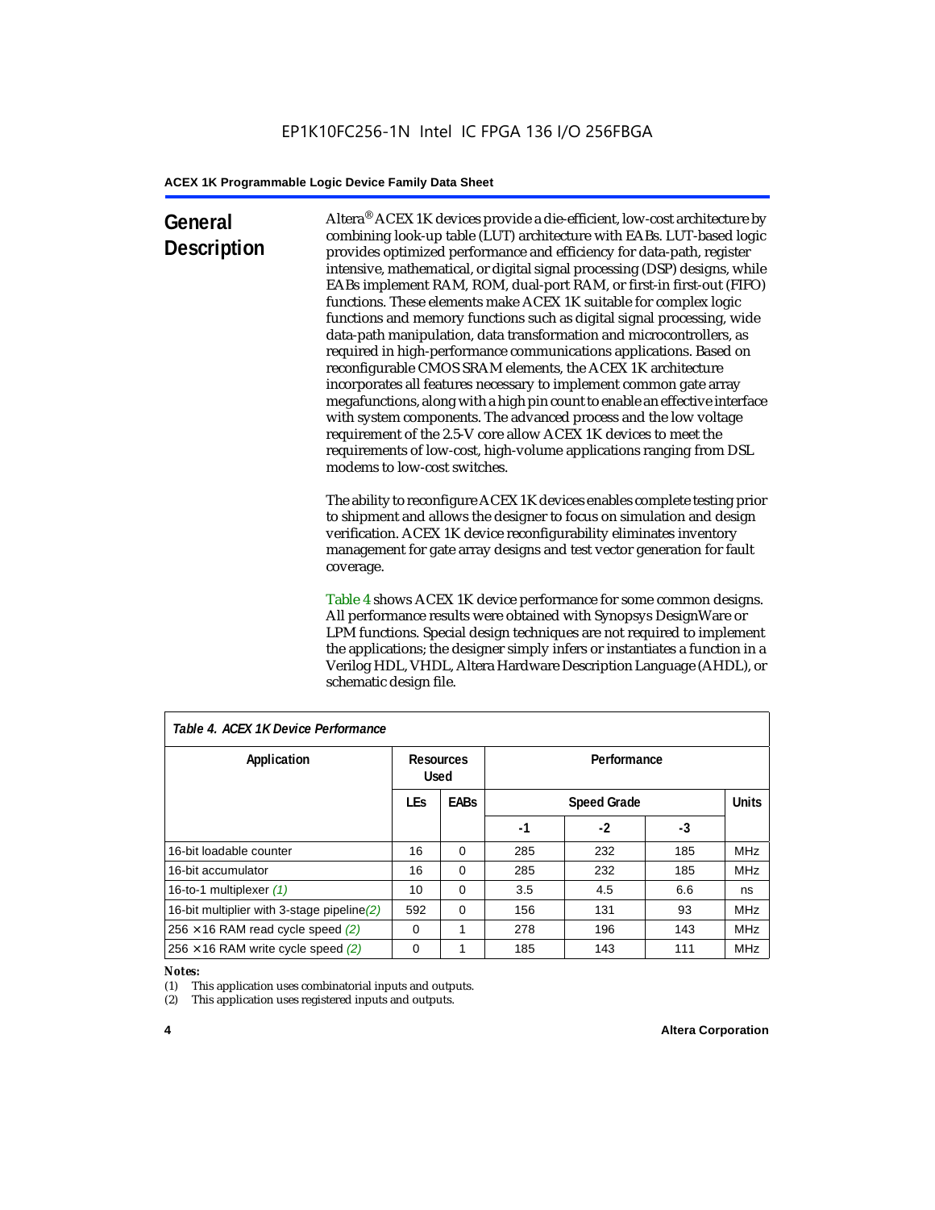## General Description

Altera® ACEX 1K devices provide a die-efficient, low-cost architecture by combining look-up table (LUT) architecture with EABs. LUT-based logic provides optimized performance and efficiency for data-path, register intensive, mathematical, or digital signal processing (DSP) designs, while EABs implement RAM, ROM, dual-port RAM, or first-in first-out (FIFO) functions. These elements make ACEX 1K suitable for complex logic functions and memory functions such as digital signal processing, wide data-path manipulation, data transformation and microcontrollers, as required in high-performance communications applications. Based on reconfigurable CMOS SRAM elements, the ACEX 1K architecture incorporates all features necessary to implement common gate array megafunctions, along with a high pin count to enable an effective interface with system components. The advanced process and the low voltage requirement of the 2.5-V core allow ACEX 1K devices to meet the requirements of low-cost, high-volume applications ranging from DSL modems to low-cost switches.

The ability to reconfigure ACEX 1K devices enables complete testing prior to shipment and allows the designer to focus on simulation and design verification. ACEX 1K device reconfigurability eliminates inventory management for gate array designs and test vector generation for fault coverage.

Table 4 shows ACEX 1K device performance for some common designs. All performance results were obtained with Synopsys DesignWare or LPM functions. Special design techniques are not required to implement the applications; the designer simply infers or instantiates a function in a Verilog HDL, VHDL, Altera Hardware Description Language (AHDL), or schematic design file.

*Table 4. ACEX 1K Device Performance*

| Application | Resources Used | | Performance | | | |
|---|---|---|---|---|---|---|
| | LEs | EABs | Speed Grade | | | Units |
| | | | -1 | -2 | -3 | |
| 16-bit loadable counter | 16 | 0 | 285 | 232 | 185 | MHz |
| 16-bit accumulator | 16 | 0 | 285 | 232 | 185 | MHz |
| 16-to-1 multiplexer *(1)* | 10 | 0 | 3.5 | 4.5 | 6.6 | ns |
| 16-bit multiplier with 3-stage pipeline *(2)* | 592 | 0 | 156 | 131 | 93 | MHz |
| 256 × 16 RAM read cycle speed *(2)* | 0 | 1 | 278 | 196 | 143 | MHz |
| 256 × 16 RAM write cycle speed *(2)* | 0 | 1 | 185 | 143 | 111 | MHz |

*Notes:*

(1) This application uses combinatorial inputs and outputs.

(2) This application uses registered inputs and outputs.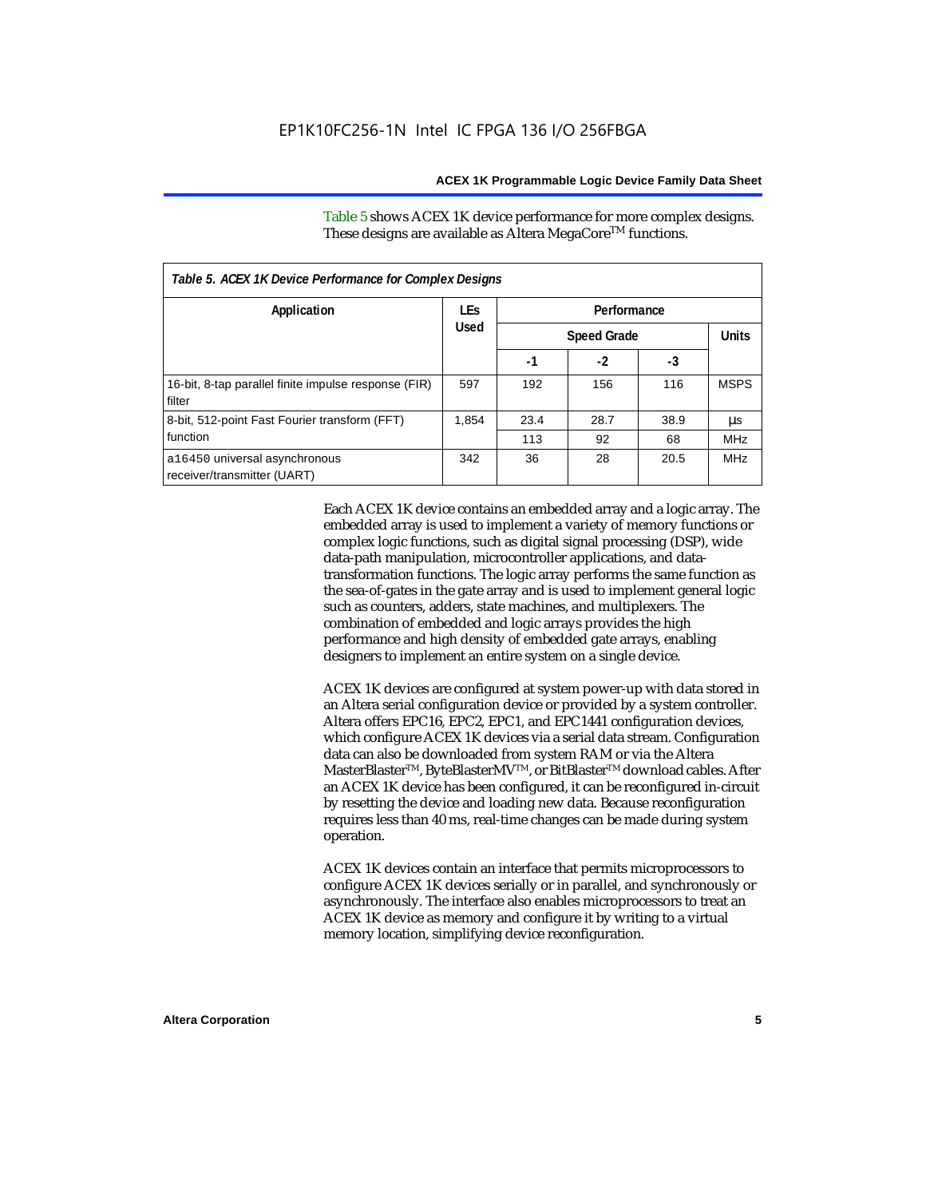Table 5 shows ACEX 1K device performance for more complex designs. These designs are available as Altera MegaCore™ functions.

*Table 5. ACEX 1K Device Performance for Complex Designs*

| Application | LEs Used | Performance | | | |
|---|---|---|---|---|---|
| | | Speed Grade | | | Units |
| | | -1 | -2 | -3 | |
| 16-bit, 8-tap parallel finite impulse response (FIR) filter | 597 | 192 | 156 | 116 | MSPS |
| 8-bit, 512-point Fast Fourier transform (FFT) function | 1,854 | 23.4 | 28.7 | 38.9 | µs |
| | | 113 | 92 | 68 | MHz |
| a16450 universal asynchronous receiver/transmitter (UART) | 342 | 36 | 28 | 20.5 | MHz |

Each ACEX 1K device contains an embedded array and a logic array. The embedded array is used to implement a variety of memory functions or complex logic functions, such as digital signal processing (DSP), wide data-path manipulation, microcontroller applications, and data-transformation functions. The logic array performs the same function as the sea-of-gates in the gate array and is used to implement general logic such as counters, adders, state machines, and multiplexers. The combination of embedded and logic arrays provides the high performance and high density of embedded gate arrays, enabling designers to implement an entire system on a single device.

ACEX 1K devices are configured at system power-up with data stored in an Altera serial configuration device or provided by a system controller. Altera offers EPC16, EPC2, EPC1, and EPC1441 configuration devices, which configure ACEX 1K devices via a serial data stream. Configuration data can also be downloaded from system RAM or via the Altera MasterBlaster™, ByteBlasterMV™, or BitBlaster™ download cables. After an ACEX 1K device has been configured, it can be reconfigured in-circuit by resetting the device and loading new data. Because reconfiguration requires less than 40 ms, real-time changes can be made during system operation.

ACEX 1K devices contain an interface that permits microprocessors to configure ACEX 1K devices serially or in parallel, and synchronously or asynchronously. The interface also enables microprocessors to treat an ACEX 1K device as memory and configure it by writing to a virtual memory location, simplifying device reconfiguration.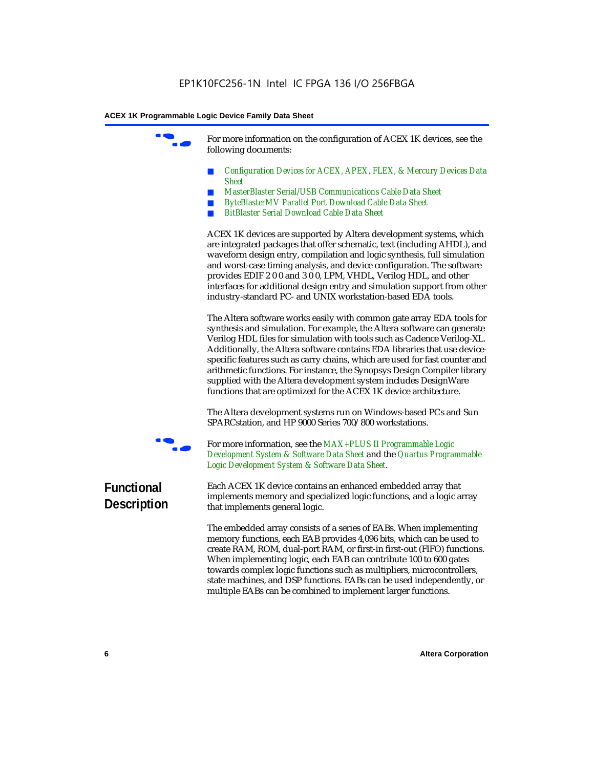For more information on the configuration of ACEX 1K devices, see the following documents:

- *Configuration Devices for ACEX, APEX, FLEX, & Mercury Devices Data Sheet*
- *MasterBlaster Serial/USB Communications Cable Data Sheet*
- *ByteBlasterMV Parallel Port Download Cable Data Sheet*
- *BitBlaster Serial Download Cable Data Sheet*

ACEX 1K devices are supported by Altera development systems, which are integrated packages that offer schematic, text (including AHDL), and waveform design entry, compilation and logic synthesis, full simulation and worst-case timing analysis, and device configuration. The software provides EDIF 2 0 0 and 3 0 0, LPM, VHDL, Verilog HDL, and other interfaces for additional design entry and simulation support from other industry-standard PC- and UNIX workstation-based EDA tools.

The Altera software works easily with common gate array EDA tools for synthesis and simulation. For example, the Altera software can generate Verilog HDL files for simulation with tools such as Cadence Verilog-XL. Additionally, the Altera software contains EDA libraries that use device-specific features such as carry chains, which are used for fast counter and arithmetic functions. For instance, the Synopsys Design Compiler library supplied with the Altera development system includes DesignWare functions that are optimized for the ACEX 1K device architecture.

The Altera development systems run on Windows-based PCs and Sun SPARCstation, and HP 9000 Series 700/800 workstations.

For more information, see the *MAX+PLUS II Programmable Logic Development System & Software Data Sheet* and the *Quartus Programmable Logic Development System & Software Data Sheet*.

## Functional Description

Each ACEX 1K device contains an enhanced embedded array that implements memory and specialized logic functions, and a logic array that implements general logic.

The embedded array consists of a series of EABs. When implementing memory functions, each EAB provides 4,096 bits, which can be used to create RAM, ROM, dual-port RAM, or first-in first-out (FIFO) functions. When implementing logic, each EAB can contribute 100 to 600 gates towards complex logic functions such as multipliers, microcontrollers, state machines, and DSP functions. EABs can be used independently, or multiple EABs can be combined to implement larger functions.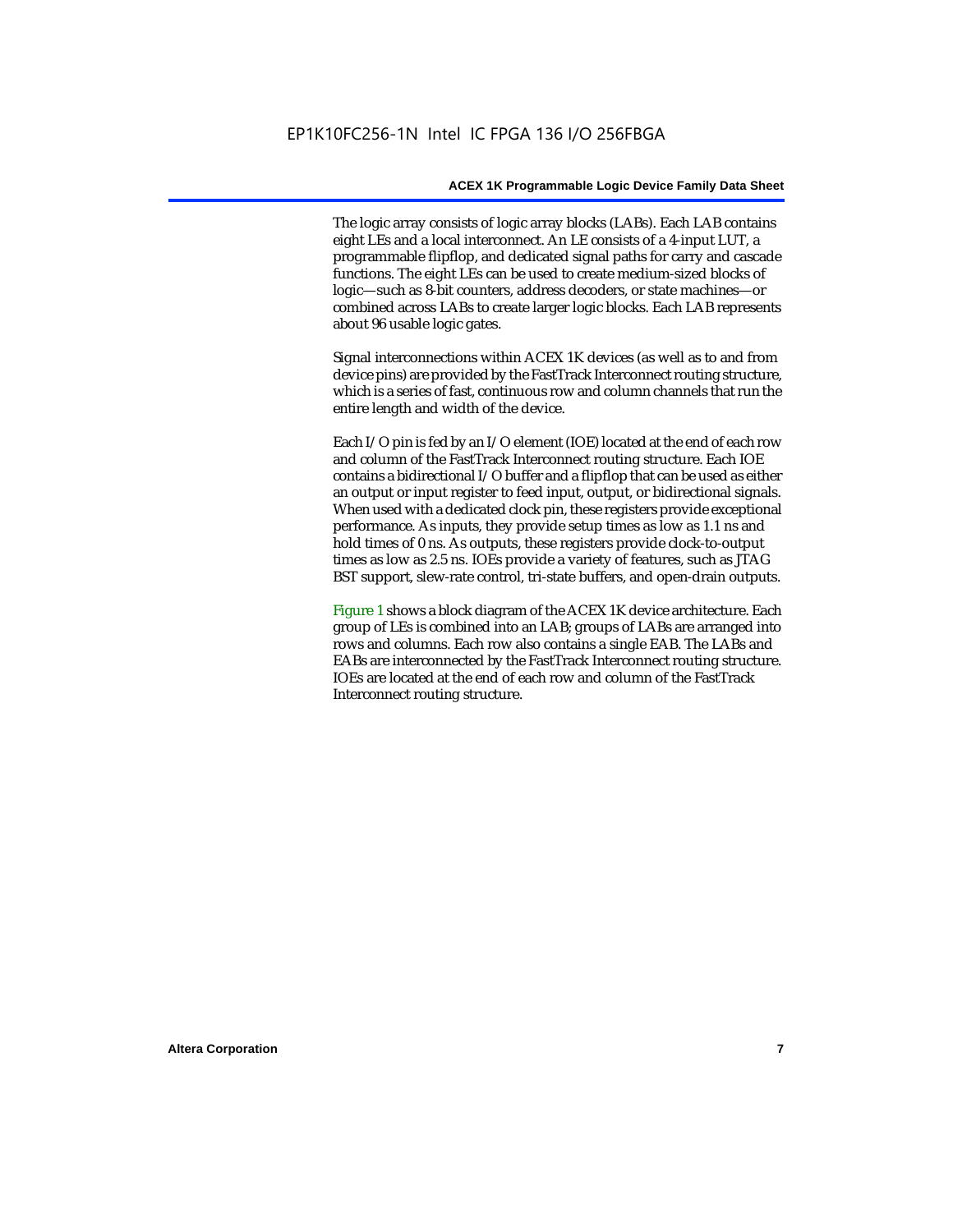The logic array consists of logic array blocks (LABs). Each LAB contains eight LEs and a local interconnect. An LE consists of a 4-input LUT, a programmable flipflop, and dedicated signal paths for carry and cascade functions. The eight LEs can be used to create medium-sized blocks of logic—such as 8-bit counters, address decoders, or state machines—or combined across LABs to create larger logic blocks. Each LAB represents about 96 usable logic gates.

Signal interconnections within ACEX 1K devices (as well as to and from device pins) are provided by the FastTrack Interconnect routing structure, which is a series of fast, continuous row and column channels that run the entire length and width of the device.

Each I/O pin is fed by an I/O element (IOE) located at the end of each row and column of the FastTrack Interconnect routing structure. Each IOE contains a bidirectional I/O buffer and a flipflop that can be used as either an output or input register to feed input, output, or bidirectional signals. When used with a dedicated clock pin, these registers provide exceptional performance. As inputs, they provide setup times as low as 1.1 ns and hold times of 0 ns. As outputs, these registers provide clock-to-output times as low as 2.5 ns. IOEs provide a variety of features, such as JTAG BST support, slew-rate control, tri-state buffers, and open-drain outputs.

Figure 1 shows a block diagram of the ACEX 1K device architecture. Each group of LEs is combined into an LAB; groups of LABs are arranged into rows and columns. Each row also contains a single EAB. The LABs and EABs are interconnected by the FastTrack Interconnect routing structure. IOEs are located at the end of each row and column of the FastTrack Interconnect routing structure.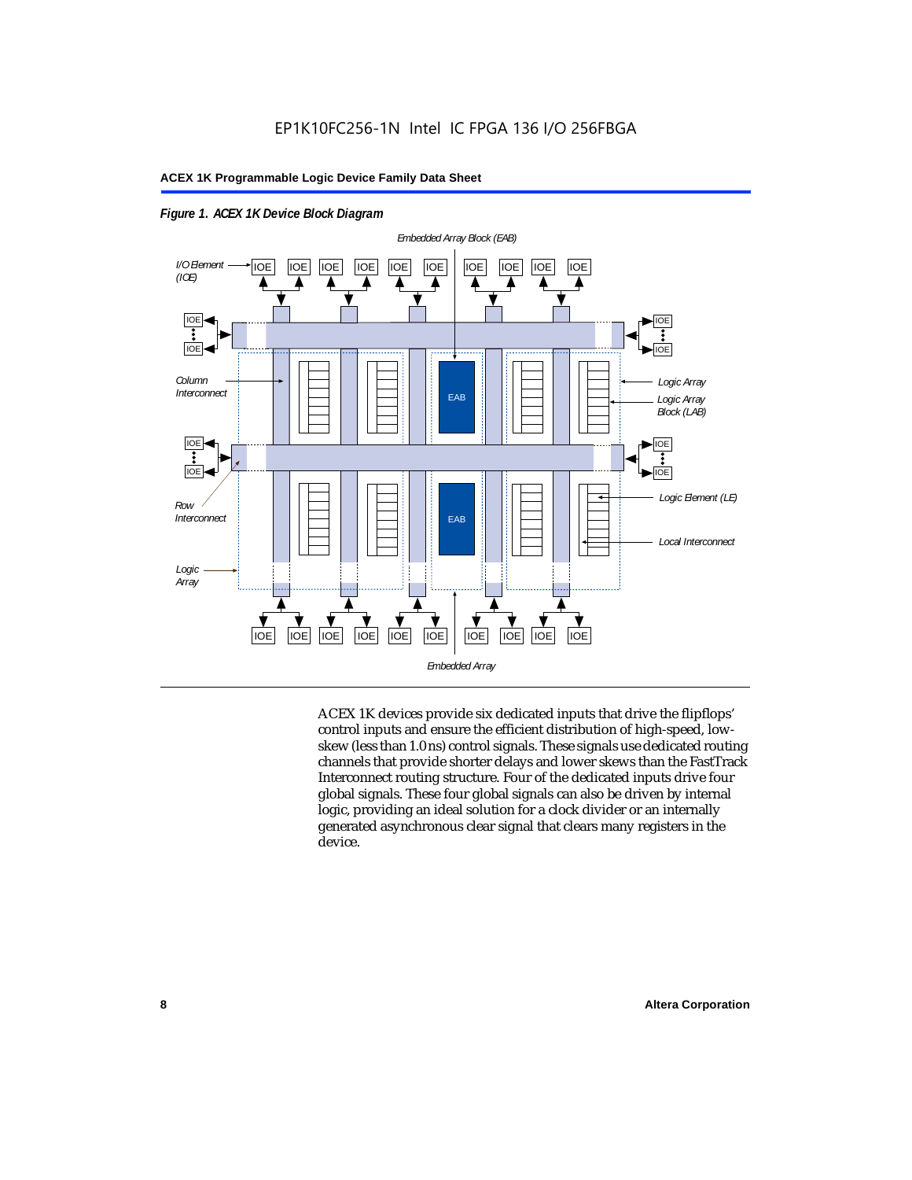**Figure 1. ACEX 1K Device Block Diagram**

ACEX 1K devices provide six dedicated inputs that drive the flipflops' control inputs and ensure the efficient distribution of high-speed, low-skew (less than 1.0 ns) control signals. These signals use dedicated routing channels that provide shorter delays and lower skews than the FastTrack Interconnect routing structure. Four of the dedicated inputs drive four global signals. These four global signals can also be driven by internal logic, providing an ideal solution for a clock divider or an internally generated asynchronous clear signal that clears many registers in the device.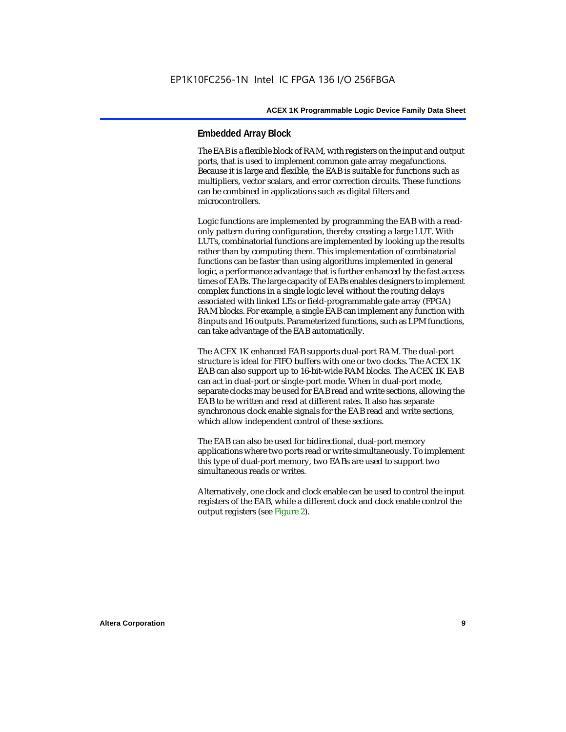## Embedded Array Block

The EAB is a flexible block of RAM, with registers on the input and output ports, that is used to implement common gate array megafunctions. Because it is large and flexible, the EAB is suitable for functions such as multipliers, vector scalars, and error correction circuits. These functions can be combined in applications such as digital filters and microcontrollers.

Logic functions are implemented by programming the EAB with a read-only pattern during configuration, thereby creating a large LUT. With LUTs, combinatorial functions are implemented by looking up the results rather than by computing them. This implementation of combinatorial functions can be faster than using algorithms implemented in general logic, a performance advantage that is further enhanced by the fast access times of EABs. The large capacity of EABs enables designers to implement complex functions in a single logic level without the routing delays associated with linked LEs or field-programmable gate array (FPGA) RAM blocks. For example, a single EAB can implement any function with 8 inputs and 16 outputs. Parameterized functions, such as LPM functions, can take advantage of the EAB automatically.

The ACEX 1K enhanced EAB supports dual-port RAM. The dual-port structure is ideal for FIFO buffers with one or two clocks. The ACEX 1K EAB can also support up to 16-bit-wide RAM blocks. The ACEX 1K EAB can act in dual-port or single-port mode. When in dual-port mode, separate clocks may be used for EAB read and write sections, allowing the EAB to be written and read at different rates. It also has separate synchronous clock enable signals for the EAB read and write sections, which allow independent control of these sections.

The EAB can also be used for bidirectional, dual-port memory applications where two ports read or write simultaneously. To implement this type of dual-port memory, two EABs are used to support two simultaneous reads or writes.

Alternatively, one clock and clock enable can be used to control the input registers of the EAB, while a different clock and clock enable control the output registers (see Figure 2).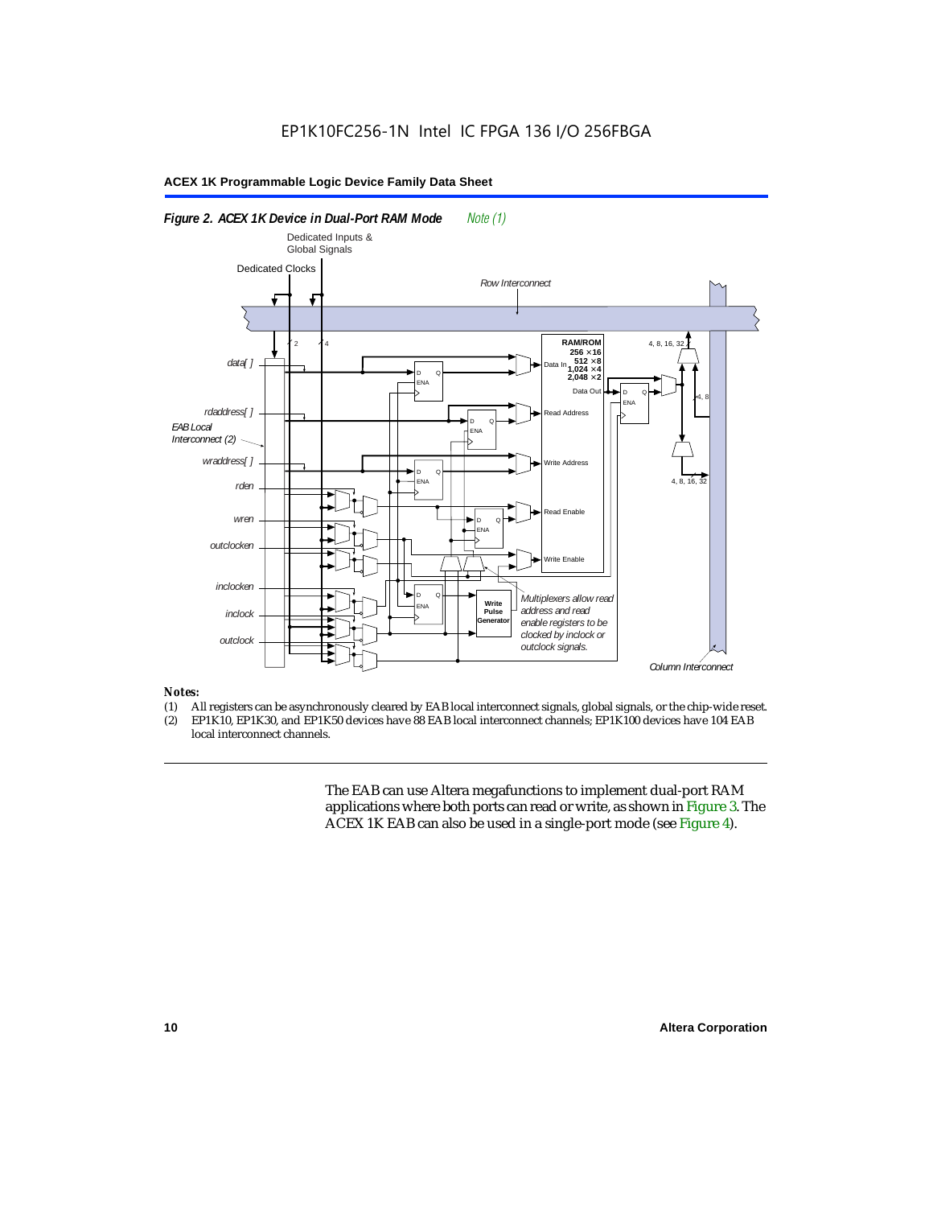*Figure 2. ACEX 1K Device in Dual-Port RAM Mode* *Note (1)*

*Notes:*

(1) All registers can be asynchronously cleared by EAB local interconnect signals, global signals, or the chip-wide reset.
(2) EP1K10, EP1K30, and EP1K50 devices have 88 EAB local interconnect channels; EP1K100 devices have 104 EAB local interconnect channels.

The EAB can use Altera megafunctions to implement dual-port RAM applications where both ports can read or write, as shown in Figure 3. The ACEX 1K EAB can also be used in a single-port mode (see Figure 4).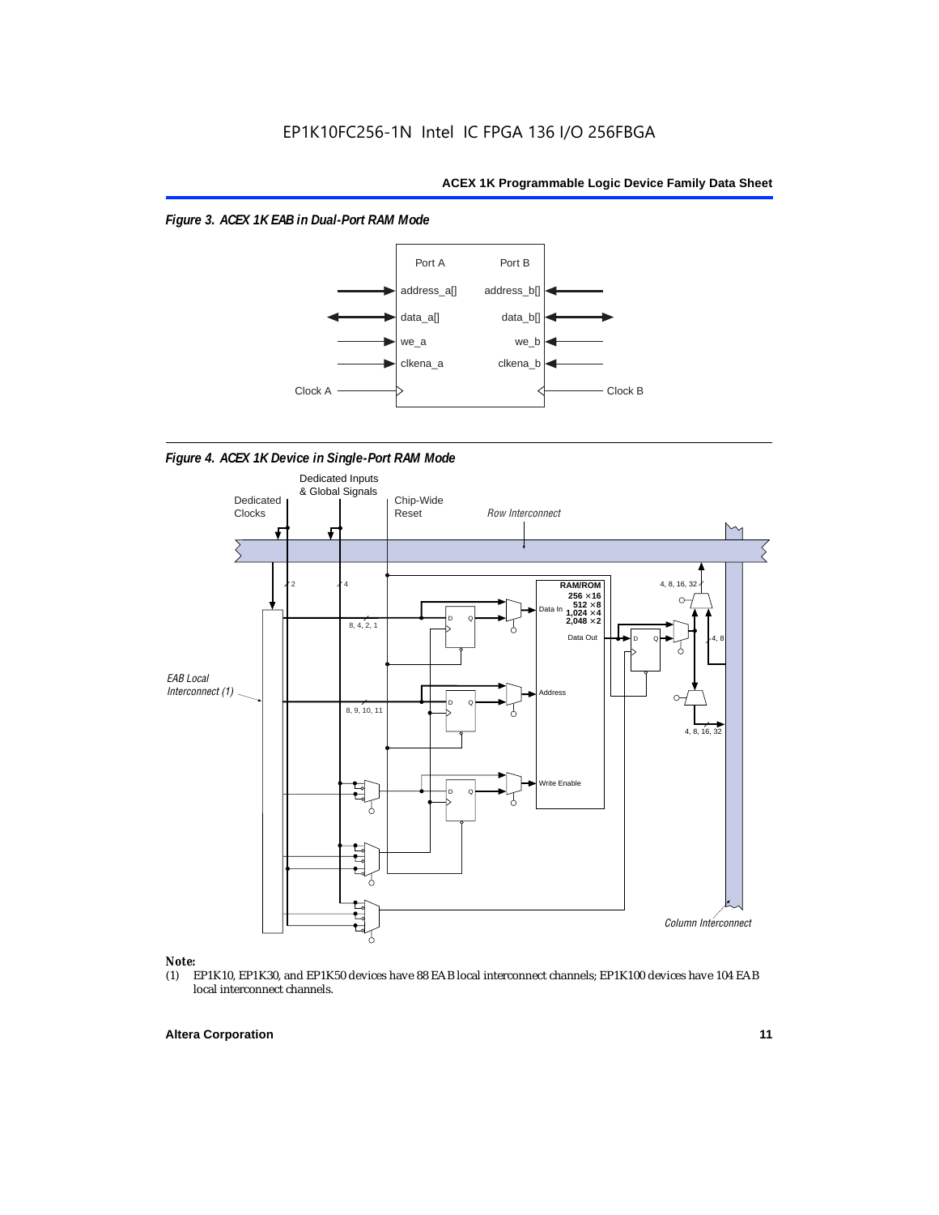*Figure 3. ACEX 1K EAB in Dual-Port RAM Mode*

*Figure 4. ACEX 1K Device in Single-Port RAM Mode*

**Note:**

(1) EP1K10, EP1K30, and EP1K50 devices have 88 EAB local interconnect channels; EP1K100 devices have 104 EAB local interconnect channels.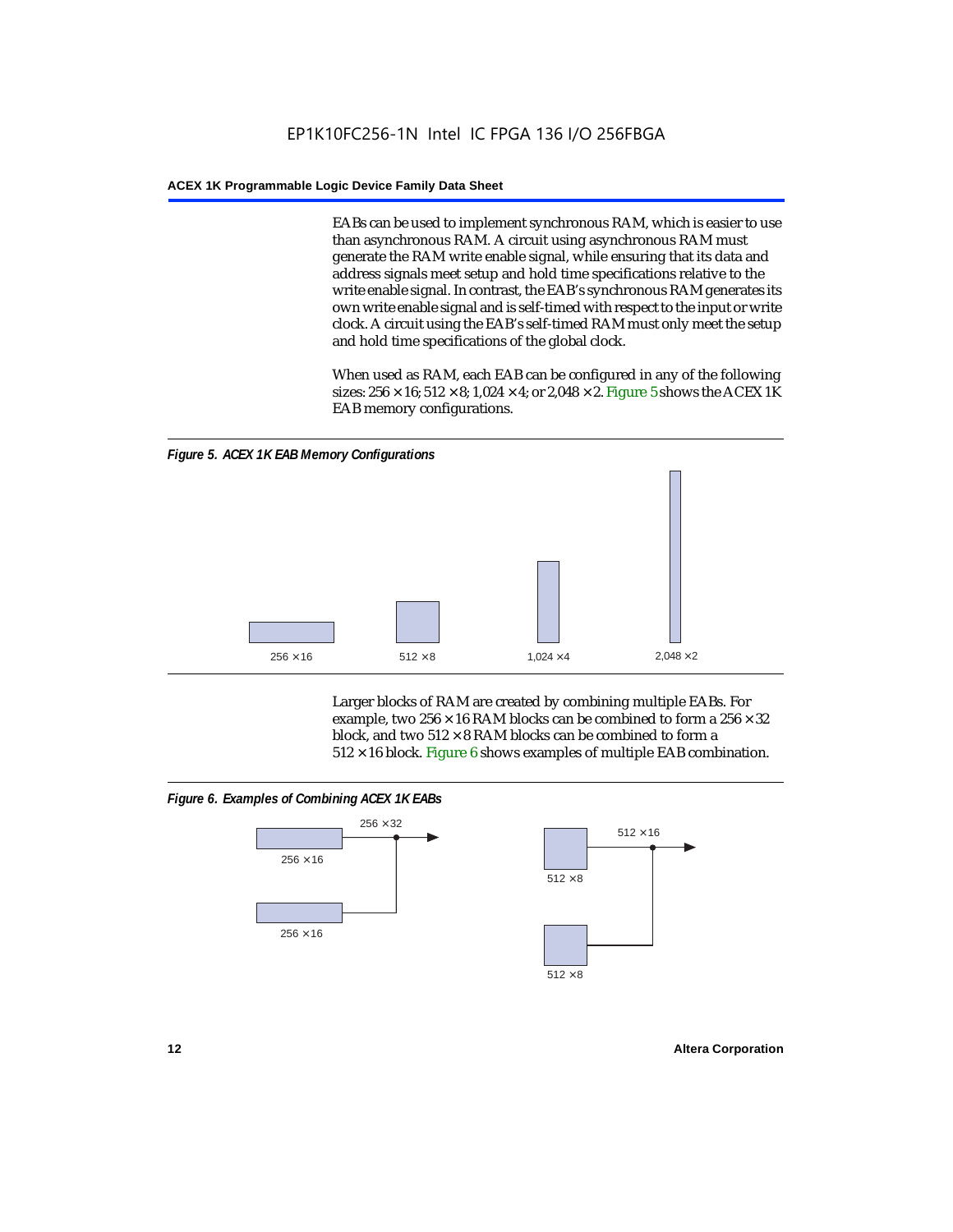EABs can be used to implement synchronous RAM, which is easier to use than asynchronous RAM. A circuit using asynchronous RAM must generate the RAM write enable signal, while ensuring that its data and address signals meet setup and hold time specifications relative to the write enable signal. In contrast, the EAB's synchronous RAM generates its own write enable signal and is self-timed with respect to the input or write clock. A circuit using the EAB's self-timed RAM must only meet the setup and hold time specifications of the global clock.

When used as RAM, each EAB can be configured in any of the following sizes: 256 × 16; 512 × 8; 1,024 × 4; or 2,048 × 2. Figure 5 shows the ACEX 1K EAB memory configurations.

*Figure 5. ACEX 1K EAB Memory Configurations*

256 × 16 &nbsp;&nbsp; 512 × 8 &nbsp;&nbsp; 1,024 × 4 &nbsp;&nbsp; 2,048 × 2

Larger blocks of RAM are created by combining multiple EABs. For example, two 256 × 16 RAM blocks can be combined to form a 256 × 32 block, and two 512 × 8 RAM blocks can be combined to form a 512 × 16 block. Figure 6 shows examples of multiple EAB combination.

*Figure 6. Examples of Combining ACEX 1K EABs*

256 × 32; 256 × 16; 256 × 16; 512 × 16; 512 × 8; 512 × 8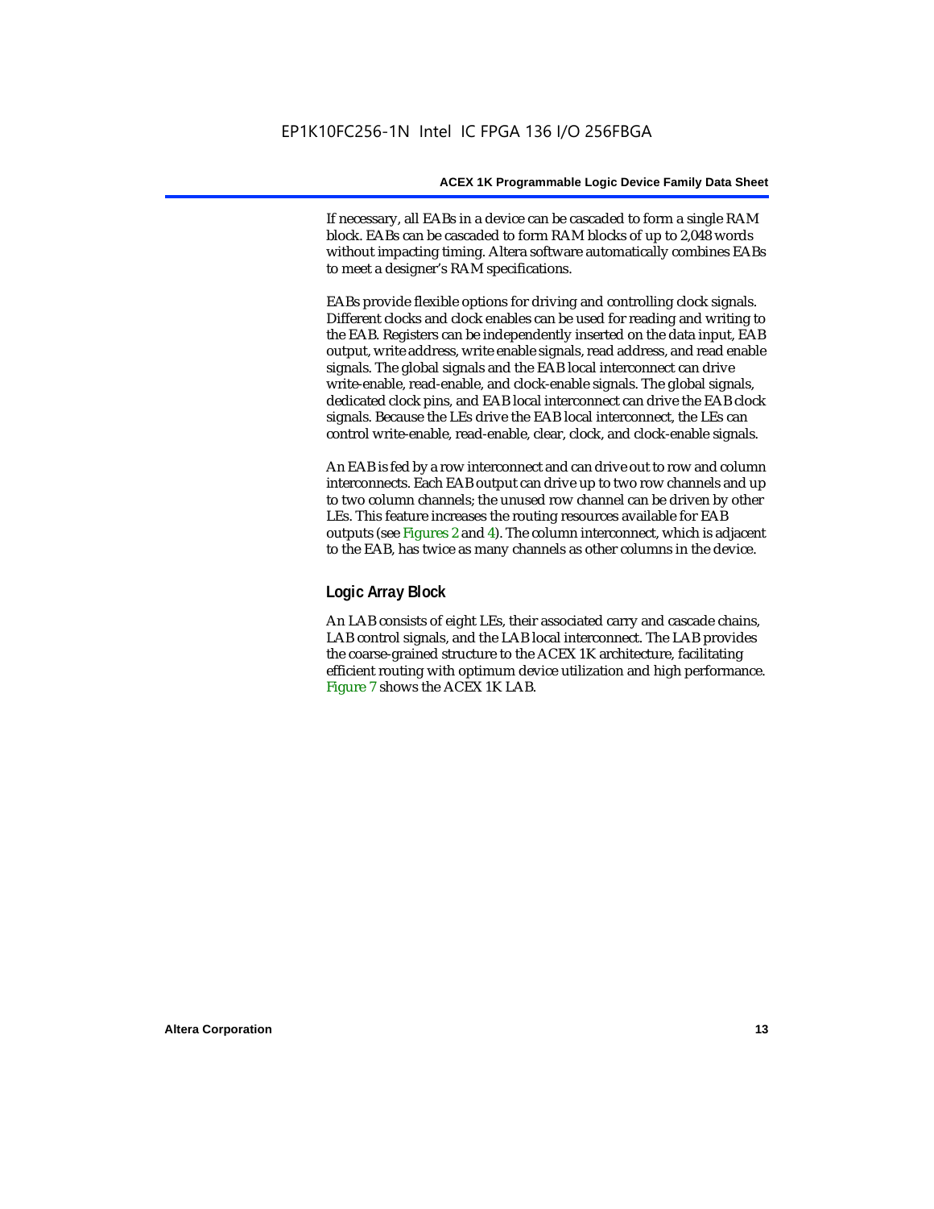If necessary, all EABs in a device can be cascaded to form a single RAM block. EABs can be cascaded to form RAM blocks of up to 2,048 words without impacting timing. Altera software automatically combines EABs to meet a designer's RAM specifications.

EABs provide flexible options for driving and controlling clock signals. Different clocks and clock enables can be used for reading and writing to the EAB. Registers can be independently inserted on the data input, EAB output, write address, write enable signals, read address, and read enable signals. The global signals and the EAB local interconnect can drive write-enable, read-enable, and clock-enable signals. The global signals, dedicated clock pins, and EAB local interconnect can drive the EAB clock signals. Because the LEs drive the EAB local interconnect, the LEs can control write-enable, read-enable, clear, clock, and clock-enable signals.

An EAB is fed by a row interconnect and can drive out to row and column interconnects. Each EAB output can drive up to two row channels and up to two column channels; the unused row channel can be driven by other LEs. This feature increases the routing resources available for EAB outputs (see Figures 2 and 4). The column interconnect, which is adjacent to the EAB, has twice as many channels as other columns in the device.

### Logic Array Block

An LAB consists of eight LEs, their associated carry and cascade chains, LAB control signals, and the LAB local interconnect. The LAB provides the coarse-grained structure to the ACEX 1K architecture, facilitating efficient routing with optimum device utilization and high performance. Figure 7 shows the ACEX 1K LAB.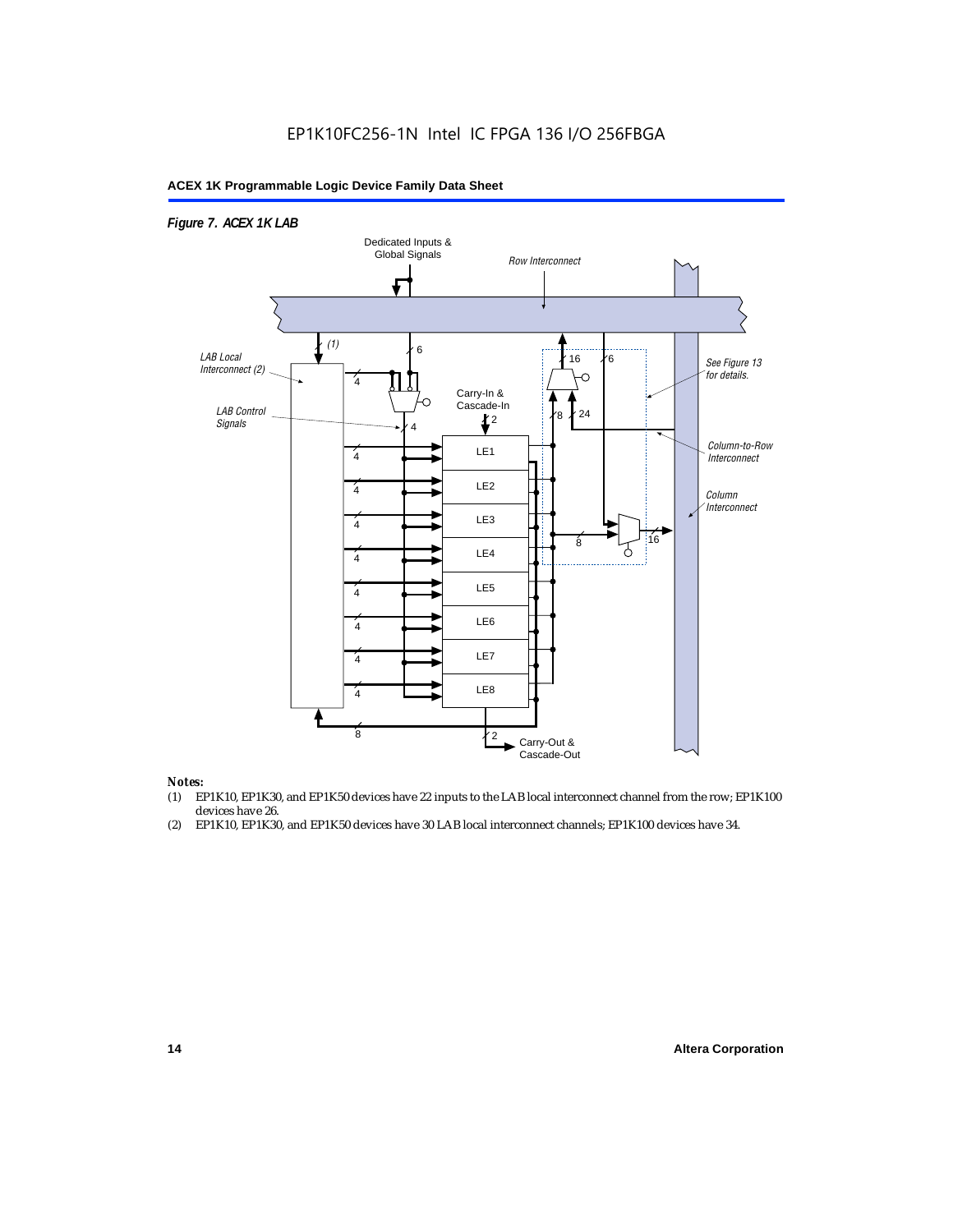*Figure 7. ACEX 1K LAB*

Dedicated Inputs & Global Signals

Row Interconnect

(1)

LAB Local Interconnect (2)

LAB Control Signals

Carry-In & Cascade-In

See Figure 13 for details.

Column-to-Row Interconnect

Column Interconnect

LE1

LE2

LE3

LE4

LE5

LE6

LE7

LE8

Carry-Out & Cascade-Out

*Notes:*

(1) EP1K10, EP1K30, and EP1K50 devices have 22 inputs to the LAB local interconnect channel from the row; EP1K100 devices have 26.

(2) EP1K10, EP1K30, and EP1K50 devices have 30 LAB local interconnect channels; EP1K100 devices have 34.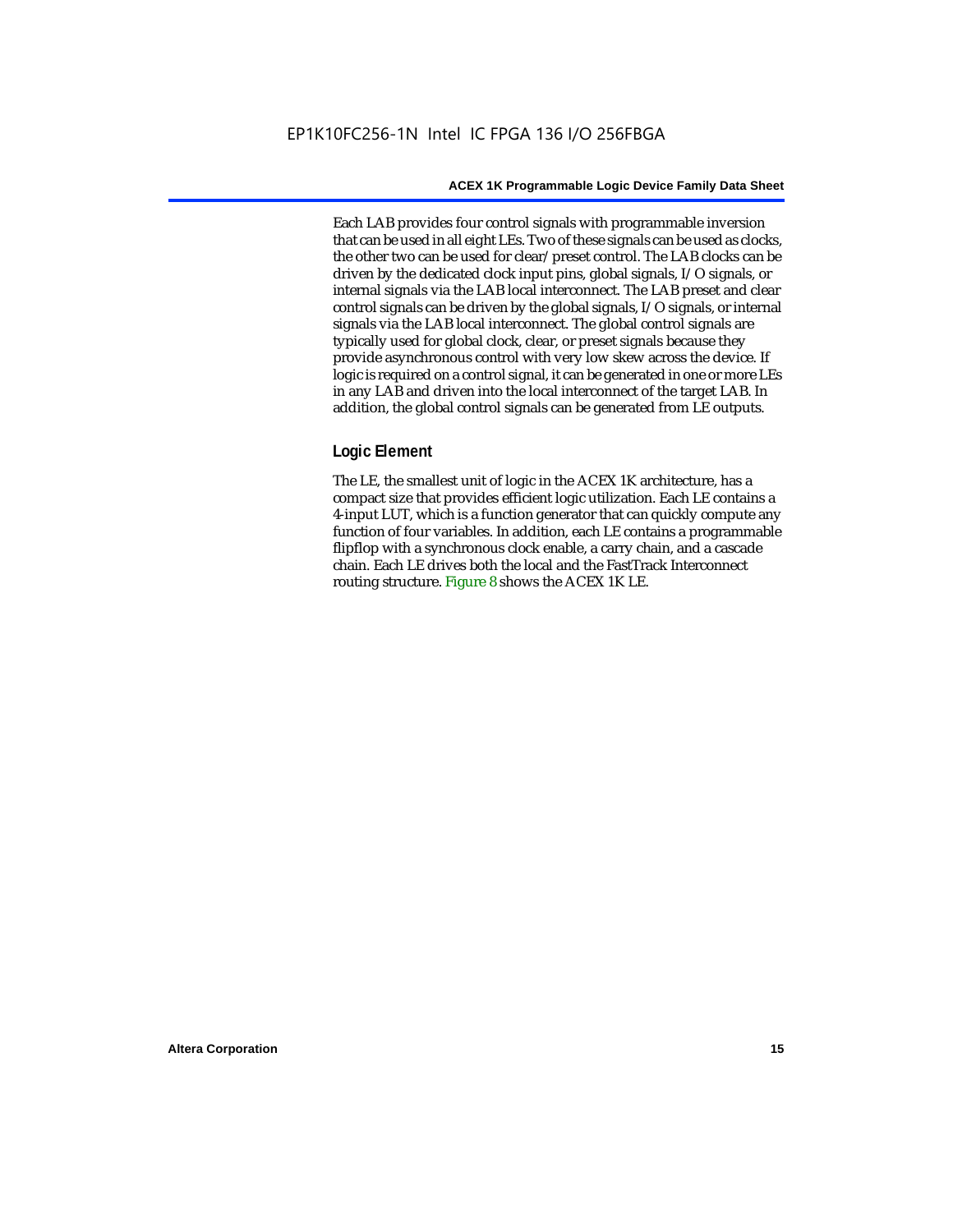Each LAB provides four control signals with programmable inversion that can be used in all eight LEs. Two of these signals can be used as clocks, the other two can be used for clear/preset control. The LAB clocks can be driven by the dedicated clock input pins, global signals, I/O signals, or internal signals via the LAB local interconnect. The LAB preset and clear control signals can be driven by the global signals, I/O signals, or internal signals via the LAB local interconnect. The global control signals are typically used for global clock, clear, or preset signals because they provide asynchronous control with very low skew across the device. If logic is required on a control signal, it can be generated in one or more LEs in any LAB and driven into the local interconnect of the target LAB. In addition, the global control signals can be generated from LE outputs.

### Logic Element

The LE, the smallest unit of logic in the ACEX 1K architecture, has a compact size that provides efficient logic utilization. Each LE contains a 4-input LUT, which is a function generator that can quickly compute any function of four variables. In addition, each LE contains a programmable flipflop with a synchronous clock enable, a carry chain, and a cascade chain. Each LE drives both the local and the FastTrack Interconnect routing structure. Figure 8 shows the ACEX 1K LE.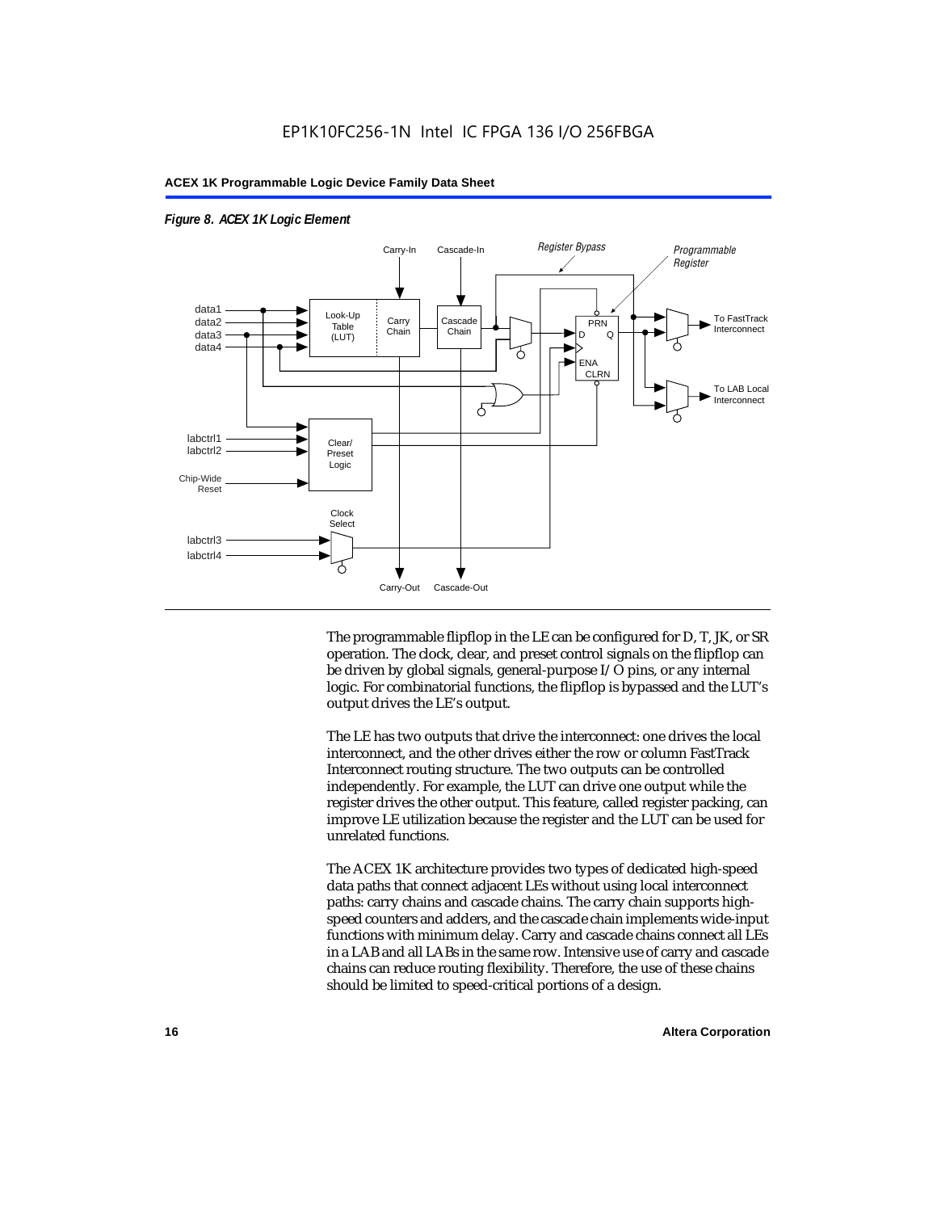*Figure 8. ACEX 1K Logic Element*

The programmable flipflop in the LE can be configured for D, T, JK, or SR operation. The clock, clear, and preset control signals on the flipflop can be driven by global signals, general-purpose I/O pins, or any internal logic. For combinatorial functions, the flipflop is bypassed and the LUT's output drives the LE's output.

The LE has two outputs that drive the interconnect: one drives the local interconnect, and the other drives either the row or column FastTrack Interconnect routing structure. The two outputs can be controlled independently. For example, the LUT can drive one output while the register drives the other output. This feature, called register packing, can improve LE utilization because the register and the LUT can be used for unrelated functions.

The ACEX 1K architecture provides two types of dedicated high-speed data paths that connect adjacent LEs without using local interconnect paths: carry chains and cascade chains. The carry chain supports high-speed counters and adders, and the cascade chain implements wide-input functions with minimum delay. Carry and cascade chains connect all LEs in a LAB and all LABs in the same row. Intensive use of carry and cascade chains can reduce routing flexibility. Therefore, the use of these chains should be limited to speed-critical portions of a design.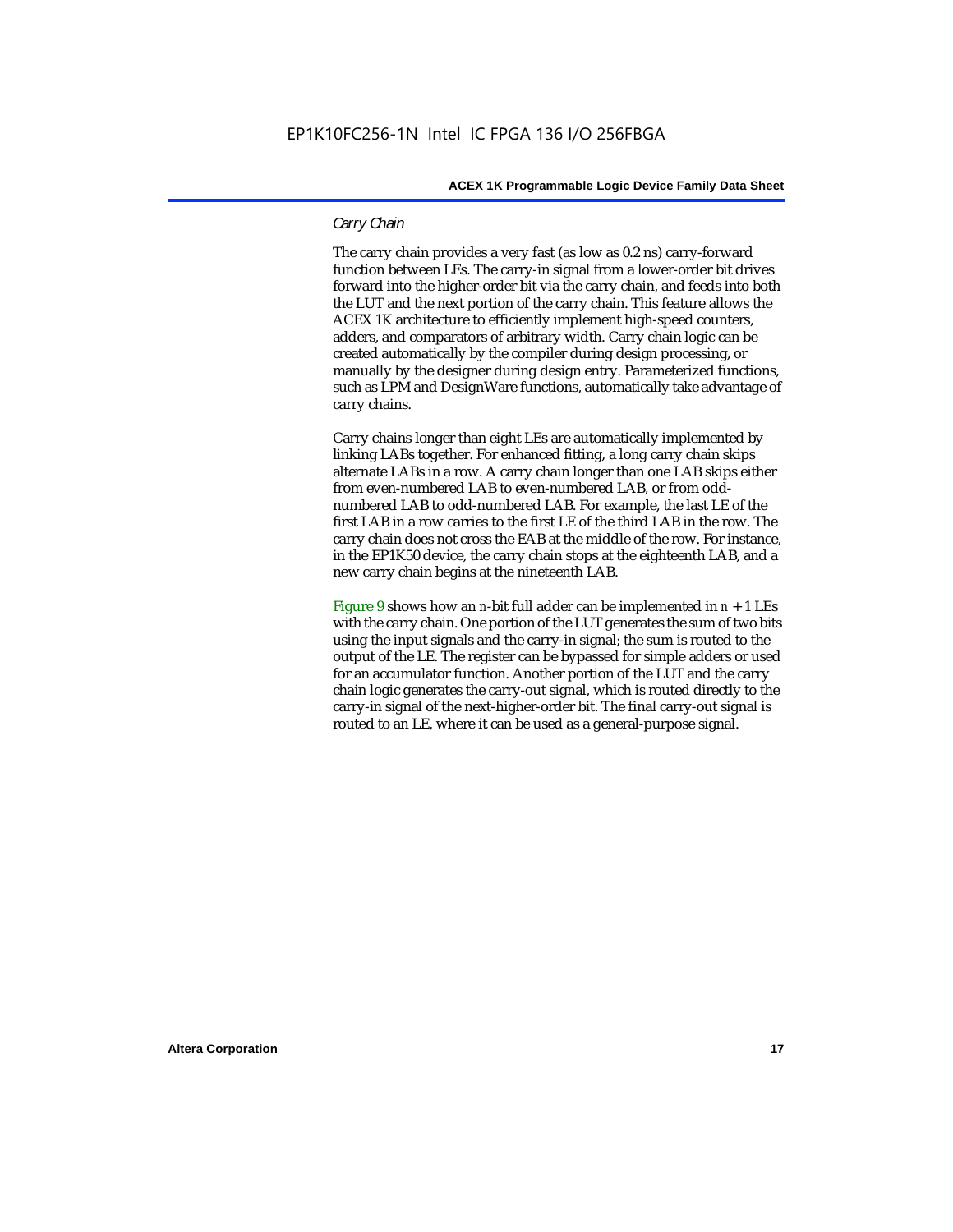### *Carry Chain*

The carry chain provides a very fast (as low as 0.2 ns) carry-forward function between LEs. The carry-in signal from a lower-order bit drives forward into the higher-order bit via the carry chain, and feeds into both the LUT and the next portion of the carry chain. This feature allows the ACEX 1K architecture to efficiently implement high-speed counters, adders, and comparators of arbitrary width. Carry chain logic can be created automatically by the compiler during design processing, or manually by the designer during design entry. Parameterized functions, such as LPM and DesignWare functions, automatically take advantage of carry chains.

Carry chains longer than eight LEs are automatically implemented by linking LABs together. For enhanced fitting, a long carry chain skips alternate LABs in a row. A carry chain longer than one LAB skips either from even-numbered LAB to even-numbered LAB, or from odd-numbered LAB to odd-numbered LAB. For example, the last LE of the first LAB in a row carries to the first LE of the third LAB in the row. The carry chain does not cross the EAB at the middle of the row. For instance, in the EP1K50 device, the carry chain stops at the eighteenth LAB, and a new carry chain begins at the nineteenth LAB.

Figure 9 shows how an $n$-bit full adder can be implemented in $n + 1$ LEs with the carry chain. One portion of the LUT generates the sum of two bits using the input signals and the carry-in signal; the sum is routed to the output of the LE. The register can be bypassed for simple adders or used for an accumulator function. Another portion of the LUT and the carry chain logic generates the carry-out signal, which is routed directly to the carry-in signal of the next-higher-order bit. The final carry-out signal is routed to an LE, where it can be used as a general-purpose signal.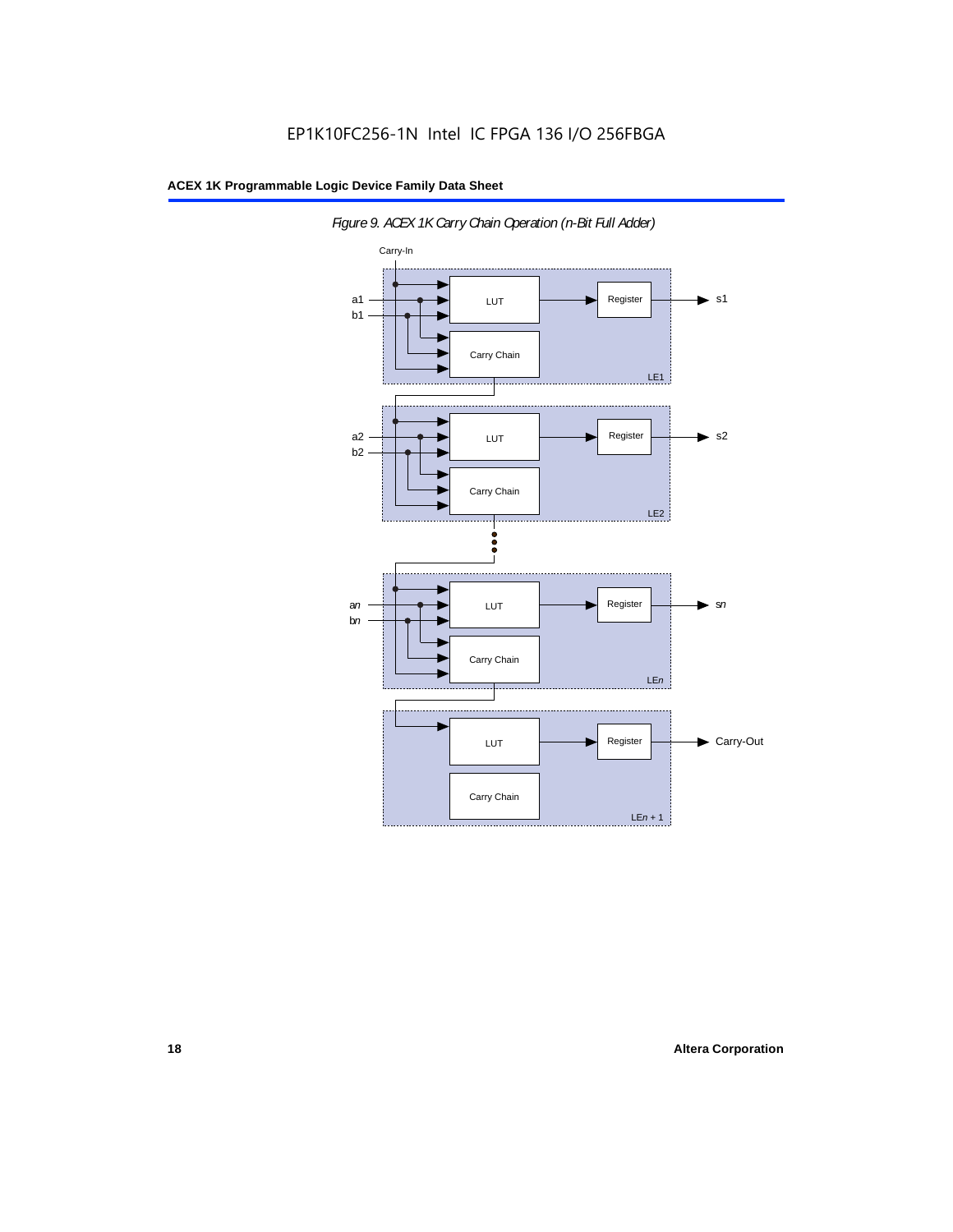*Figure 9. ACEX 1K Carry Chain Operation (n-Bit Full Adder)*

Carry-In

a1
b1

LUT

Register

s1

Carry Chain

LE1

a2
b2

LUT

Register

s2

Carry Chain

LE2

an
bn

LUT

Register

sn

Carry Chain

LEn

LUT

Register

Carry-Out

Carry Chain

LEn + 1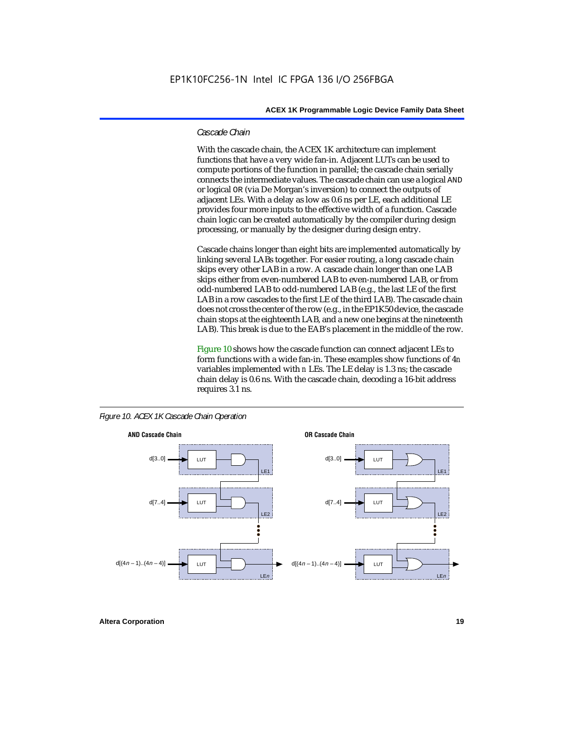### *Cascade Chain*

With the cascade chain, the ACEX 1K architecture can implement functions that have a very wide fan-in. Adjacent LUTs can be used to compute portions of the function in parallel; the cascade chain serially connects the intermediate values. The cascade chain can use a logical AND or logical OR (via De Morgan's inversion) to connect the outputs of adjacent LEs. With a delay as low as 0.6 ns per LE, each additional LE provides four more inputs to the effective width of a function. Cascade chain logic can be created automatically by the compiler during design processing, or manually by the designer during design entry.

Cascade chains longer than eight bits are implemented automatically by linking several LABs together. For easier routing, a long cascade chain skips every other LAB in a row. A cascade chain longer than one LAB skips either from even-numbered LAB to even-numbered LAB, or from odd-numbered LAB to odd-numbered LAB (e.g., the last LE of the first LAB in a row cascades to the first LE of the third LAB). The cascade chain does not cross the center of the row (e.g., in the EP1K50 device, the cascade chain stops at the eighteenth LAB, and a new one begins at the nineteenth LAB). This break is due to the EAB's placement in the middle of the row.

Figure 10 shows how the cascade function can connect adjacent LEs to form functions with a wide fan-in. These examples show functions of $4n$ variables implemented with $n$ LEs. The LE delay is 1.3 ns; the cascade chain delay is 0.6 ns. With the cascade chain, decoding a 16-bit address requires 3.1 ns.

*Figure 10. ACEX 1K Cascade Chain Operation*

**AND Cascade Chain** — d[3..0] → LUT (LE1); d[7..4] → LUT (LE2); ... ; d[(4$n$ – 1)..(4$n$ – 4)] → LUT (LE$n$)

**OR Cascade Chain** — d[3..0] → LUT (LE1); d[7..4] → LUT (LE2); ... ; d[(4$n$ – 1)..(4$n$ – 4)] → LUT (LE$n$)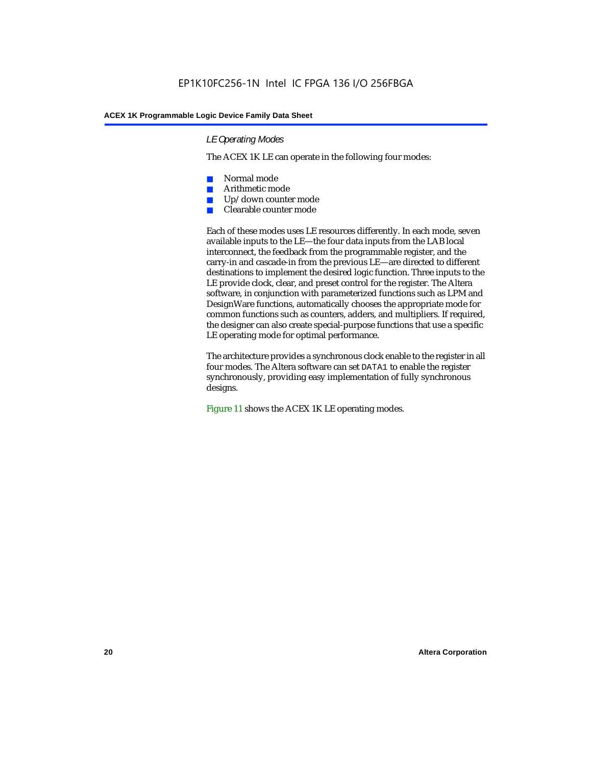### LE Operating Modes

The ACEX 1K LE can operate in the following four modes:

- Normal mode
- Arithmetic mode
- Up/down counter mode
- Clearable counter mode

Each of these modes uses LE resources differently. In each mode, seven available inputs to the LE—the four data inputs from the LAB local interconnect, the feedback from the programmable register, and the carry-in and cascade-in from the previous LE—are directed to different destinations to implement the desired logic function. Three inputs to the LE provide clock, clear, and preset control for the register. The Altera software, in conjunction with parameterized functions such as LPM and DesignWare functions, automatically chooses the appropriate mode for common functions such as counters, adders, and multipliers. If required, the designer can also create special-purpose functions that use a specific LE operating mode for optimal performance.

The architecture provides a synchronous clock enable to the register in all four modes. The Altera software can set `DATA1` to enable the register synchronously, providing easy implementation of fully synchronous designs.

Figure 11 shows the ACEX 1K LE operating modes.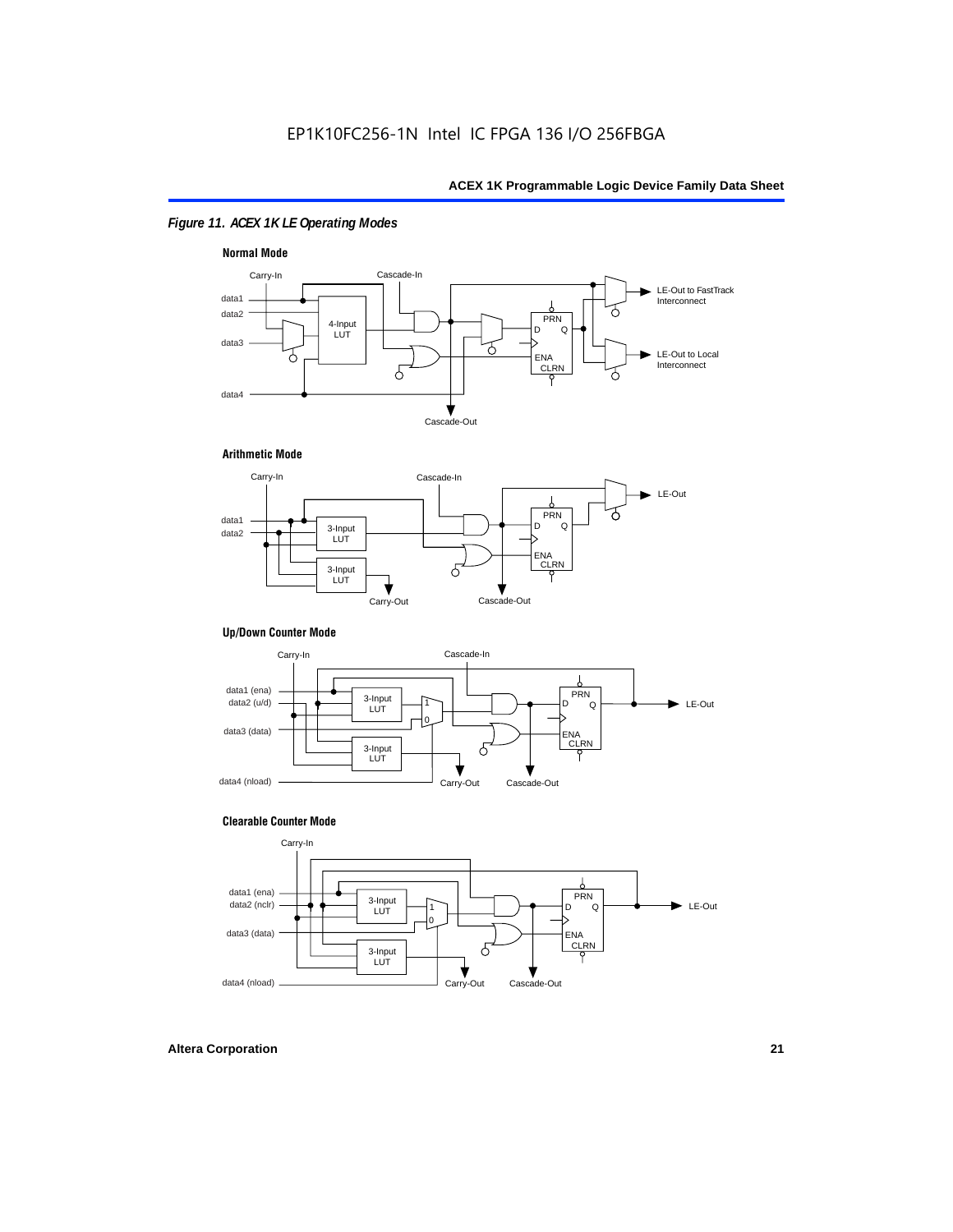*Figure 11. ACEX 1K LE Operating Modes*

**Normal Mode**

**Arithmetic Mode**

**Up/Down Counter Mode**

**Clearable Counter Mode**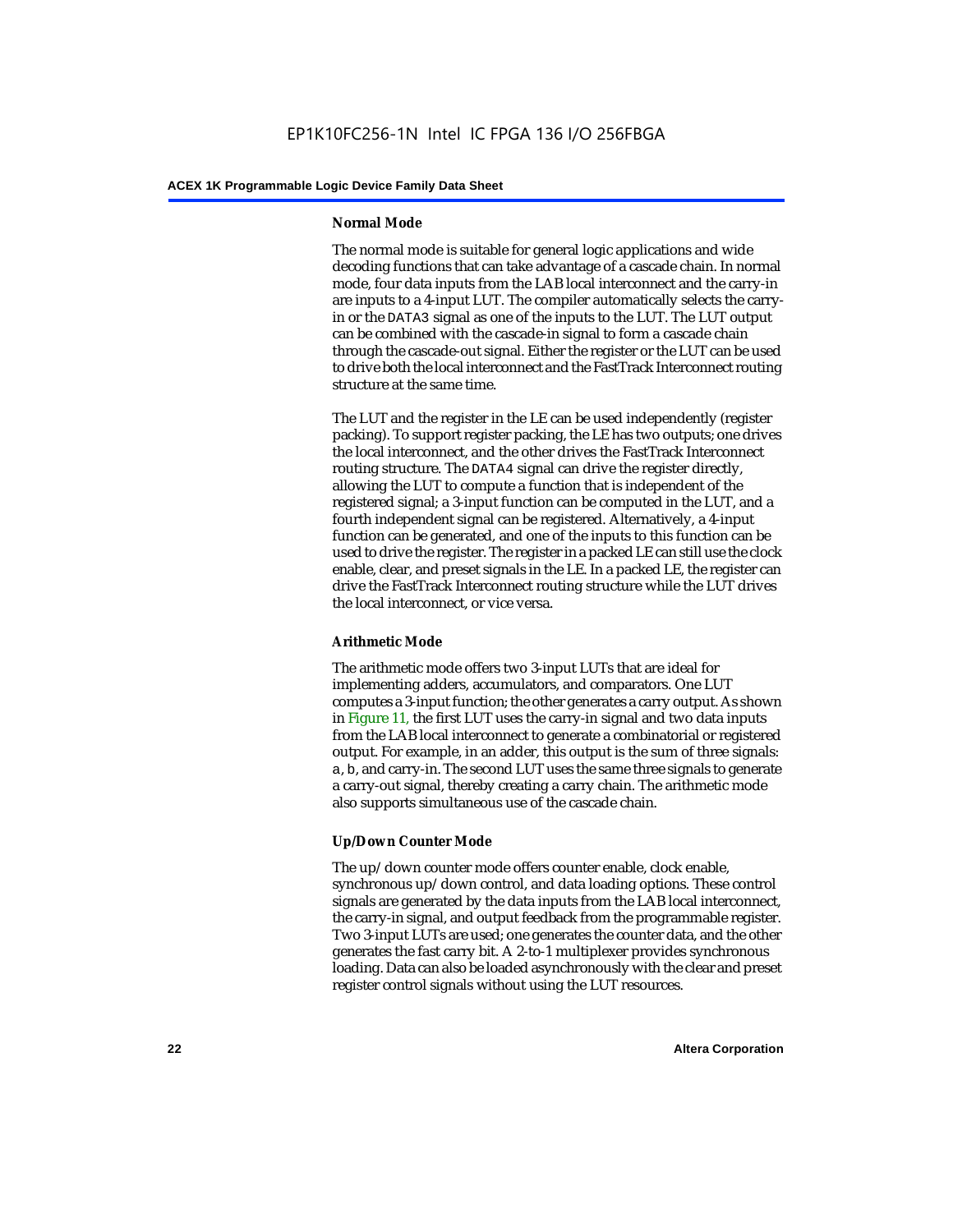#### Normal Mode

The normal mode is suitable for general logic applications and wide decoding functions that can take advantage of a cascade chain. In normal mode, four data inputs from the LAB local interconnect and the carry-in are inputs to a 4-input LUT. The compiler automatically selects the carry-in or the DATA3 signal as one of the inputs to the LUT. The LUT output can be combined with the cascade-in signal to form a cascade chain through the cascade-out signal. Either the register or the LUT can be used to drive both the local interconnect and the FastTrack Interconnect routing structure at the same time.

The LUT and the register in the LE can be used independently (register packing). To support register packing, the LE has two outputs; one drives the local interconnect, and the other drives the FastTrack Interconnect routing structure. The DATA4 signal can drive the register directly, allowing the LUT to compute a function that is independent of the registered signal; a 3-input function can be computed in the LUT, and a fourth independent signal can be registered. Alternatively, a 4-input function can be generated, and one of the inputs to this function can be used to drive the register. The register in a packed LE can still use the clock enable, clear, and preset signals in the LE. In a packed LE, the register can drive the FastTrack Interconnect routing structure while the LUT drives the local interconnect, or vice versa.

#### Arithmetic Mode

The arithmetic mode offers two 3-input LUTs that are ideal for implementing adders, accumulators, and comparators. One LUT computes a 3-input function; the other generates a carry output. As shown in Figure 11, the first LUT uses the carry-in signal and two data inputs from the LAB local interconnect to generate a combinatorial or registered output. For example, in an adder, this output is the sum of three signals: a, b, and carry-in. The second LUT uses the same three signals to generate a carry-out signal, thereby creating a carry chain. The arithmetic mode also supports simultaneous use of the cascade chain.

#### Up/Down Counter Mode

The up/down counter mode offers counter enable, clock enable, synchronous up/down control, and data loading options. These control signals are generated by the data inputs from the LAB local interconnect, the carry-in signal, and output feedback from the programmable register. Two 3-input LUTs are used; one generates the counter data, and the other generates the fast carry bit. A 2-to-1 multiplexer provides synchronous loading. Data can also be loaded asynchronously with the clear and preset register control signals without using the LUT resources.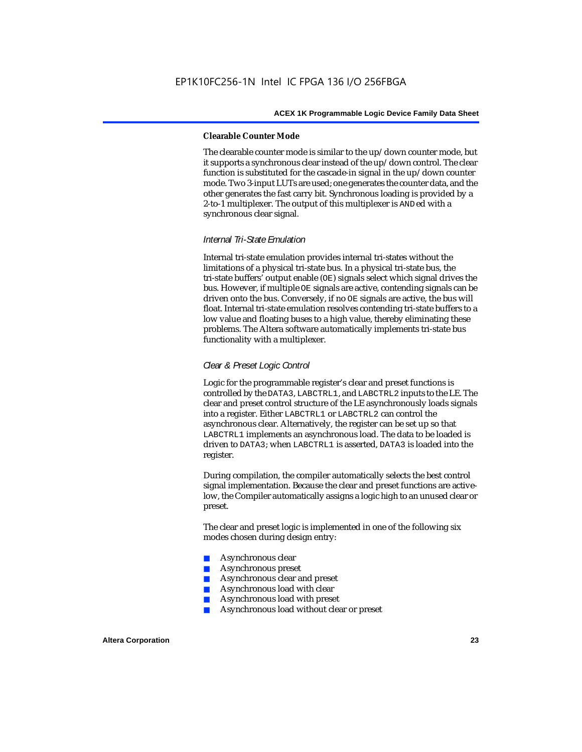#### Clearable Counter Mode

The clearable counter mode is similar to the up/down counter mode, but it supports a synchronous clear instead of the up/down control. The clear function is substituted for the cascade-in signal in the up/down counter mode. Two 3-input LUTs are used; one generates the counter data, and the other generates the fast carry bit. Synchronous loading is provided by a 2-to-1 multiplexer. The output of this multiplexer is ANDed with a synchronous clear signal.

### *Internal Tri-State Emulation*

Internal tri-state emulation provides internal tri-states without the limitations of a physical tri-state bus. In a physical tri-state bus, the tri-state buffers' output enable (OE) signals select which signal drives the bus. However, if multiple OE signals are active, contending signals can be driven onto the bus. Conversely, if no OE signals are active, the bus will float. Internal tri-state emulation resolves contending tri-state buffers to a low value and floating buses to a high value, thereby eliminating these problems. The Altera software automatically implements tri-state bus functionality with a multiplexer.

### *Clear & Preset Logic Control*

Logic for the programmable register's clear and preset functions is controlled by the DATA3, LABCTRL1, and LABCTRL2 inputs to the LE. The clear and preset control structure of the LE asynchronously loads signals into a register. Either LABCTRL1 or LABCTRL2 can control the asynchronous clear. Alternatively, the register can be set up so that LABCTRL1 implements an asynchronous load. The data to be loaded is driven to DATA3; when LABCTRL1 is asserted, DATA3 is loaded into the register.

During compilation, the compiler automatically selects the best control signal implementation. Because the clear and preset functions are active-low, the Compiler automatically assigns a logic high to an unused clear or preset.

The clear and preset logic is implemented in one of the following six modes chosen during design entry:

- Asynchronous clear
- Asynchronous preset
- Asynchronous clear and preset
- Asynchronous load with clear
- Asynchronous load with preset
- Asynchronous load without clear or preset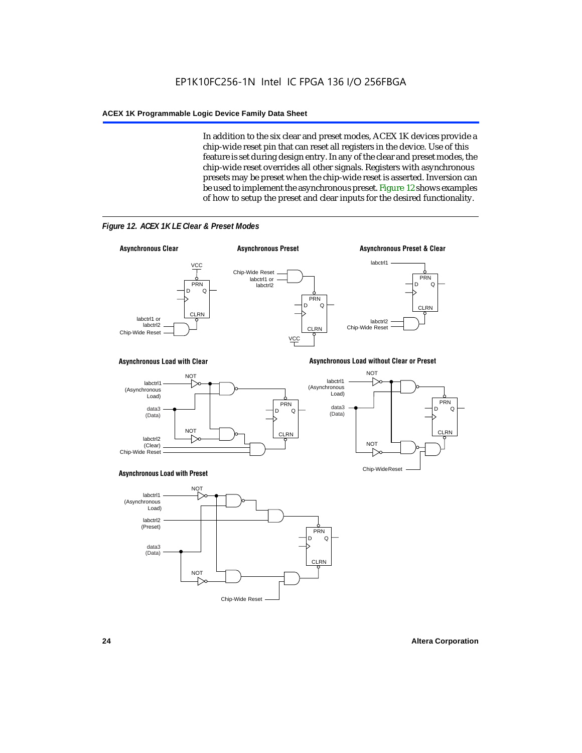In addition to the six clear and preset modes, ACEX 1K devices provide a chip-wide reset pin that can reset all registers in the device. Use of this feature is set during design entry. In any of the clear and preset modes, the chip-wide reset overrides all other signals. Registers with asynchronous presets may be preset when the chip-wide reset is asserted. Inversion can be used to implement the asynchronous preset. Figure 12 shows examples of how to setup the preset and clear inputs for the desired functionality.

*Figure 12. ACEX 1K LE Clear & Preset Modes*

**Asynchronous Clear**

VCC, PRN, D, Q, CLRN, labctrl1 or labctrl2, Chip-Wide Reset

**Asynchronous Preset**

Chip-Wide Reset, labctrl1 or labctrl2, PRN, D, Q, CLRN, VCC

**Asynchronous Preset & Clear**

labctrl1, PRN, D, Q, CLRN, labctrl2, Chip-Wide Reset

**Asynchronous Load with Clear**

NOT, labctrl1 (Asynchronous Load), data3 (Data), PRN, D, Q, CLRN, NOT, labctrl2 (Clear), Chip-Wide Reset

**Asynchronous Load without Clear or Preset**

NOT, labctrl1 (Asynchronous Load), data3 (Data), PRN, D, Q, CLRN, NOT, Chip-WideReset

**Asynchronous Load with Preset**

NOT, labctrl1 (Asynchronous Load), labctrl2 (Preset), PRN, D, Q, data3 (Data), CLRN, NOT, Chip-Wide Reset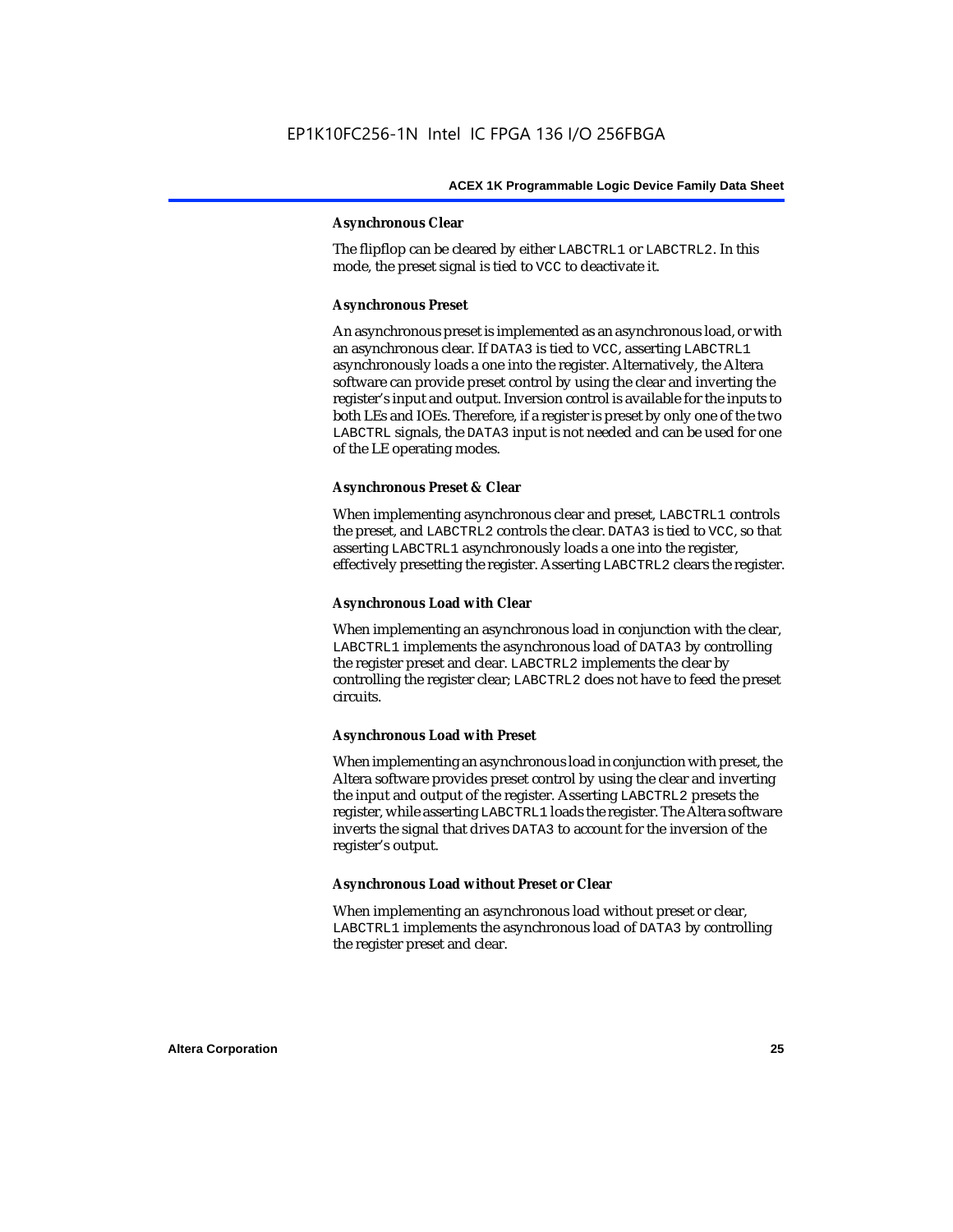#### Asynchronous Clear

The flipflop can be cleared by either LABCTRL1 or LABCTRL2. In this mode, the preset signal is tied to VCC to deactivate it.

#### Asynchronous Preset

An asynchronous preset is implemented as an asynchronous load, or with an asynchronous clear. If DATA3 is tied to VCC, asserting LABCTRL1 asynchronously loads a one into the register. Alternatively, the Altera software can provide preset control by using the clear and inverting the register's input and output. Inversion control is available for the inputs to both LEs and IOEs. Therefore, if a register is preset by only one of the two LABCTRL signals, the DATA3 input is not needed and can be used for one of the LE operating modes.

#### Asynchronous Preset & Clear

When implementing asynchronous clear and preset, LABCTRL1 controls the preset, and LABCTRL2 controls the clear. DATA3 is tied to VCC, so that asserting LABCTRL1 asynchronously loads a one into the register, effectively presetting the register. Asserting LABCTRL2 clears the register.

#### Asynchronous Load with Clear

When implementing an asynchronous load in conjunction with the clear, LABCTRL1 implements the asynchronous load of DATA3 by controlling the register preset and clear. LABCTRL2 implements the clear by controlling the register clear; LABCTRL2 does not have to feed the preset circuits.

#### Asynchronous Load with Preset

When implementing an asynchronous load in conjunction with preset, the Altera software provides preset control by using the clear and inverting the input and output of the register. Asserting LABCTRL2 presets the register, while asserting LABCTRL1 loads the register. The Altera software inverts the signal that drives DATA3 to account for the inversion of the register's output.

#### Asynchronous Load without Preset or Clear

When implementing an asynchronous load without preset or clear, LABCTRL1 implements the asynchronous load of DATA3 by controlling the register preset and clear.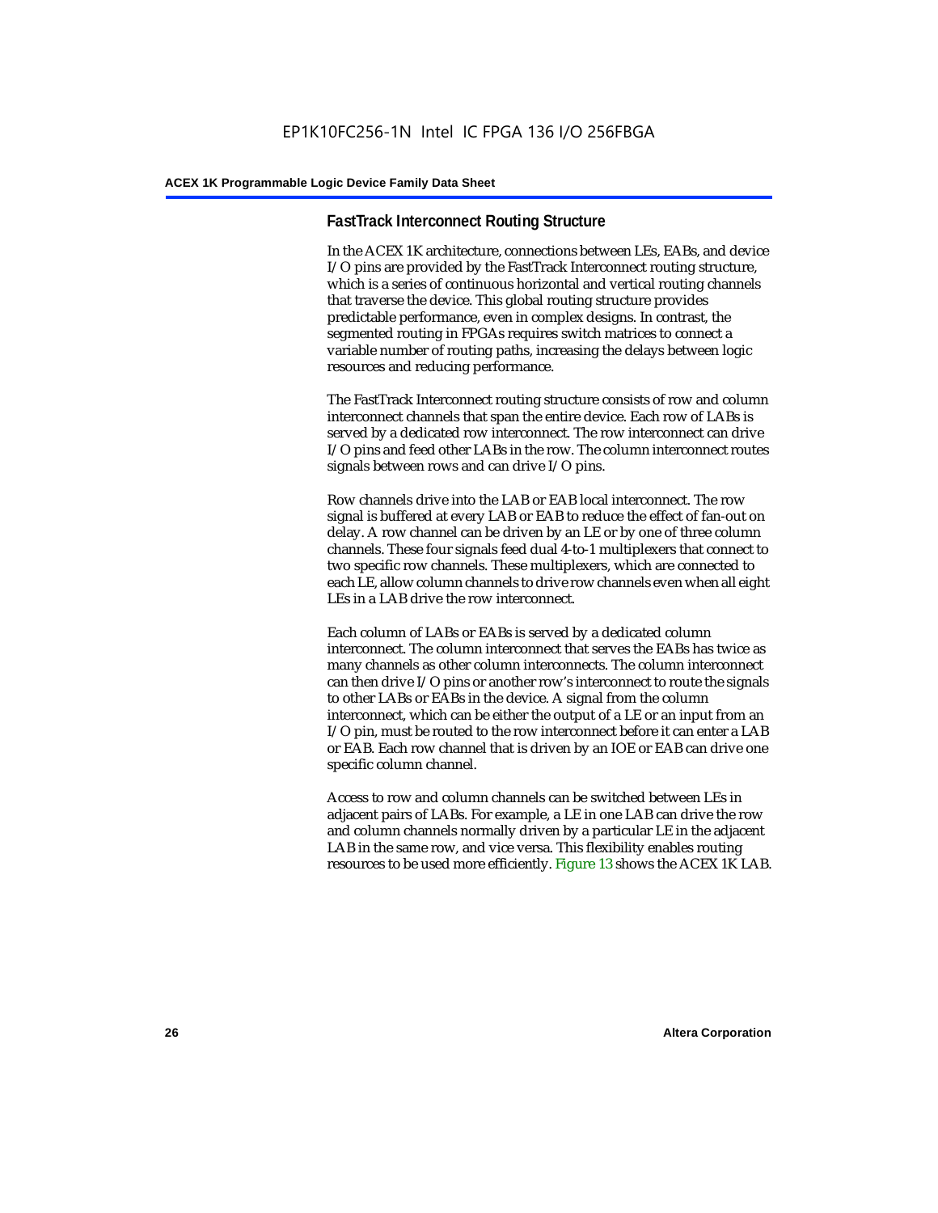### FastTrack Interconnect Routing Structure

In the ACEX 1K architecture, connections between LEs, EABs, and device I/O pins are provided by the FastTrack Interconnect routing structure, which is a series of continuous horizontal and vertical routing channels that traverse the device. This global routing structure provides predictable performance, even in complex designs. In contrast, the segmented routing in FPGAs requires switch matrices to connect a variable number of routing paths, increasing the delays between logic resources and reducing performance.

The FastTrack Interconnect routing structure consists of row and column interconnect channels that span the entire device. Each row of LABs is served by a dedicated row interconnect. The row interconnect can drive I/O pins and feed other LABs in the row. The column interconnect routes signals between rows and can drive I/O pins.

Row channels drive into the LAB or EAB local interconnect. The row signal is buffered at every LAB or EAB to reduce the effect of fan-out on delay. A row channel can be driven by an LE or by one of three column channels. These four signals feed dual 4-to-1 multiplexers that connect to two specific row channels. These multiplexers, which are connected to each LE, allow column channels to drive row channels even when all eight LEs in a LAB drive the row interconnect.

Each column of LABs or EABs is served by a dedicated column interconnect. The column interconnect that serves the EABs has twice as many channels as other column interconnects. The column interconnect can then drive I/O pins or another row's interconnect to route the signals to other LABs or EABs in the device. A signal from the column interconnect, which can be either the output of a LE or an input from an I/O pin, must be routed to the row interconnect before it can enter a LAB or EAB. Each row channel that is driven by an IOE or EAB can drive one specific column channel.

Access to row and column channels can be switched between LEs in adjacent pairs of LABs. For example, a LE in one LAB can drive the row and column channels normally driven by a particular LE in the adjacent LAB in the same row, and vice versa. This flexibility enables routing resources to be used more efficiently. Figure 13 shows the ACEX 1K LAB.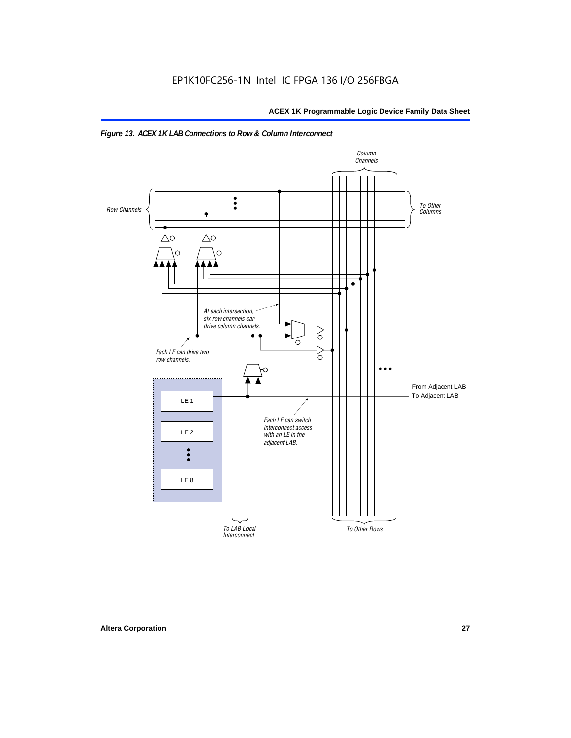*Figure 13. ACEX 1K LAB Connections to Row & Column Interconnect*

Column Channels

Row Channels

To Other Columns

At each intersection, six row channels can drive column channels.

Each LE can drive two row channels.

From Adjacent LAB

To Adjacent LAB

LE 1

LE 2

LE 8

Each LE can switch interconnect access with an LE in the adjacent LAB.

To LAB Local Interconnect

To Other Rows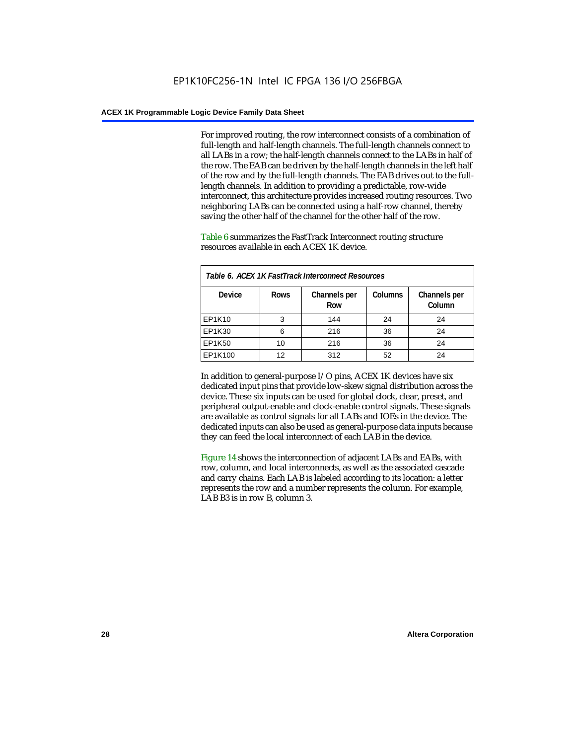For improved routing, the row interconnect consists of a combination of full-length and half-length channels. The full-length channels connect to all LABs in a row; the half-length channels connect to the LABs in half of the row. The EAB can be driven by the half-length channels in the left half of the row and by the full-length channels. The EAB drives out to the full-length channels. In addition to providing a predictable, row-wide interconnect, this architecture provides increased routing resources. Two neighboring LABs can be connected using a half-row channel, thereby saving the other half of the channel for the other half of the row.

Table 6 summarizes the FastTrack Interconnect routing structure resources available in each ACEX 1K device.

*Table 6. ACEX 1K FastTrack Interconnect Resources*

| Device | Rows | Channels per Row | Columns | Channels per Column |
|---|---|---|---|---|
| EP1K10 | 3 | 144 | 24 | 24 |
| EP1K30 | 6 | 216 | 36 | 24 |
| EP1K50 | 10 | 216 | 36 | 24 |
| EP1K100 | 12 | 312 | 52 | 24 |

In addition to general-purpose I/O pins, ACEX 1K devices have six dedicated input pins that provide low-skew signal distribution across the device. These six inputs can be used for global clock, clear, preset, and peripheral output-enable and clock-enable control signals. These signals are available as control signals for all LABs and IOEs in the device. The dedicated inputs can also be used as general-purpose data inputs because they can feed the local interconnect of each LAB in the device.

Figure 14 shows the interconnection of adjacent LABs and EABs, with row, column, and local interconnects, as well as the associated cascade and carry chains. Each LAB is labeled according to its location: a letter represents the row and a number represents the column. For example, LAB B3 is in row B, column 3.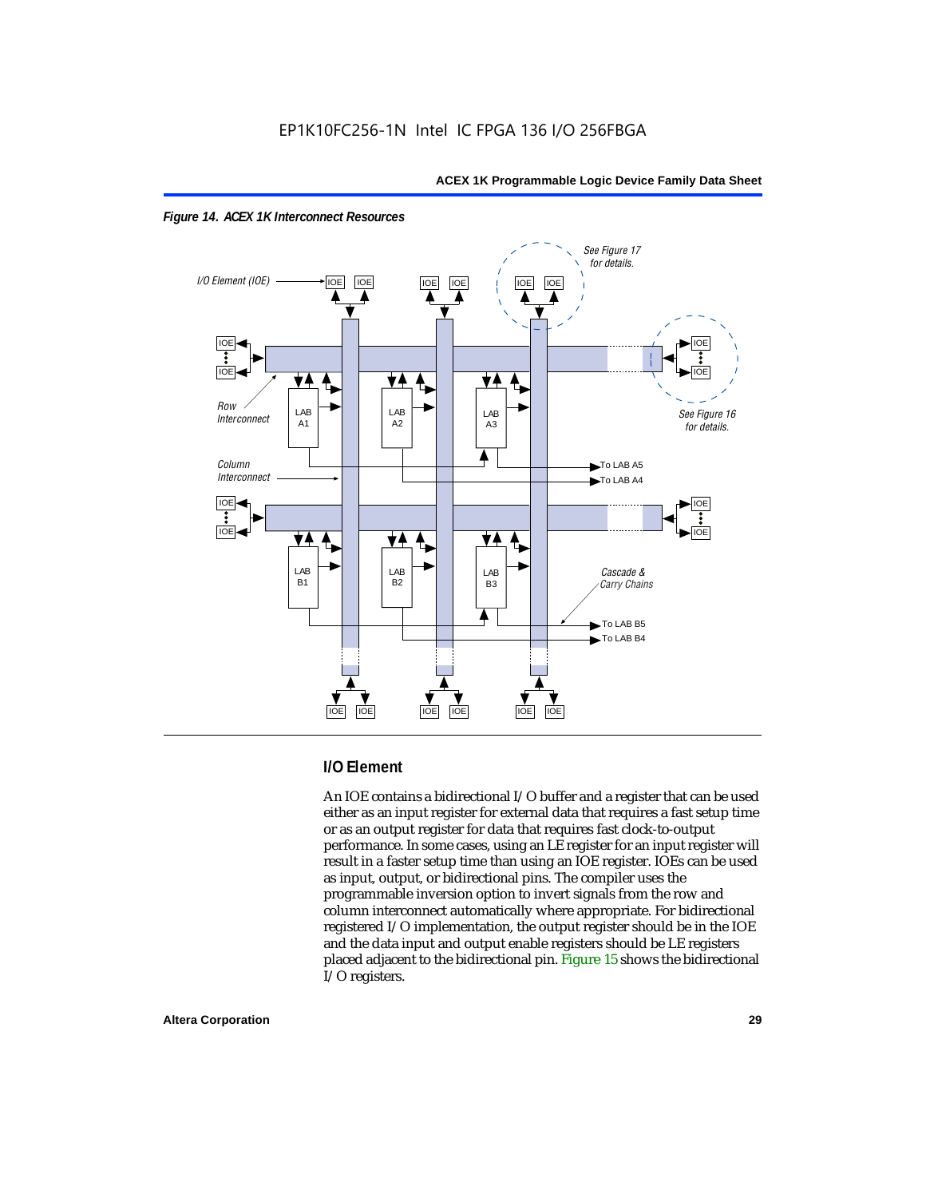*Figure 14. ACEX 1K Interconnect Resources*

## I/O Element

An IOE contains a bidirectional I/O buffer and a register that can be used either as an input register for external data that requires a fast setup time or as an output register for data that requires fast clock-to-output performance. In some cases, using an LE register for an input register will result in a faster setup time than using an IOE register. IOEs can be used as input, output, or bidirectional pins. The compiler uses the programmable inversion option to invert signals from the row and column interconnect automatically where appropriate. For bidirectional registered I/O implementation, the output register should be in the IOE and the data input and output enable registers should be LE registers placed adjacent to the bidirectional pin. Figure 15 shows the bidirectional I/O registers.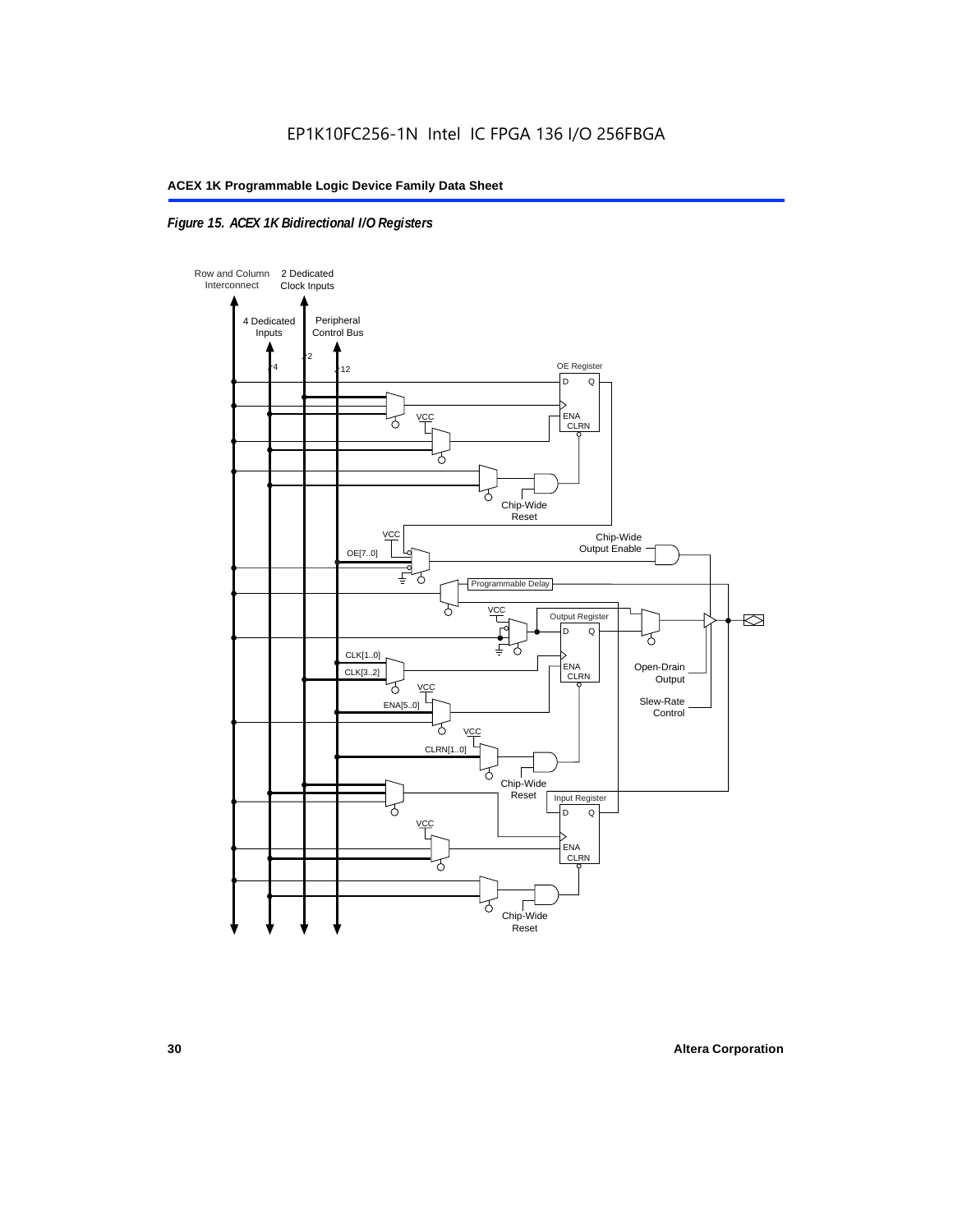*Figure 15. ACEX 1K Bidirectional I/O Registers*

Row and Column Interconnect

2 Dedicated Clock Inputs

4 Dedicated Inputs

Peripheral Control Bus

4

2

12

OE Register

D Q

ENA CLRN

VCC

Chip-Wide Reset

VCC

Chip-Wide Output Enable

OE[7..0]

Programmable Delay

VCC

Output Register

D Q

CLK[1..0]

CLK[3..2]

ENA CLRN

Open-Drain Output

VCC

ENA[5..0]

Slew-Rate Control

VCC

CLRN[1..0]

Chip-Wide Reset

Input Register

D Q

VCC

ENA CLRN

Chip-Wide Reset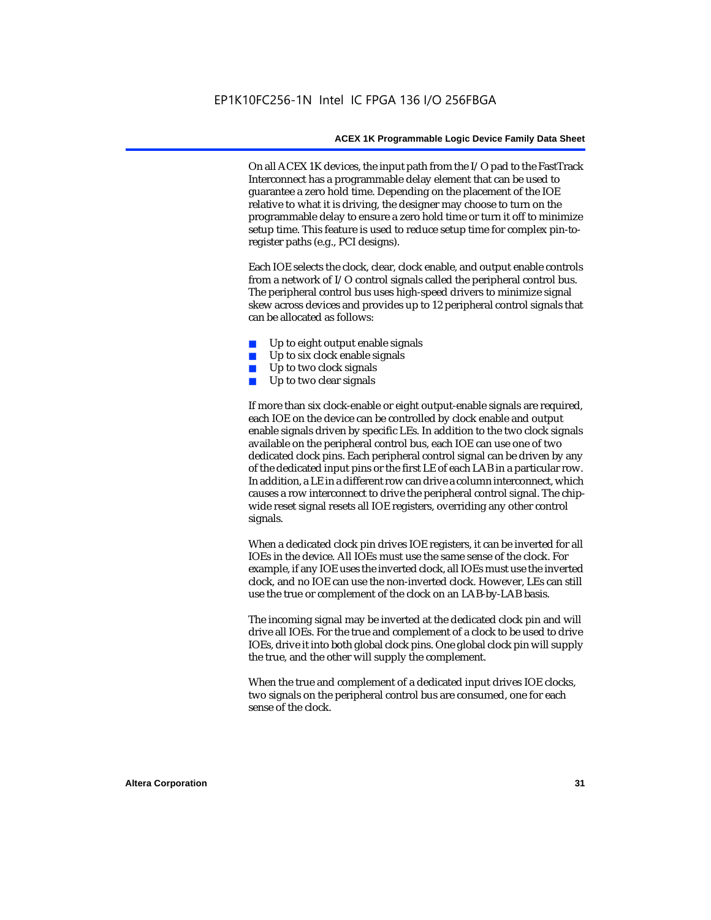On all ACEX 1K devices, the input path from the I/O pad to the FastTrack Interconnect has a programmable delay element that can be used to guarantee a zero hold time. Depending on the placement of the IOE relative to what it is driving, the designer may choose to turn on the programmable delay to ensure a zero hold time or turn it off to minimize setup time. This feature is used to reduce setup time for complex pin-to-register paths (e.g., PCI designs).

Each IOE selects the clock, clear, clock enable, and output enable controls from a network of I/O control signals called the peripheral control bus. The peripheral control bus uses high-speed drivers to minimize signal skew across devices and provides up to 12 peripheral control signals that can be allocated as follows:

- Up to eight output enable signals
- Up to six clock enable signals
- Up to two clock signals
- Up to two clear signals

If more than six clock-enable or eight output-enable signals are required, each IOE on the device can be controlled by clock enable and output enable signals driven by specific LEs. In addition to the two clock signals available on the peripheral control bus, each IOE can use one of two dedicated clock pins. Each peripheral control signal can be driven by any of the dedicated input pins or the first LE of each LAB in a particular row. In addition, a LE in a different row can drive a column interconnect, which causes a row interconnect to drive the peripheral control signal. The chip-wide reset signal resets all IOE registers, overriding any other control signals.

When a dedicated clock pin drives IOE registers, it can be inverted for all IOEs in the device. All IOEs must use the same sense of the clock. For example, if any IOE uses the inverted clock, all IOEs must use the inverted clock, and no IOE can use the non-inverted clock. However, LEs can still use the true or complement of the clock on an LAB-by-LAB basis.

The incoming signal may be inverted at the dedicated clock pin and will drive all IOEs. For the true and complement of a clock to be used to drive IOEs, drive it into both global clock pins. One global clock pin will supply the true, and the other will supply the complement.

When the true and complement of a dedicated input drives IOE clocks, two signals on the peripheral control bus are consumed, one for each sense of the clock.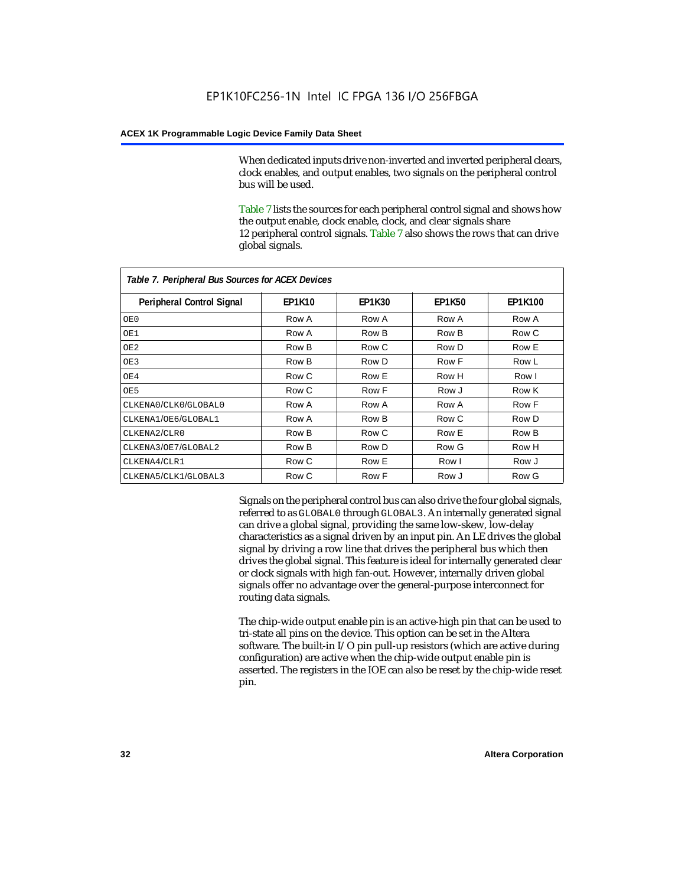When dedicated inputs drive non-inverted and inverted peripheral clears, clock enables, and output enables, two signals on the peripheral control bus will be used.

Table 7 lists the sources for each peripheral control signal and shows how the output enable, clock enable, clock, and clear signals share 12 peripheral control signals. Table 7 also shows the rows that can drive global signals.

*Table 7. Peripheral Bus Sources for ACEX Devices*

| Peripheral Control Signal | EP1K10 | EP1K30 | EP1K50 | EP1K100 |
|---|---|---|---|---|
| OE0 | Row A | Row A | Row A | Row A |
| OE1 | Row A | Row B | Row B | Row C |
| OE2 | Row B | Row C | Row D | Row E |
| OE3 | Row B | Row D | Row F | Row L |
| OE4 | Row C | Row E | Row H | Row I |
| OE5 | Row C | Row F | Row J | Row K |
| CLKENA0/CLK0/GLOBAL0 | Row A | Row A | Row A | Row F |
| CLKENA1/OE6/GLOBAL1 | Row A | Row B | Row C | Row D |
| CLKENA2/CLR0 | Row B | Row C | Row E | Row B |
| CLKENA3/OE7/GLOBAL2 | Row B | Row D | Row G | Row H |
| CLKENA4/CLR1 | Row C | Row E | Row I | Row J |
| CLKENA5/CLK1/GLOBAL3 | Row C | Row F | Row J | Row G |

Signals on the peripheral control bus can also drive the four global signals, referred to as GLOBAL0 through GLOBAL3. An internally generated signal can drive a global signal, providing the same low-skew, low-delay characteristics as a signal driven by an input pin. An LE drives the global signal by driving a row line that drives the peripheral bus which then drives the global signal. This feature is ideal for internally generated clear or clock signals with high fan-out. However, internally driven global signals offer no advantage over the general-purpose interconnect for routing data signals.

The chip-wide output enable pin is an active-high pin that can be used to tri-state all pins on the device. This option can be set in the Altera software. The built-in I/O pin pull-up resistors (which are active during configuration) are active when the chip-wide output enable pin is asserted. The registers in the IOE can also be reset by the chip-wide reset pin.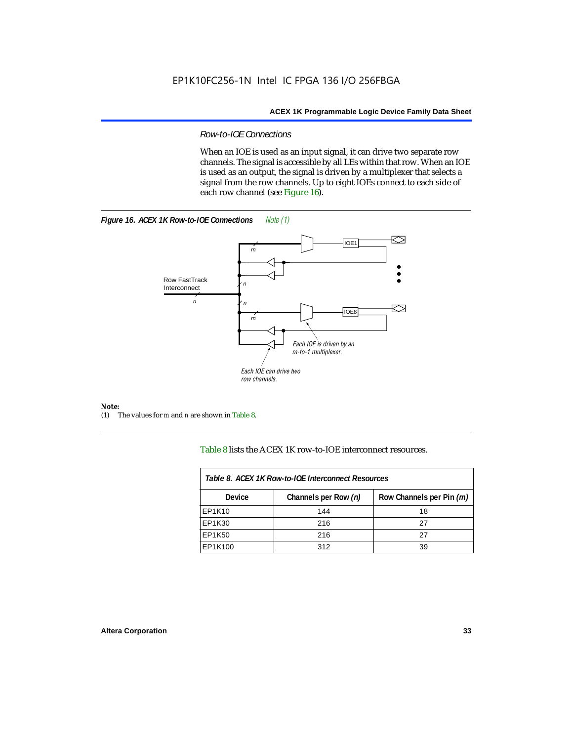*Row-to-IOE Connections*

When an IOE is used as an input signal, it can drive two separate row channels. The signal is accessible by all LEs within that row. When an IOE is used as an output, the signal is driven by a multiplexer that selects a signal from the row channels. Up to eight IOEs connect to each side of each row channel (see Figure 16).

***Figure 16. ACEX 1K Row-to-IOE Connections*** *Note (1)*

Row FastTrack Interconnect

$n$

$m$

$n$

$n$

$m$

IOE1

IOE8

Each IOE is driven by an m-to-1 multiplexer.

Each IOE can drive two row channels.

***Note:***

(1) The values for $m$ and $n$ are shown in Table 8.

Table 8 lists the ACEX 1K row-to-IOE interconnect resources.

| Device | Channels per Row *(n)* | Row Channels per Pin *(m)* |
|---|---|---|
| EP1K10 | 144 | 18 |
| EP1K30 | 216 | 27 |
| EP1K50 | 216 | 27 |
| EP1K100 | 312 | 39 |

*Table 8. ACEX 1K Row-to-IOE Interconnect Resources*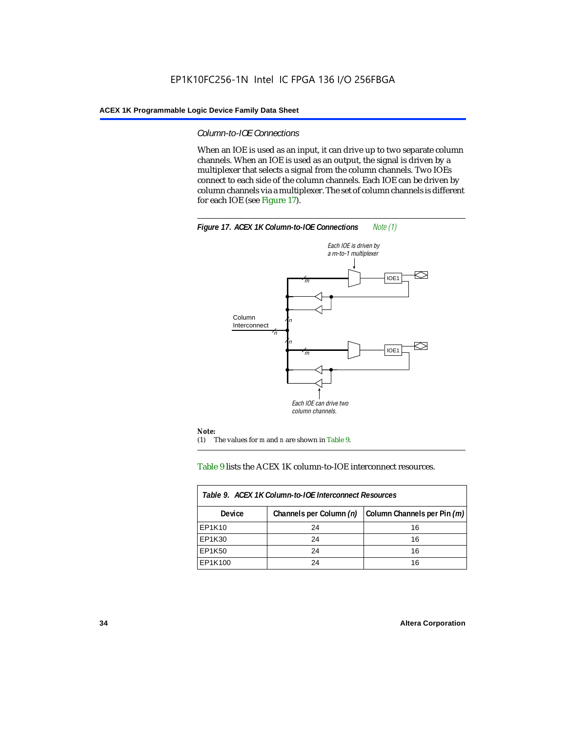### *Column-to-IOE Connections*

When an IOE is used as an input, it can drive up to two separate column channels. When an IOE is used as an output, the signal is driven by a multiplexer that selects a signal from the column channels. Two IOEs connect to each side of the column channels. Each IOE can be driven by column channels via a multiplexer. The set of column channels is different for each IOE (see Figure 17).

***Figure 17. ACEX 1K Column-to-IOE Connections*** *Note (1)*

Each IOE is driven by a m-to-1 multiplexer

Column Interconnect

Each IOE can drive two column channels.

**Note:**

(1) The values for *m* and *n* are shown in Table 9.

Table 9 lists the ACEX 1K column-to-IOE interconnect resources.

| *Table 9. ACEX 1K Column-to-IOE Interconnect Resources* | | |
|---|---|---|
| **Device** | **Channels per Column *(n)*** | **Column Channels per Pin *(m)*** |
| EP1K10 | 24 | 16 |
| EP1K30 | 24 | 16 |
| EP1K50 | 24 | 16 |
| EP1K100 | 24 | 16 |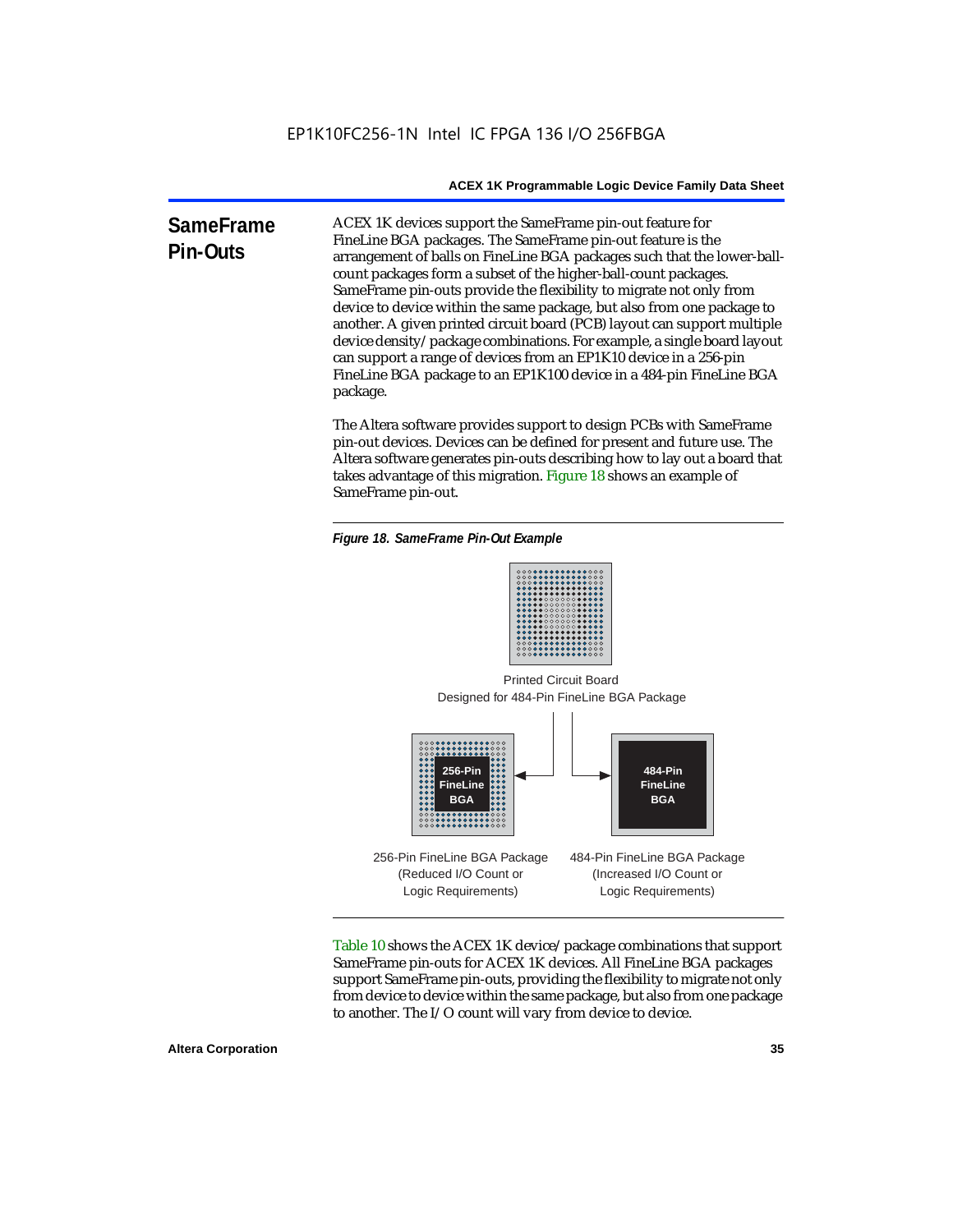## SameFrame Pin-Outs

ACEX 1K devices support the SameFrame pin-out feature for FineLine BGA packages. The SameFrame pin-out feature is the arrangement of balls on FineLine BGA packages such that the lower-ball-count packages form a subset of the higher-ball-count packages. SameFrame pin-outs provide the flexibility to migrate not only from device to device within the same package, but also from one package to another. A given printed circuit board (PCB) layout can support multiple device density/package combinations. For example, a single board layout can support a range of devices from an EP1K10 device in a 256-pin FineLine BGA package to an EP1K100 device in a 484-pin FineLine BGA package.

The Altera software provides support to design PCBs with SameFrame pin-out devices. Devices can be defined for present and future use. The Altera software generates pin-outs describing how to lay out a board that takes advantage of this migration. Figure 18 shows an example of SameFrame pin-out.

*Figure 18. SameFrame Pin-Out Example*

Printed Circuit Board Designed for 484-Pin FineLine BGA Package

256-Pin FineLine BGA

484-Pin FineLine BGA

256-Pin FineLine BGA Package (Reduced I/O Count or Logic Requirements)

484-Pin FineLine BGA Package (Increased I/O Count or Logic Requirements)

Table 10 shows the ACEX 1K device/package combinations that support SameFrame pin-outs for ACEX 1K devices. All FineLine BGA packages support SameFrame pin-outs, providing the flexibility to migrate not only from device to device within the same package, but also from one package to another. The I/O count will vary from device to device.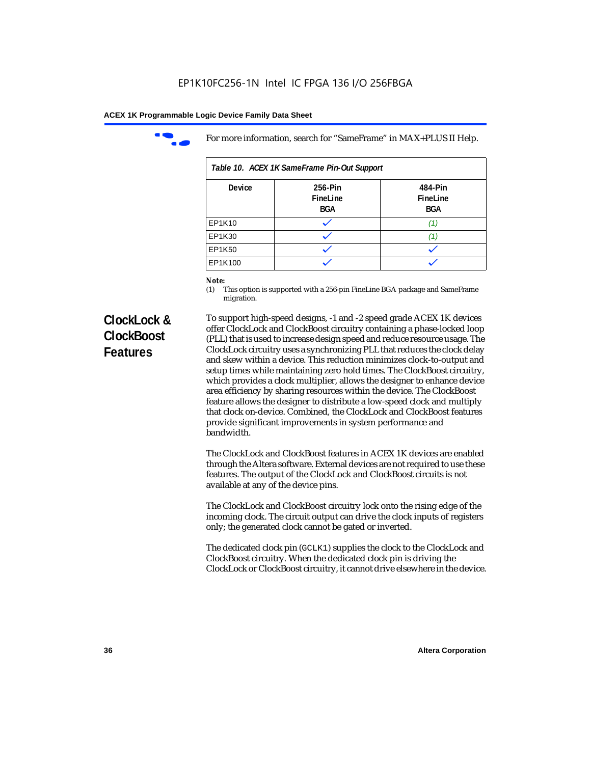For more information, search for "SameFrame" in MAX+PLUS II Help.

**Table 10. ACEX 1K SameFrame Pin-Out Support**

| Device | 256-Pin FineLine BGA | 484-Pin FineLine BGA |
| --- | --- | --- |
| EP1K10 | ✓ | *(1)* |
| EP1K30 | ✓ | *(1)* |
| EP1K50 | ✓ | ✓ |
| EP1K100 | ✓ | ✓ |

***Note:***
(1) This option is supported with a 256-pin FineLine BGA package and SameFrame migration.

## ClockLock & ClockBoost Features

To support high-speed designs, -1 and -2 speed grade ACEX 1K devices offer ClockLock and ClockBoost circuitry containing a phase-locked loop (PLL) that is used to increase design speed and reduce resource usage. The ClockLock circuitry uses a synchronizing PLL that reduces the clock delay and skew within a device. This reduction minimizes clock-to-output and setup times while maintaining zero hold times. The ClockBoost circuitry, which provides a clock multiplier, allows the designer to enhance device area efficiency by sharing resources within the device. The ClockBoost feature allows the designer to distribute a low-speed clock and multiply that clock on-device. Combined, the ClockLock and ClockBoost features provide significant improvements in system performance and bandwidth.

The ClockLock and ClockBoost features in ACEX 1K devices are enabled through the Altera software. External devices are not required to use these features. The output of the ClockLock and ClockBoost circuits is not available at any of the device pins.

The ClockLock and ClockBoost circuitry lock onto the rising edge of the incoming clock. The circuit output can drive the clock inputs of registers only; the generated clock cannot be gated or inverted.

The dedicated clock pin (`GCLK1`) supplies the clock to the ClockLock and ClockBoost circuitry. When the dedicated clock pin is driving the ClockLock or ClockBoost circuitry, it cannot drive elsewhere in the device.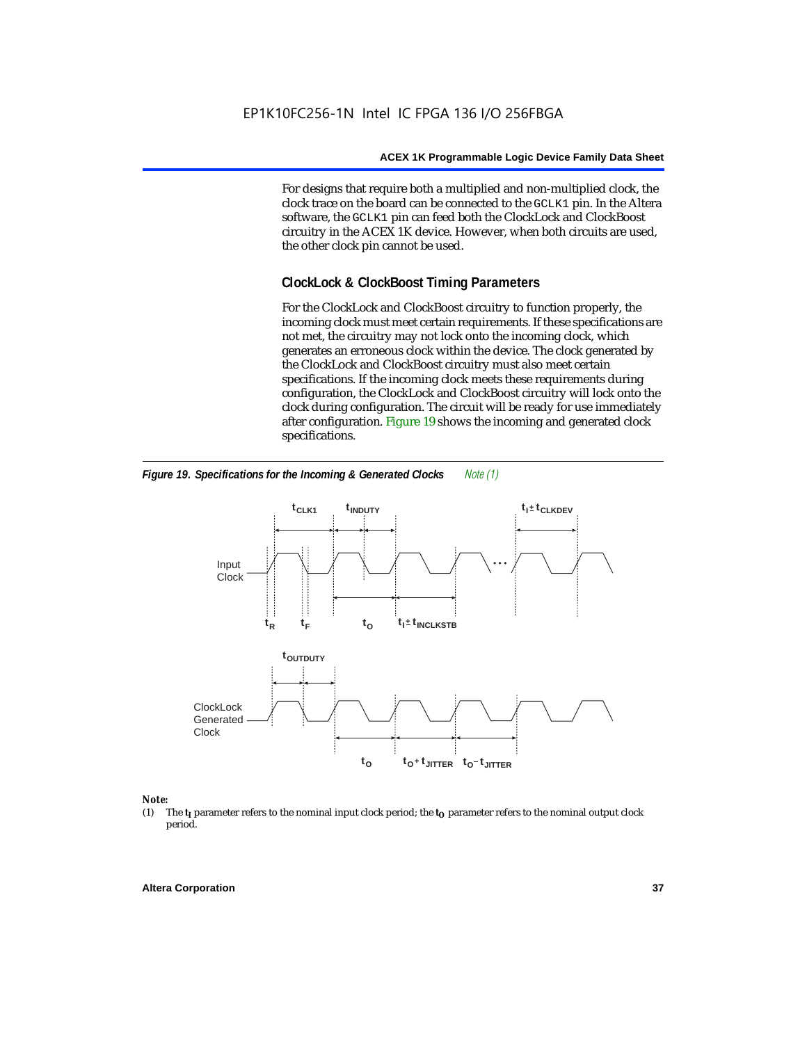For designs that require both a multiplied and non-multiplied clock, the clock trace on the board can be connected to the GCLK1 pin. In the Altera software, the GCLK1 pin can feed both the ClockLock and ClockBoost circuitry in the ACEX 1K device. However, when both circuits are used, the other clock pin cannot be used.

### ClockLock & ClockBoost Timing Parameters

For the ClockLock and ClockBoost circuitry to function properly, the incoming clock must meet certain requirements. If these specifications are not met, the circuitry may not lock onto the incoming clock, which generates an erroneous clock within the device. The clock generated by the ClockLock and ClockBoost circuitry must also meet certain specifications. If the incoming clock meets these requirements during configuration, the ClockLock and ClockBoost circuitry will lock onto the clock during configuration. The circuit will be ready for use immediately after configuration. Figure 19 shows the incoming and generated clock specifications.

***Figure 19. Specifications for the Incoming & Generated Clocks*** *Note (1)*

Input Clock: $t_{CLK1}$, $t_{INDUTY}$, $t_I \pm t_{CLKDEV}$, $t_R$, $t_F$, $t_O$, $t_I \pm t_{INCLKSTB}$

ClockLock Generated Clock: $t_{OUTDUTY}$, $t_O$, $t_O + t_{JITTER}$, $t_O - t_{JITTER}$

**Note:**

(1) The $t_I$ parameter refers to the nominal input clock period; the $t_O$ parameter refers to the nominal output clock period.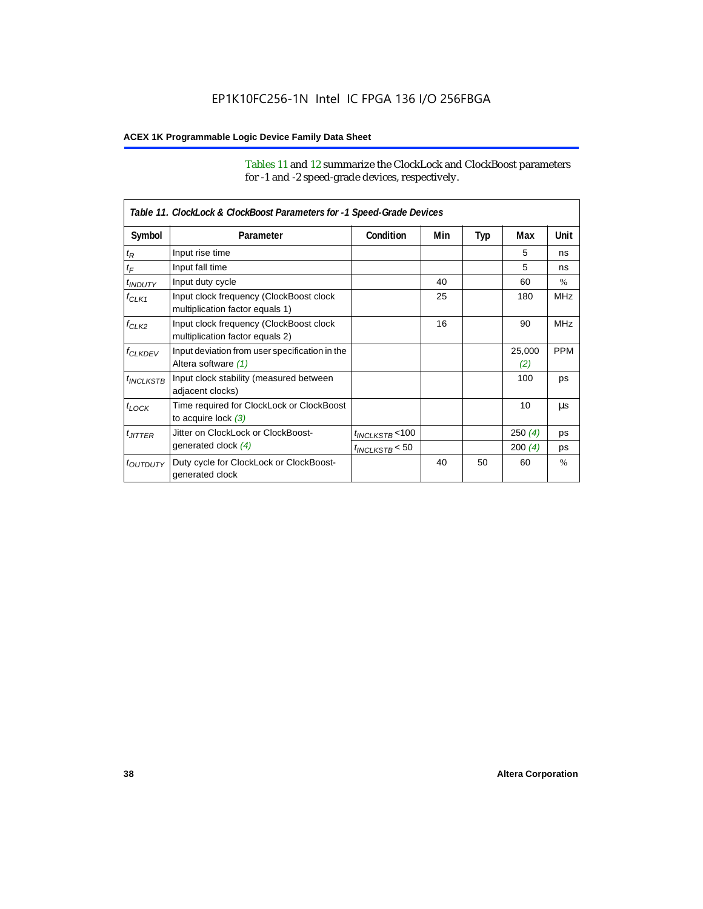Tables 11 and 12 summarize the ClockLock and ClockBoost parameters for -1 and -2 speed-grade devices, respectively.

| Table 11. ClockLock & ClockBoost Parameters for -1 Speed-Grade Devices | | | | | | |
|---|---|---|---|---|---|---|
| **Symbol** | **Parameter** | **Condition** | **Min** | **Typ** | **Max** | **Unit** |
| $t_R$ | Input rise time | | | | 5 | ns |
| $t_F$ | Input fall time | | | | 5 | ns |
| $t_{INDUTY}$ | Input duty cycle | | 40 | | 60 | % |
| $f_{CLK1}$ | Input clock frequency (ClockBoost clock multiplication factor equals 1) | | 25 | | 180 | MHz |
| $f_{CLK2}$ | Input clock frequency (ClockBoost clock multiplication factor equals 2) | | 16 | | 90 | MHz |
| $f_{CLKDEV}$ | Input deviation from user specification in the Altera software *(1)* | | | | 25,000 *(2)* | PPM |
| $t_{INCLKSTB}$ | Input clock stability (measured between adjacent clocks) | | | | 100 | ps |
| $t_{LOCK}$ | Time required for ClockLock or ClockBoost to acquire lock *(3)* | | | | 10 | µs |
| $t_{JITTER}$ | Jitter on ClockLock or ClockBoost-generated clock *(4)* | $t_{INCLKSTB}$ <100 | | | 250 *(4)* | ps |
| | | $t_{INCLKSTB}$ < 50 | | | 200 *(4)* | ps |
| $t_{OUTDUTY}$ | Duty cycle for ClockLock or ClockBoost-generated clock | | 40 | 50 | 60 | % |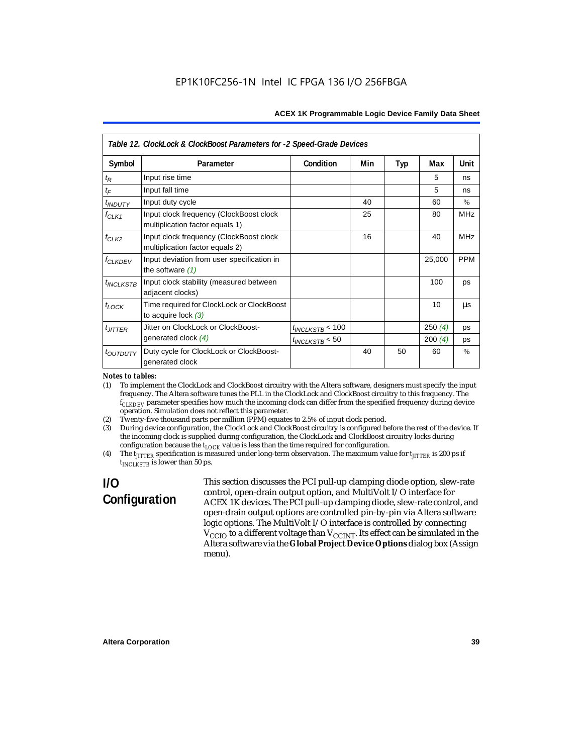**Table 12. ClockLock & ClockBoost Parameters for -2 Speed-Grade Devices**

| Symbol | Parameter | Condition | Min | Typ | Max | Unit |
|---|---|---|---|---|---|---|
| $t_R$ | Input rise time | | | | 5 | ns |
| $t_F$ | Input fall time | | | | 5 | ns |
| $t_{INDUTY}$ | Input duty cycle | | 40 | | 60 | % |
| $f_{CLK1}$ | Input clock frequency (ClockBoost clock multiplication factor equals 1) | | 25 | | 80 | MHz |
| $f_{CLK2}$ | Input clock frequency (ClockBoost clock multiplication factor equals 2) | | 16 | | 40 | MHz |
| $f_{CLKDEV}$ | Input deviation from user specification in the software *(1)* | | | | 25,000 | PPM |
| $t_{INCLKSTB}$ | Input clock stability (measured between adjacent clocks) | | | | 100 | ps |
| $t_{LOCK}$ | Time required for ClockLock or ClockBoost to acquire lock *(3)* | | | | 10 | µs |
| $t_{JITTER}$ | Jitter on ClockLock or ClockBoost-generated clock *(4)* | $t_{INCLKSTB}$ < 100 | | | 250 *(4)* | ps |
| | | $t_{INCLKSTB}$ < 50 | | | 200 *(4)* | ps |
| $t_{OUTDUTY}$ | Duty cycle for ClockLock or ClockBoost-generated clock | | 40 | 50 | 60 | % |

*Notes to tables:*

(1) To implement the ClockLock and ClockBoost circuitry with the Altera software, designers must specify the input frequency. The Altera software tunes the PLL in the ClockLock and ClockBoost circuitry to this frequency. The $f_{CLKDEV}$ parameter specifies how much the incoming clock can differ from the specified frequency during device operation. Simulation does not reflect this parameter.

(2) Twenty-five thousand parts per million (PPM) equates to 2.5% of input clock period.

(3) During device configuration, the ClockLock and ClockBoost circuitry is configured before the rest of the device. If the incoming clock is supplied during configuration, the ClockLock and ClockBoost circuitry locks during configuration because the $t_{LOCK}$ value is less than the time required for configuration.

(4) The $t_{JITTER}$ specification is measured under long-term observation. The maximum value for $t_{JITTER}$ is 200 ps if $t_{INCLKSTB}$ is lower than 50 ps.

## I/O Configuration

This section discusses the PCI pull-up clamping diode option, slew-rate control, open-drain output option, and MultiVolt I/O interface for ACEX 1K devices. The PCI pull-up clamping diode, slew-rate control, and open-drain output options are controlled pin-by-pin via Altera software logic options. The MultiVolt I/O interface is controlled by connecting $V_{CCIO}$ to a different voltage than $V_{CCINT}$. Its effect can be simulated in the Altera software via the **Global Project Device Options** dialog box (Assign menu).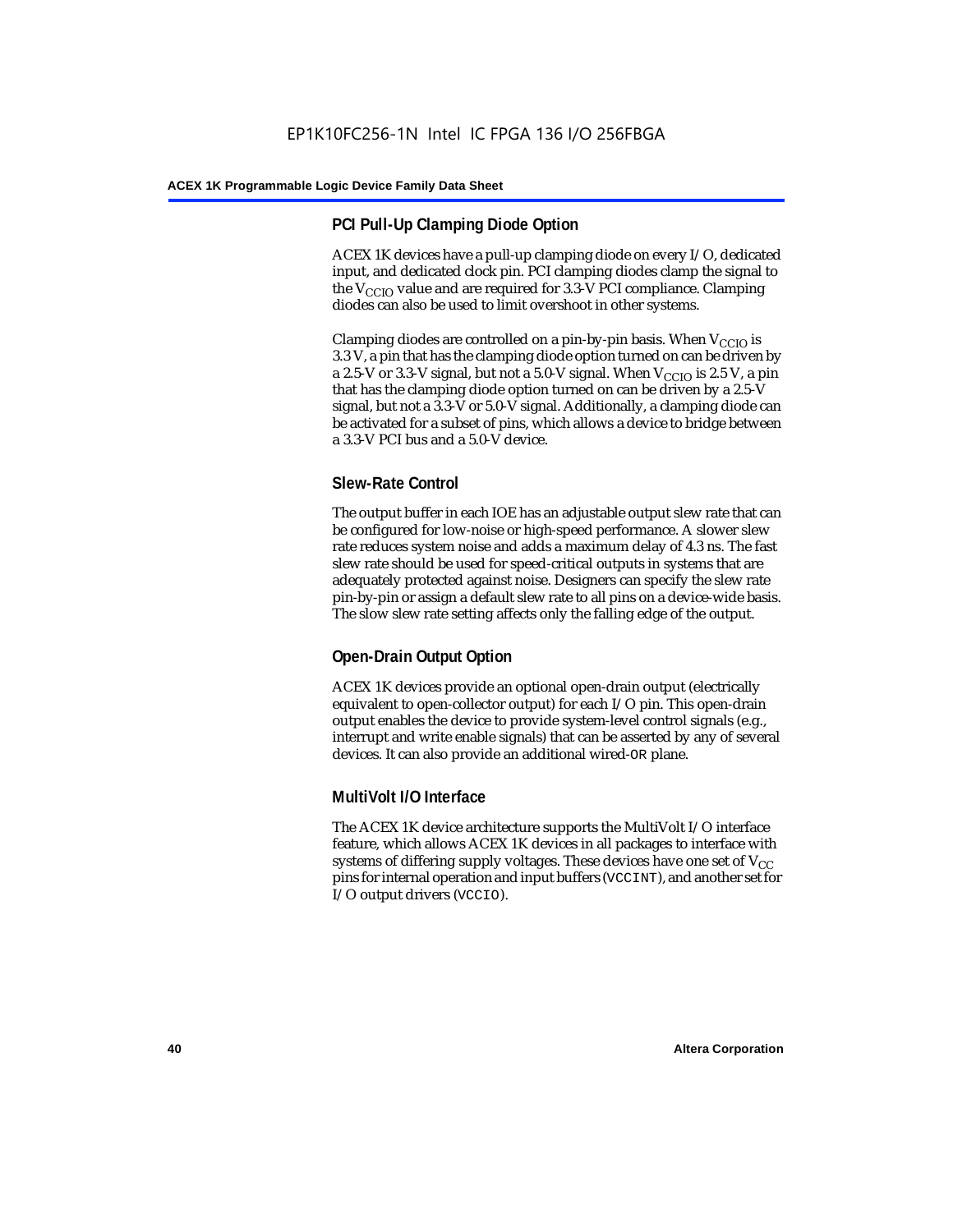### PCI Pull-Up Clamping Diode Option

ACEX 1K devices have a pull-up clamping diode on every I/O, dedicated input, and dedicated clock pin. PCI clamping diodes clamp the signal to the $V_{CCIO}$ value and are required for 3.3-V PCI compliance. Clamping diodes can also be used to limit overshoot in other systems.

Clamping diodes are controlled on a pin-by-pin basis. When $V_{CCIO}$ is 3.3 V, a pin that has the clamping diode option turned on can be driven by a 2.5-V or 3.3-V signal, but not a 5.0-V signal. When $V_{CCIO}$ is 2.5 V, a pin that has the clamping diode option turned on can be driven by a 2.5-V signal, but not a 3.3-V or 5.0-V signal. Additionally, a clamping diode can be activated for a subset of pins, which allows a device to bridge between a 3.3-V PCI bus and a 5.0-V device.

### Slew-Rate Control

The output buffer in each IOE has an adjustable output slew rate that can be configured for low-noise or high-speed performance. A slower slew rate reduces system noise and adds a maximum delay of 4.3 ns. The fast slew rate should be used for speed-critical outputs in systems that are adequately protected against noise. Designers can specify the slew rate pin-by-pin or assign a default slew rate to all pins on a device-wide basis. The slow slew rate setting affects only the falling edge of the output.

### Open-Drain Output Option

ACEX 1K devices provide an optional open-drain output (electrically equivalent to open-collector output) for each I/O pin. This open-drain output enables the device to provide system-level control signals (e.g., interrupt and write enable signals) that can be asserted by any of several devices. It can also provide an additional wired-`OR` plane.

### MultiVolt I/O Interface

The ACEX 1K device architecture supports the MultiVolt I/O interface feature, which allows ACEX 1K devices in all packages to interface with systems of differing supply voltages. These devices have one set of $V_{CC}$ pins for internal operation and input buffers (`VCCINT`), and another set for I/O output drivers (`VCCIO`).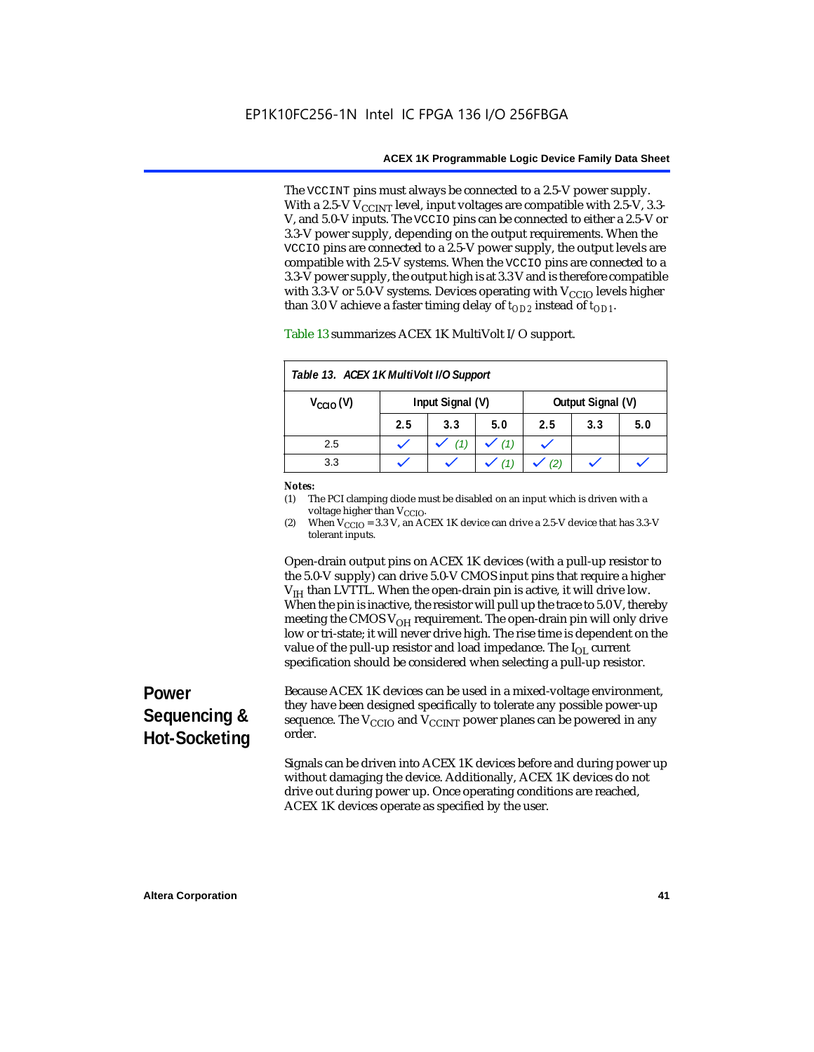The VCCINT pins must always be connected to a 2.5-V power supply. With a 2.5-V $V_{CCINT}$ level, input voltages are compatible with 2.5-V, 3.3-V, and 5.0-V inputs. The VCCIO pins can be connected to either a 2.5-V or 3.3-V power supply, depending on the output requirements. When the VCCIO pins are connected to a 2.5-V power supply, the output levels are compatible with 2.5-V systems. When the VCCIO pins are connected to a 3.3-V power supply, the output high is at 3.3 V and is therefore compatible with 3.3-V or 5.0-V systems. Devices operating with $V_{CCIO}$ levels higher than 3.0 V achieve a faster timing delay of $t_{OD2}$ instead of $t_{OD1}$.

Table 13 summarizes ACEX 1K MultiVolt I/O support.

**Table 13. ACEX 1K MultiVolt I/O Support**

| $V_{CCIO}$ (V) | Input Signal (V) | | | Output Signal (V) | | |
|---|---|---|---|---|---|---|
| | 2.5 | 3.3 | 5.0 | 2.5 | 3.3 | 5.0 |
| 2.5 | ✓ | ✓ *(1)* | ✓ *(1)* | ✓ | | |
| 3.3 | ✓ | ✓ | ✓ *(1)* | ✓ *(2)* | ✓ | ✓ |

*Notes:*
(1) The PCI clamping diode must be disabled on an input which is driven with a voltage higher than $V_{CCIO}$.
(2) When $V_{CCIO}$ = 3.3 V, an ACEX 1K device can drive a 2.5-V device that has 3.3-V tolerant inputs.

Open-drain output pins on ACEX 1K devices (with a pull-up resistor to the 5.0-V supply) can drive 5.0-V CMOS input pins that require a higher $V_{IH}$ than LVTTL. When the open-drain pin is active, it will drive low. When the pin is inactive, the resistor will pull up the trace to 5.0 V, thereby meeting the CMOS $V_{OH}$ requirement. The open-drain pin will only drive low or tri-state; it will never drive high. The rise time is dependent on the value of the pull-up resistor and load impedance. The $I_{OL}$ current specification should be considered when selecting a pull-up resistor.

## Power Sequencing & Hot-Socketing

Because ACEX 1K devices can be used in a mixed-voltage environment, they have been designed specifically to tolerate any possible power-up sequence. The $V_{CCIO}$ and $V_{CCINT}$ power planes can be powered in any order.

Signals can be driven into ACEX 1K devices before and during power up without damaging the device. Additionally, ACEX 1K devices do not drive out during power up. Once operating conditions are reached, ACEX 1K devices operate as specified by the user.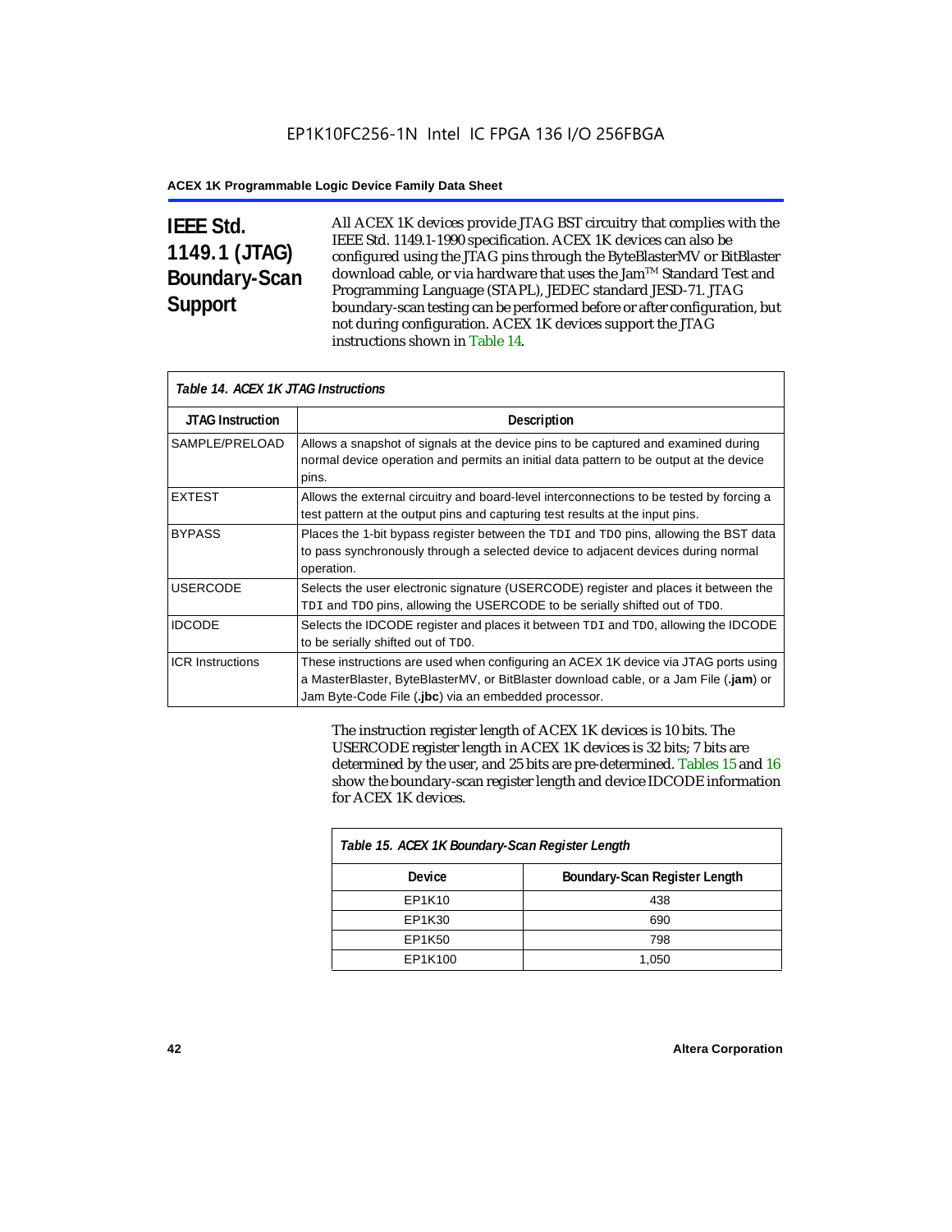## IEEE Std. 1149.1 (JTAG) Boundary-Scan Support

All ACEX 1K devices provide JTAG BST circuitry that complies with the IEEE Std. 1149.1-1990 specification. ACEX 1K devices can also be configured using the JTAG pins through the ByteBlasterMV or BitBlaster download cable, or via hardware that uses the Jam™ Standard Test and Programming Language (STAPL), JEDEC standard JESD-71. JTAG boundary-scan testing can be performed before or after configuration, but not during configuration. ACEX 1K devices support the JTAG instructions shown in Table 14.

*Table 14. ACEX 1K JTAG Instructions*

| JTAG Instruction | Description |
|---|---|
| SAMPLE/PRELOAD | Allows a snapshot of signals at the device pins to be captured and examined during normal device operation and permits an initial data pattern to be output at the device pins. |
| EXTEST | Allows the external circuitry and board-level interconnections to be tested by forcing a test pattern at the output pins and capturing test results at the input pins. |
| BYPASS | Places the 1-bit bypass register between the `TDI` and `TDO` pins, allowing the BST data to pass synchronously through a selected device to adjacent devices during normal operation. |
| USERCODE | Selects the user electronic signature (USERCODE) register and places it between the `TDI` and `TDO` pins, allowing the USERCODE to be serially shifted out of `TDO`. |
| IDCODE | Selects the IDCODE register and places it between `TDI` and `TDO`, allowing the IDCODE to be serially shifted out of `TDO`. |
| ICR Instructions | These instructions are used when configuring an ACEX 1K device via JTAG ports using a MasterBlaster, ByteBlasterMV, or BitBlaster download cable, or a Jam File (**.jam**) or Jam Byte-Code File (**.jbc**) via an embedded processor. |

The instruction register length of ACEX 1K devices is 10 bits. The USERCODE register length in ACEX 1K devices is 32 bits; 7 bits are determined by the user, and 25 bits are pre-determined. Tables 15 and 16 show the boundary-scan register length and device IDCODE information for ACEX 1K devices.

*Table 15. ACEX 1K Boundary-Scan Register Length*

| Device | Boundary-Scan Register Length |
|---|---|
| EP1K10 | 438 |
| EP1K30 | 690 |
| EP1K50 | 798 |
| EP1K100 | 1,050 |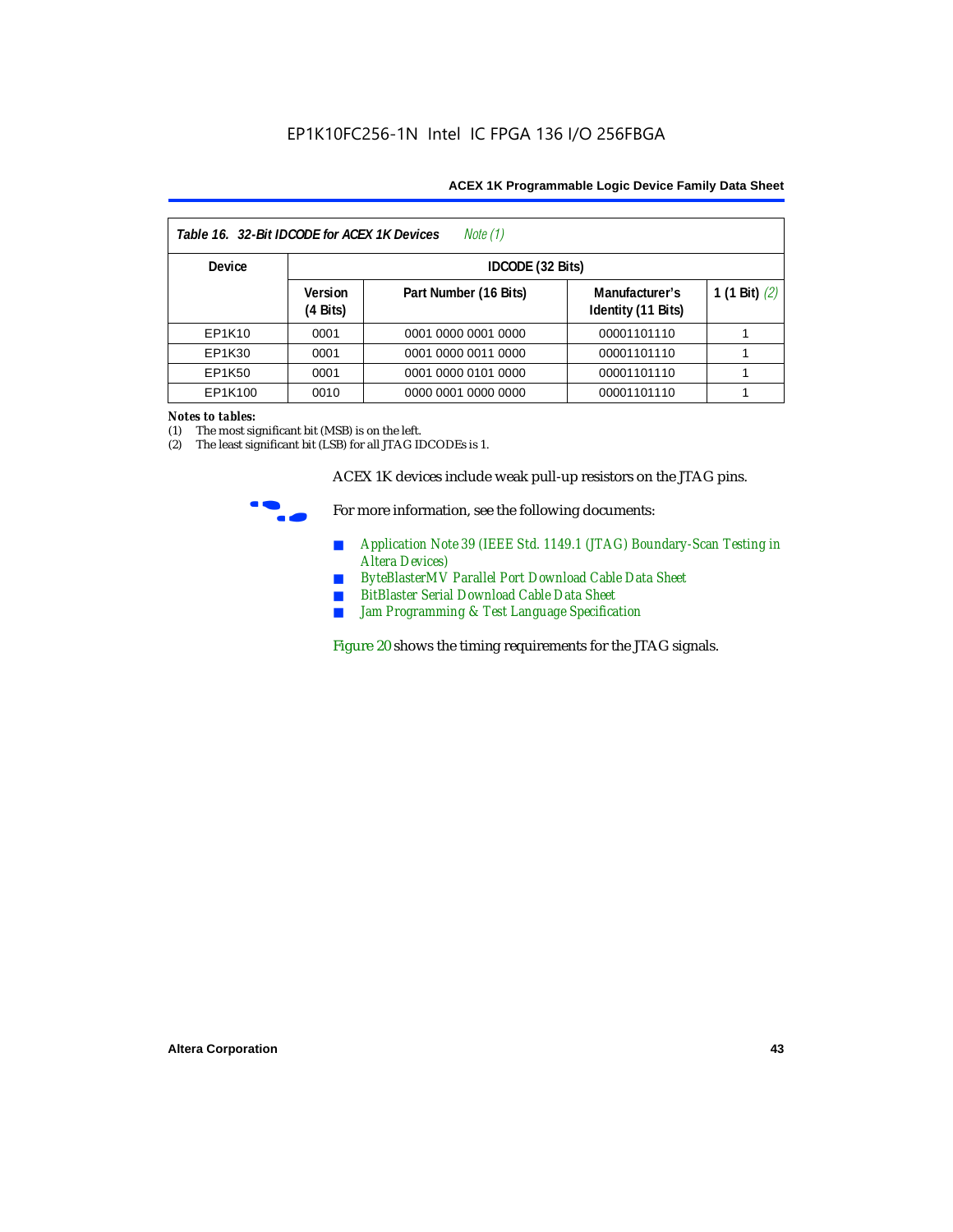**Table 16. 32-Bit IDCODE for ACEX 1K Devices** *Note (1)*

| Device | IDCODE (32 Bits) | | | |
|---|---|---|---|---|
| | Version (4 Bits) | Part Number (16 Bits) | Manufacturer's Identity (11 Bits) | 1 (1 Bit) *(2)* |
| EP1K10 | 0001 | 0001 0000 0001 0000 | 00001101110 | 1 |
| EP1K30 | 0001 | 0001 0000 0011 0000 | 00001101110 | 1 |
| EP1K50 | 0001 | 0001 0000 0101 0000 | 00001101110 | 1 |
| EP1K100 | 0010 | 0000 0001 0000 0000 | 00001101110 | 1 |

***Notes to tables:***

(1) The most significant bit (MSB) is on the left.

(2) The least significant bit (LSB) for all JTAG IDCODEs is 1.

ACEX 1K devices include weak pull-up resistors on the JTAG pins.

For more information, see the following documents:

- *Application Note 39 (IEEE Std. 1149.1 (JTAG) Boundary-Scan Testing in Altera Devices)*
- *ByteBlasterMV Parallel Port Download Cable Data Sheet*
- *BitBlaster Serial Download Cable Data Sheet*
- *Jam Programming & Test Language Specification*

Figure 20 shows the timing requirements for the JTAG signals.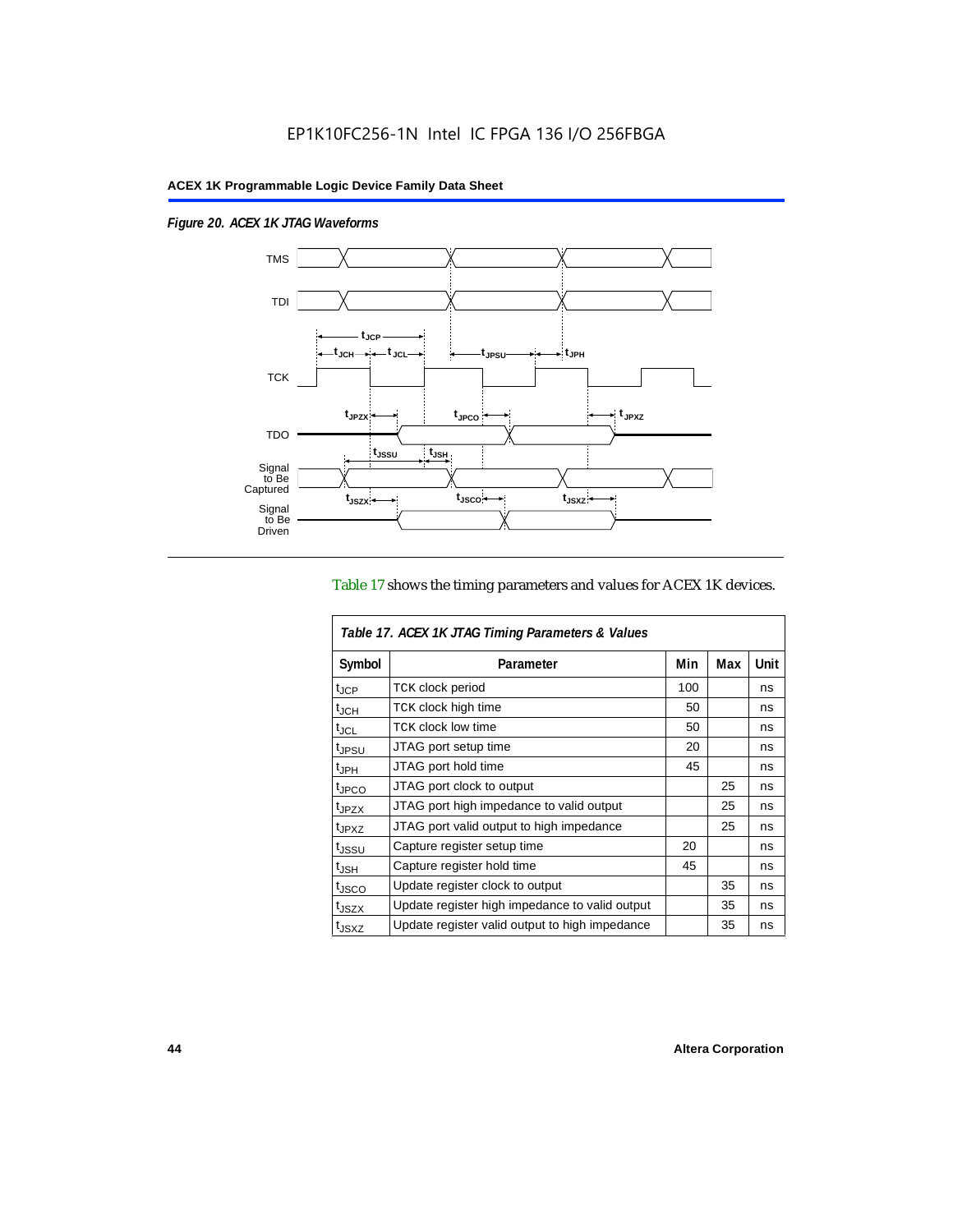*Figure 20. ACEX 1K JTAG Waveforms*

Table 17 shows the timing parameters and values for ACEX 1K devices.

| *Table 17. ACEX 1K JTAG Timing Parameters & Values* | | | | |
|---|---|---|---|---|
| **Symbol** | **Parameter** | **Min** | **Max** | **Unit** |
| $t_{JCP}$ | TCK clock period | 100 | | ns |
| $t_{JCH}$ | TCK clock high time | 50 | | ns |
| $t_{JCL}$ | TCK clock low time | 50 | | ns |
| $t_{JPSU}$ | JTAG port setup time | 20 | | ns |
| $t_{JPH}$ | JTAG port hold time | 45 | | ns |
| $t_{JPCO}$ | JTAG port clock to output | | 25 | ns |
| $t_{JPZX}$ | JTAG port high impedance to valid output | | 25 | ns |
| $t_{JPXZ}$ | JTAG port valid output to high impedance | | 25 | ns |
| $t_{JSSU}$ | Capture register setup time | 20 | | ns |
| $t_{JSH}$ | Capture register hold time | 45 | | ns |
| $t_{JSCO}$ | Update register clock to output | | 35 | ns |
| $t_{JSZX}$ | Update register high impedance to valid output | | 35 | ns |
| $t_{JSXZ}$ | Update register valid output to high impedance | | 35 | ns |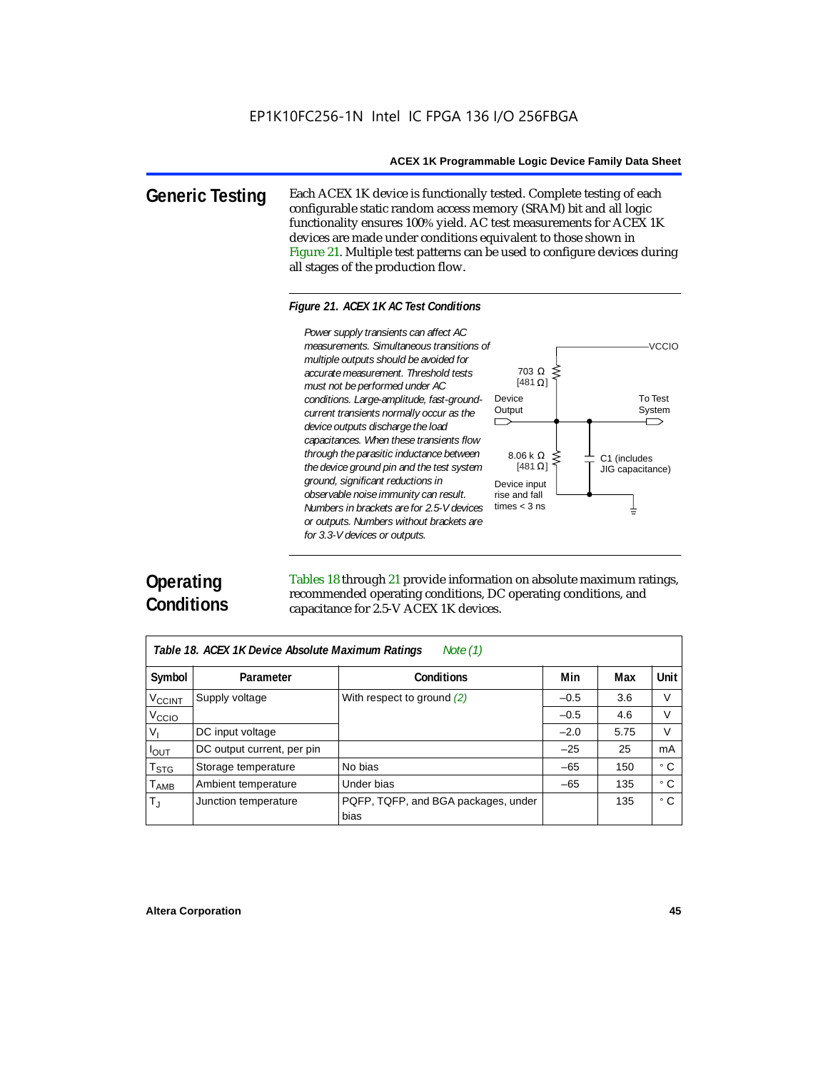## Generic Testing

Each ACEX 1K device is functionally tested. Complete testing of each configurable static random access memory (SRAM) bit and all logic functionality ensures 100% yield. AC test measurements for ACEX 1K devices are made under conditions equivalent to those shown in Figure 21. Multiple test patterns can be used to configure devices during all stages of the production flow.

*Figure 21. ACEX 1K AC Test Conditions*

*Power supply transients can affect AC measurements. Simultaneous transitions of multiple outputs should be avoided for accurate measurement. Threshold tests must not be performed under AC conditions. Large-amplitude, fast-ground-current transients normally occur as the device outputs discharge the load capacitances. When these transients flow through the parasitic inductance between the device ground pin and the test system ground, significant reductions in observable noise immunity can result. Numbers in brackets are for 2.5-V devices or outputs. Numbers without brackets are for 3.3-V devices or outputs.*

VCCIO

703 Ω [481 Ω]

Device Output

To Test System

8.06 k Ω [481 Ω]

C1 (includes JIG capacitance)

Device input rise and fall times < 3 ns

## Operating Conditions

Tables 18 through 21 provide information on absolute maximum ratings, recommended operating conditions, DC operating conditions, and capacitance for 2.5-V ACEX 1K devices.

*Table 18. ACEX 1K Device Absolute Maximum Ratings* Note (1)

| Symbol | Parameter | Conditions | Min | Max | Unit |
|---|---|---|---|---|---|
| $V_{CCINT}$ | Supply voltage | With respect to ground (2) | –0.5 | 3.6 | V |
| $V_{CCIO}$ | | | –0.5 | 4.6 | V |
| $V_I$ | DC input voltage | | –2.0 | 5.75 | V |
| $I_{OUT}$ | DC output current, per pin | | –25 | 25 | mA |
| $T_{STG}$ | Storage temperature | No bias | –65 | 150 | ° C |
| $T_{AMB}$ | Ambient temperature | Under bias | –65 | 135 | ° C |
| $T_J$ | Junction temperature | PQFP, TQFP, and BGA packages, under bias | | 135 | ° C |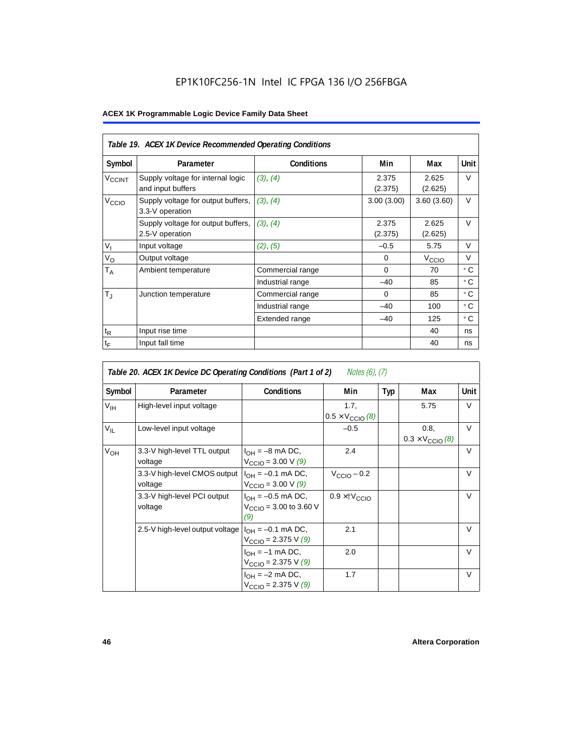# EP1K10FC256-1N Intel IC FPGA 136 I/O 256FBGA

## ACEX 1K Programmable Logic Device Family Data Sheet

| *Table 19. ACEX 1K Device Recommended Operating Conditions* | | | | | |
|---|---|---|---|---|---|
| **Symbol** | **Parameter** | **Conditions** | **Min** | **Max** | **Unit** |
| $V_{CCINT}$ | Supply voltage for internal logic and input buffers | *(3)*, *(4)* | 2.375 (2.375) | 2.625 (2.625) | V |
| $V_{CCIO}$ | Supply voltage for output buffers, 3.3-V operation | *(3)*, *(4)* | 3.00 (3.00) | 3.60 (3.60) | V |
| | Supply voltage for output buffers, 2.5-V operation | *(3)*, *(4)* | 2.375 (2.375) | 2.625 (2.625) | V |
| $V_I$ | Input voltage | *(2)*, *(5)* | –0.5 | 5.75 | V |
| $V_O$ | Output voltage | | 0 | $V_{CCIO}$ | V |
| $T_A$ | Ambient temperature | Commercial range | 0 | 70 | ° C |
| | | Industrial range | –40 | 85 | ° C |
| $T_J$ | Junction temperature | Commercial range | 0 | 85 | ° C |
| | | Industrial range | –40 | 100 | ° C |
| | | Extended range | –40 | 125 | ° C |
| $t_R$ | Input rise time | | | 40 | ns |
| $t_F$ | Input fall time | | | 40 | ns |

| *Table 20. ACEX 1K Device DC Operating Conditions (Part 1 of 2)* *Notes (6), (7)* | | | | | | |
|---|---|---|---|---|---|---|
| **Symbol** | **Parameter** | **Conditions** | **Min** | **Typ** | **Max** | **Unit** |
| $V_{IH}$ | High-level input voltage | | 1.7, $0.5 \times V_{CCIO}$ *(8)* | | 5.75 | V |
| $V_{IL}$ | Low-level input voltage | | –0.5 | | 0.8, $0.3 \times V_{CCIO}$ *(8)* | V |
| $V_{OH}$ | 3.3-V high-level TTL output voltage | $I_{OH}$ = –8 mA DC, $V_{CCIO}$ = 3.00 V *(9)* | 2.4 | | | V |
| | 3.3-V high-level CMOS output voltage | $I_{OH}$ = –0.1 mA DC, $V_{CCIO}$ = 3.00 V *(9)* | $V_{CCIO} - 0.2$ | | | V |
| | 3.3-V high-level PCI output voltage | $I_{OH}$ = –0.5 mA DC, $V_{CCIO}$ = 3.00 to 3.60 V *(9)* | $0.9 \times V_{CCIO}$ | | | V |
| | 2.5-V high-level output voltage | $I_{OH}$ = –0.1 mA DC, $V_{CCIO}$ = 2.375 V *(9)* | 2.1 | | | V |
| | | $I_{OH}$ = –1 mA DC, $V_{CCIO}$ = 2.375 V *(9)* | 2.0 | | | V |
| | | $I_{OH}$ = –2 mA DC, $V_{CCIO}$ = 2.375 V *(9)* | 1.7 | | | V |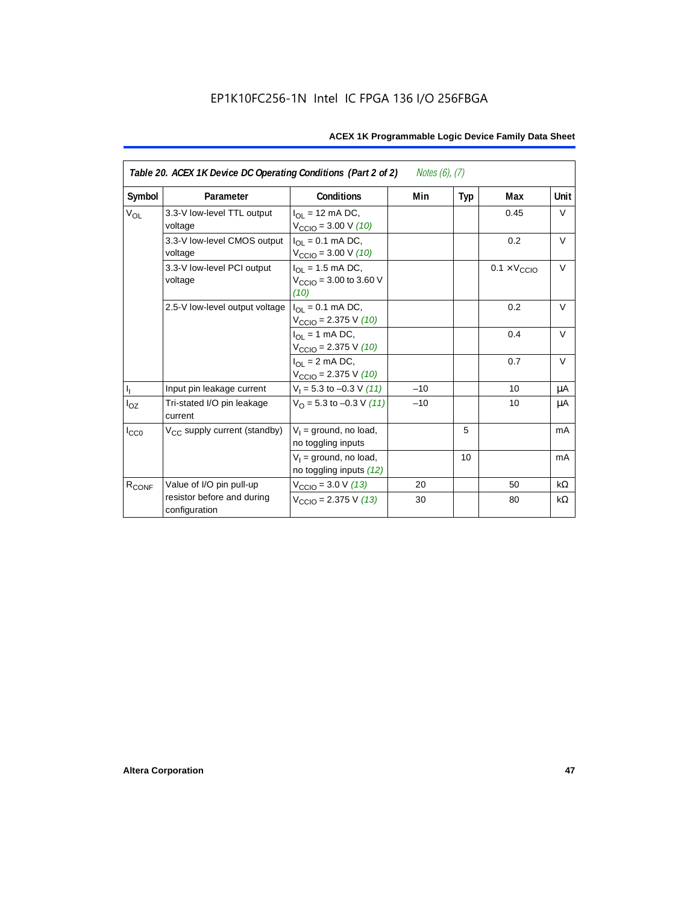EP1K10FC256-1N Intel IC FPGA 136 I/O 256FBGA

**Table 20. ACEX 1K Device DC Operating Conditions (Part 2 of 2)** *Notes (6), (7)*

| Symbol | Parameter | Conditions | Min | Typ | Max | Unit |
|---|---|---|---|---|---|---|
| $V_{OL}$ | 3.3-V low-level TTL output voltage | $I_{OL}$ = 12 mA DC, $V_{CCIO}$ = 3.00 V *(10)* | | | 0.45 | V |
| | 3.3-V low-level CMOS output voltage | $I_{OL}$ = 0.1 mA DC, $V_{CCIO}$ = 3.00 V *(10)* | | | 0.2 | V |
| | 3.3-V low-level PCI output voltage | $I_{OL}$ = 1.5 mA DC, $V_{CCIO}$ = 3.00 to 3.60 V *(10)* | | | $0.1 \times V_{CCIO}$ | V |
| | 2.5-V low-level output voltage | $I_{OL}$ = 0.1 mA DC, $V_{CCIO}$ = 2.375 V *(10)* | | | 0.2 | V |
| | | $I_{OL}$ = 1 mA DC, $V_{CCIO}$ = 2.375 V *(10)* | | | 0.4 | V |
| | | $I_{OL}$ = 2 mA DC, $V_{CCIO}$ = 2.375 V *(10)* | | | 0.7 | V |
| $I_I$ | Input pin leakage current | $V_I$ = 5.3 to –0.3 V *(11)* | –10 | | 10 | µA |
| $I_{OZ}$ | Tri-stated I/O pin leakage current | $V_O$ = 5.3 to –0.3 V *(11)* | –10 | | 10 | µA |
| $I_{CC0}$ | $V_{CC}$ supply current (standby) | $V_I$ = ground, no load, no toggling inputs | | 5 | | mA |
| | | $V_I$ = ground, no load, no toggling inputs *(12)* | | 10 | | mA |
| $R_{CONF}$ | Value of I/O pin pull-up resistor before and during configuration | $V_{CCIO}$ = 3.0 V *(13)* | 20 | | 50 | kΩ |
| | | $V_{CCIO}$ = 2.375 V *(13)* | 30 | | 80 | kΩ |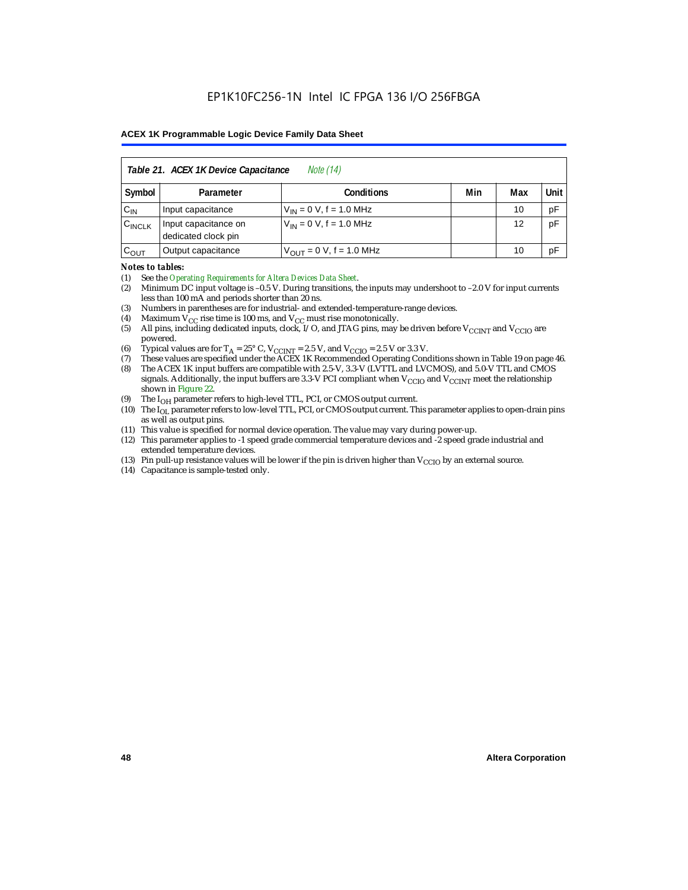**Table 21. ACEX 1K Device Capacitance** *Note (14)*

| Symbol | Parameter | Conditions | Min | Max | Unit |
|---|---|---|---|---|---|
| $C_{IN}$ | Input capacitance | $V_{IN}$ = 0 V, f = 1.0 MHz | | 10 | pF |
| $C_{INCLK}$ | Input capacitance on dedicated clock pin | $V_{IN}$ = 0 V, f = 1.0 MHz | | 12 | pF |
| $C_{OUT}$ | Output capacitance | $V_{OUT}$ = 0 V, f = 1.0 MHz | | 10 | pF |

*Notes to tables:*

(1) See the *Operating Requirements for Altera Devices Data Sheet*.
(2) Minimum DC input voltage is –0.5 V. During transitions, the inputs may undershoot to –2.0 V for input currents less than 100 mA and periods shorter than 20 ns.
(3) Numbers in parentheses are for industrial- and extended-temperature-range devices.
(4) Maximum $V_{CC}$ rise time is 100 ms, and $V_{CC}$ must rise monotonically.
(5) All pins, including dedicated inputs, clock, I/O, and JTAG pins, may be driven before $V_{CCINT}$ and $V_{CCIO}$ are powered.
(6) Typical values are for $T_A$ = 25° C, $V_{CCINT}$ = 2.5 V, and $V_{CCIO}$ = 2.5 V or 3.3 V.
(7) These values are specified under the ACEX 1K Recommended Operating Conditions shown in Table 19 on page 46.
(8) The ACEX 1K input buffers are compatible with 2.5-V, 3.3-V (LVTTL and LVCMOS), and 5.0-V TTL and CMOS signals. Additionally, the input buffers are 3.3-V PCI compliant when $V_{CCIO}$ and $V_{CCINT}$ meet the relationship shown in Figure 22.
(9) The $I_{OH}$ parameter refers to high-level TTL, PCI, or CMOS output current.
(10) The $I_{OL}$ parameter refers to low-level TTL, PCI, or CMOS output current. This parameter applies to open-drain pins as well as output pins.
(11) This value is specified for normal device operation. The value may vary during power-up.
(12) This parameter applies to -1 speed grade commercial temperature devices and -2 speed grade industrial and extended temperature devices.
(13) Pin pull-up resistance values will be lower if the pin is driven higher than $V_{CCIO}$ by an external source.
(14) Capacitance is sample-tested only.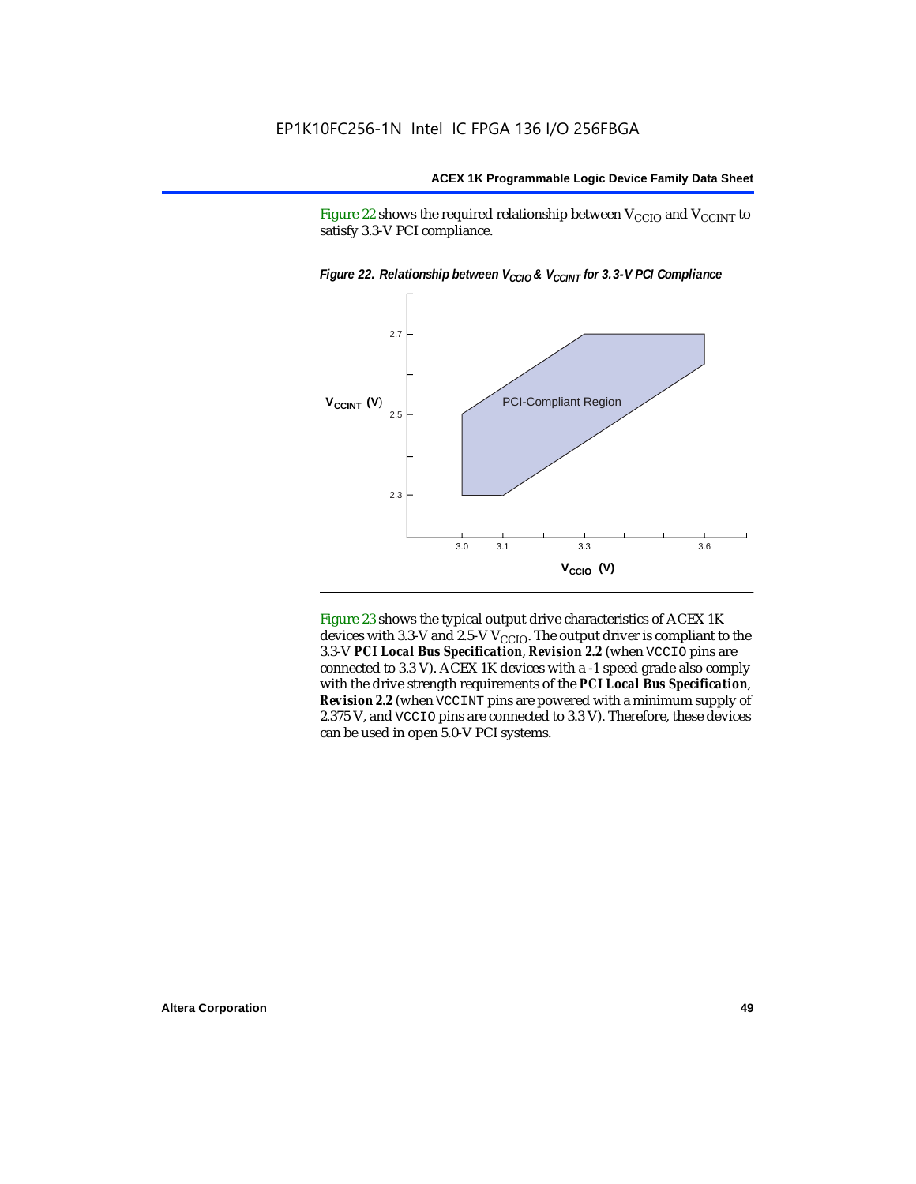Figure 22 shows the required relationship between $V_{CCIO}$ and $V_{CCINT}$ to satisfy 3.3-V PCI compliance.

*Figure 22. Relationship between $V_{CCIO}$ & $V_{CCINT}$ for 3.3-V PCI Compliance*

Figure 23 shows the typical output drive characteristics of ACEX 1K devices with 3.3-V and 2.5-V $V_{CCIO}$. The output driver is compliant to the 3.3-V ***PCI Local Bus Specification***, ***Revision 2.2*** (when VCCIO pins are connected to 3.3 V). ACEX 1K devices with a -1 speed grade also comply with the drive strength requirements of the ***PCI Local Bus Specification***, ***Revision 2.2*** (when VCCINT pins are powered with a minimum supply of 2.375 V, and VCCIO pins are connected to 3.3 V). Therefore, these devices can be used in open 5.0-V PCI systems.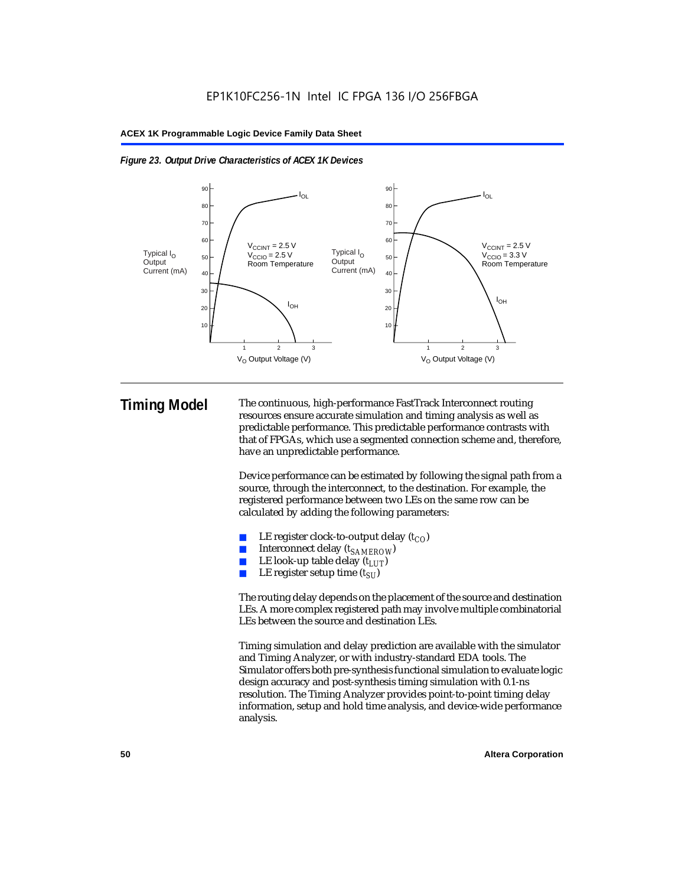*Figure 23. Output Drive Characteristics of ACEX 1K Devices*

# Timing Model

The continuous, high-performance FastTrack Interconnect routing resources ensure accurate simulation and timing analysis as well as predictable performance. This predictable performance contrasts with that of FPGAs, which use a segmented connection scheme and, therefore, have an unpredictable performance.

Device performance can be estimated by following the signal path from a source, through the interconnect, to the destination. For example, the registered performance between two LEs on the same row can be calculated by adding the following parameters:

- LE register clock-to-output delay ($t_{CO}$)
- Interconnect delay ($t_{SAMEROW}$)
- LE look-up table delay ($t_{LUT}$)
- LE register setup time ($t_{SU}$)

The routing delay depends on the placement of the source and destination LEs. A more complex registered path may involve multiple combinatorial LEs between the source and destination LEs.

Timing simulation and delay prediction are available with the simulator and Timing Analyzer, or with industry-standard EDA tools. The Simulator offers both pre-synthesis functional simulation to evaluate logic design accuracy and post-synthesis timing simulation with 0.1-ns resolution. The Timing Analyzer provides point-to-point timing delay information, setup and hold time analysis, and device-wide performance analysis.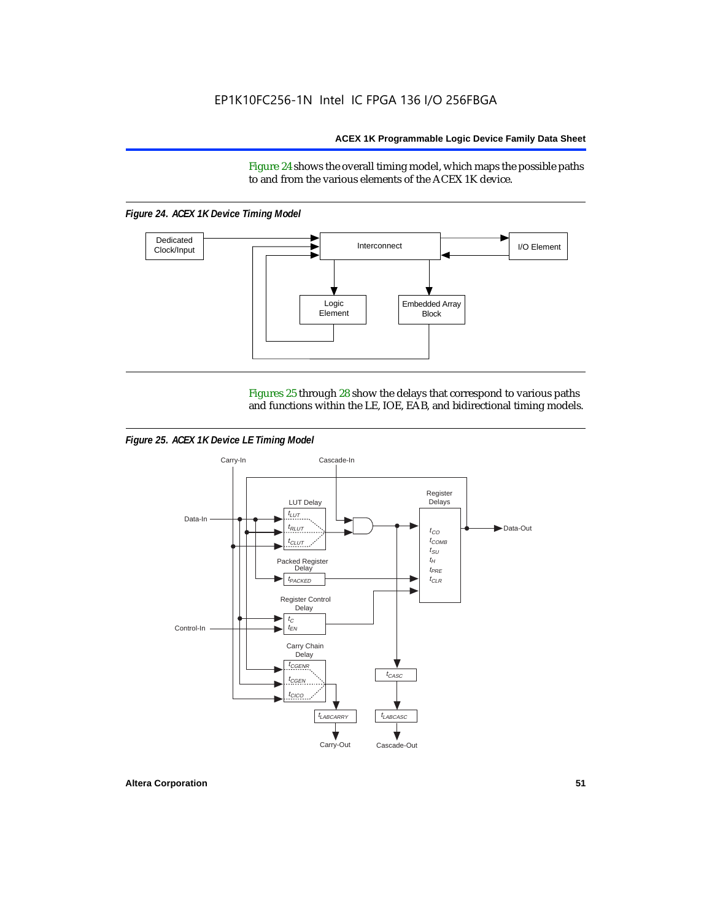Figure 24 shows the overall timing model, which maps the possible paths to and from the various elements of the ACEX 1K device.

*Figure 24. ACEX 1K Device Timing Model*

Figures 25 through 28 show the delays that correspond to various paths and functions within the LE, IOE, EAB, and bidirectional timing models.

*Figure 25. ACEX 1K Device LE Timing Model*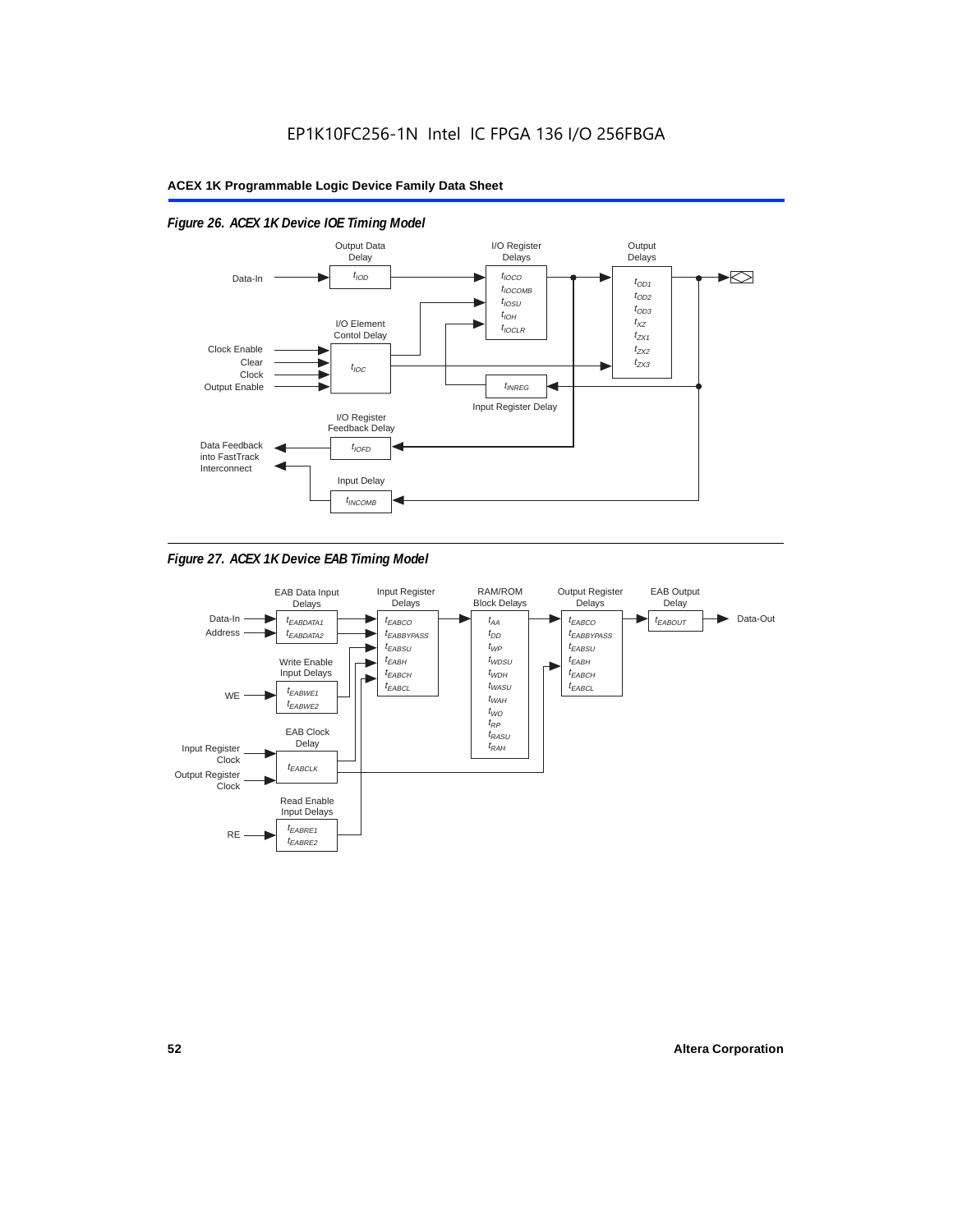*Figure 26. ACEX 1K Device IOE Timing Model*

*Figure 27. ACEX 1K Device EAB Timing Model*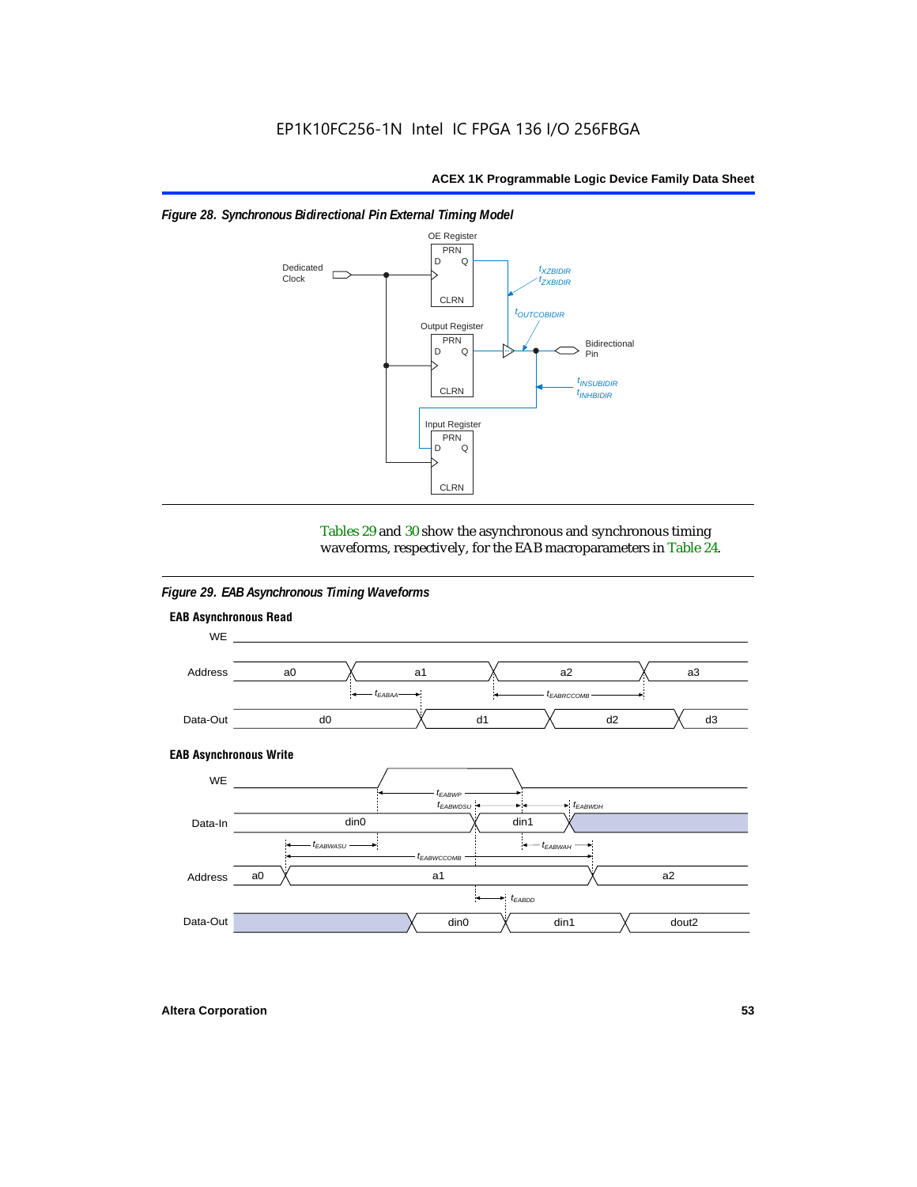*Figure 28. Synchronous Bidirectional Pin External Timing Model*

Tables 29 and 30 show the asynchronous and synchronous timing waveforms, respectively, for the EAB macroparameters in Table 24.

*Figure 29. EAB Asynchronous Timing Waveforms*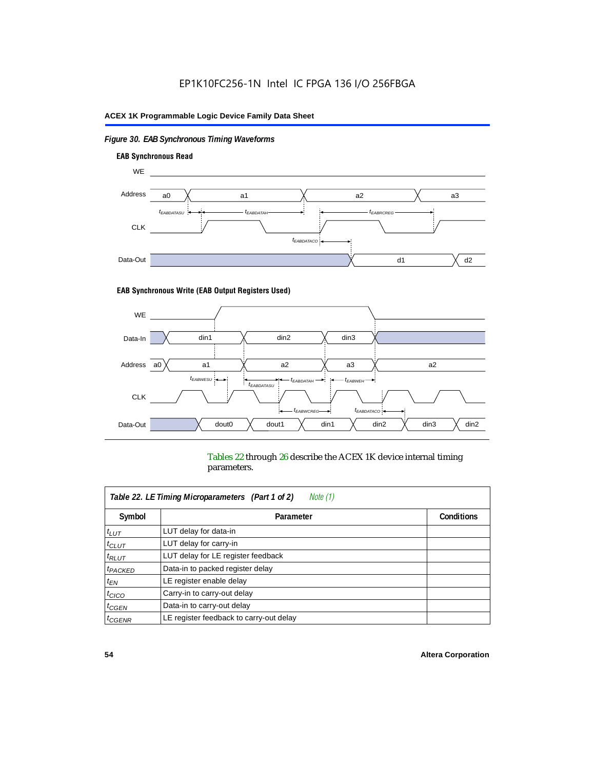*Figure 30. EAB Synchronous Timing Waveforms*

**EAB Synchronous Read**

WE

Address: a0, a1, a2, a3

$t_{EABDATASU}$ $t_{EABDATAH}$ $t_{EABRCREG}$

CLK

$t_{EABDATACO}$

Data-Out: d1, d2

**EAB Synchronous Write (EAB Output Registers Used)**

WE

Data-In: din1, din2, din3

Address: a0, a1, a2, a3, a2

$t_{EABWESU}$ $t_{EABDATASU}$ $t_{EABDATAH}$ $t_{EABWEH}$

CLK

$t_{EABWCREG}$ $t_{EABDATACO}$

Data-Out: dout0, dout1, din1, din2, din3, din2

Tables 22 through 26 describe the ACEX 1K device internal timing parameters.

| *Table 22. LE Timing Microparameters (Part 1 of 2) Note (1)* | | |
|---|---|---|
| **Symbol** | **Parameter** | **Conditions** |
| $t_{LUT}$ | LUT delay for data-in | |
| $t_{CLUT}$ | LUT delay for carry-in | |
| $t_{RLUT}$ | LUT delay for LE register feedback | |
| $t_{PACKED}$ | Data-in to packed register delay | |
| $t_{EN}$ | LE register enable delay | |
| $t_{CICO}$ | Carry-in to carry-out delay | |
| $t_{CGEN}$ | Data-in to carry-out delay | |
| $t_{CGENR}$ | LE register feedback to carry-out delay | |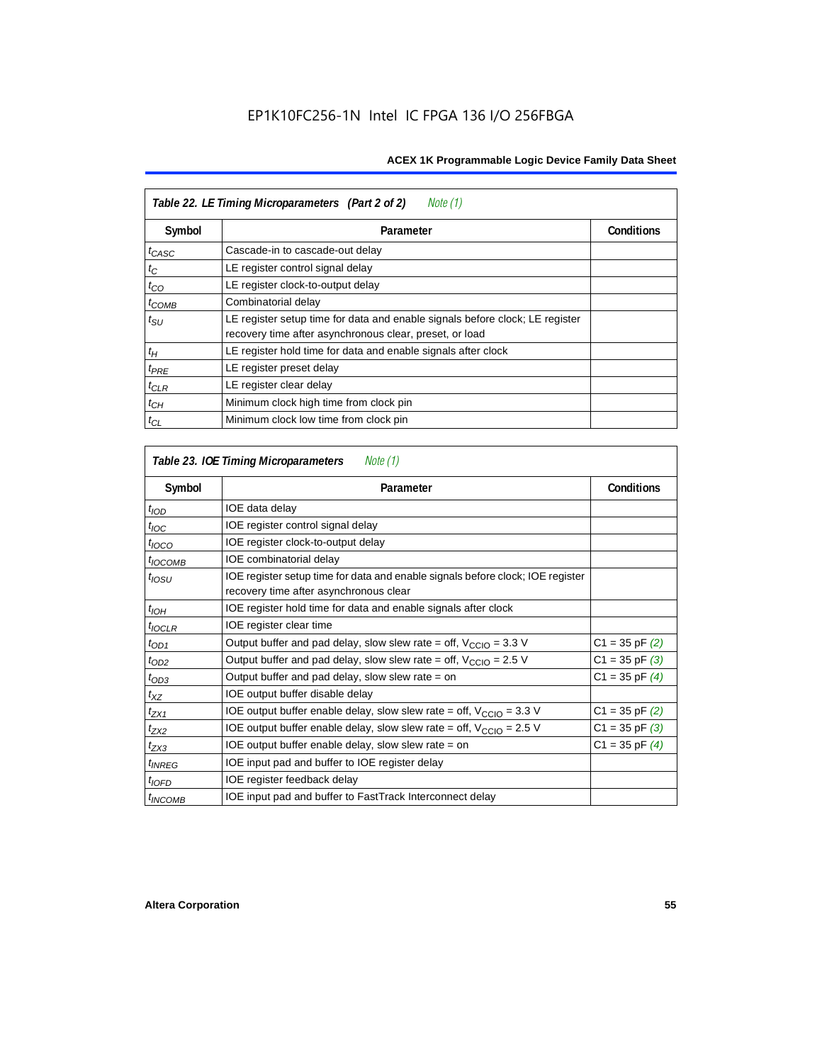**Table 22. LE Timing Microparameters (Part 2 of 2)** *Note (1)*

| Symbol | Parameter | Conditions |
|---|---|---|
| $t_{CASC}$ | Cascade-in to cascade-out delay | |
| $t_C$ | LE register control signal delay | |
| $t_{CO}$ | LE register clock-to-output delay | |
| $t_{COMB}$ | Combinatorial delay | |
| $t_{SU}$ | LE register setup time for data and enable signals before clock; LE register recovery time after asynchronous clear, preset, or load | |
| $t_H$ | LE register hold time for data and enable signals after clock | |
| $t_{PRE}$ | LE register preset delay | |
| $t_{CLR}$ | LE register clear delay | |
| $t_{CH}$ | Minimum clock high time from clock pin | |
| $t_{CL}$ | Minimum clock low time from clock pin | |

**Table 23. IOE Timing Microparameters** *Note (1)*

| Symbol | Parameter | Conditions |
|---|---|---|
| $t_{IOD}$ | IOE data delay | |
| $t_{IOC}$ | IOE register control signal delay | |
| $t_{IOCO}$ | IOE register clock-to-output delay | |
| $t_{IOCOMB}$ | IOE combinatorial delay | |
| $t_{IOSU}$ | IOE register setup time for data and enable signals before clock; IOE register recovery time after asynchronous clear | |
| $t_{IOH}$ | IOE register hold time for data and enable signals after clock | |
| $t_{IOCLR}$ | IOE register clear time | |
| $t_{OD1}$ | Output buffer and pad delay, slow slew rate = off, $V_{CCIO}$ = 3.3 V | C1 = 35 pF *(2)* |
| $t_{OD2}$ | Output buffer and pad delay, slow slew rate = off, $V_{CCIO}$ = 2.5 V | C1 = 35 pF *(3)* |
| $t_{OD3}$ | Output buffer and pad delay, slow slew rate = on | C1 = 35 pF *(4)* |
| $t_{XZ}$ | IOE output buffer disable delay | |
| $t_{ZX1}$ | IOE output buffer enable delay, slow slew rate = off, $V_{CCIO}$ = 3.3 V | C1 = 35 pF *(2)* |
| $t_{ZX2}$ | IOE output buffer enable delay, slow slew rate = off, $V_{CCIO}$ = 2.5 V | C1 = 35 pF *(3)* |
| $t_{ZX3}$ | IOE output buffer enable delay, slow slew rate = on | C1 = 35 pF *(4)* |
| $t_{INREG}$ | IOE input pad and buffer to IOE register delay | |
| $t_{IOFD}$ | IOE register feedback delay | |
| $t_{INCOMB}$ | IOE input pad and buffer to FastTrack Interconnect delay | |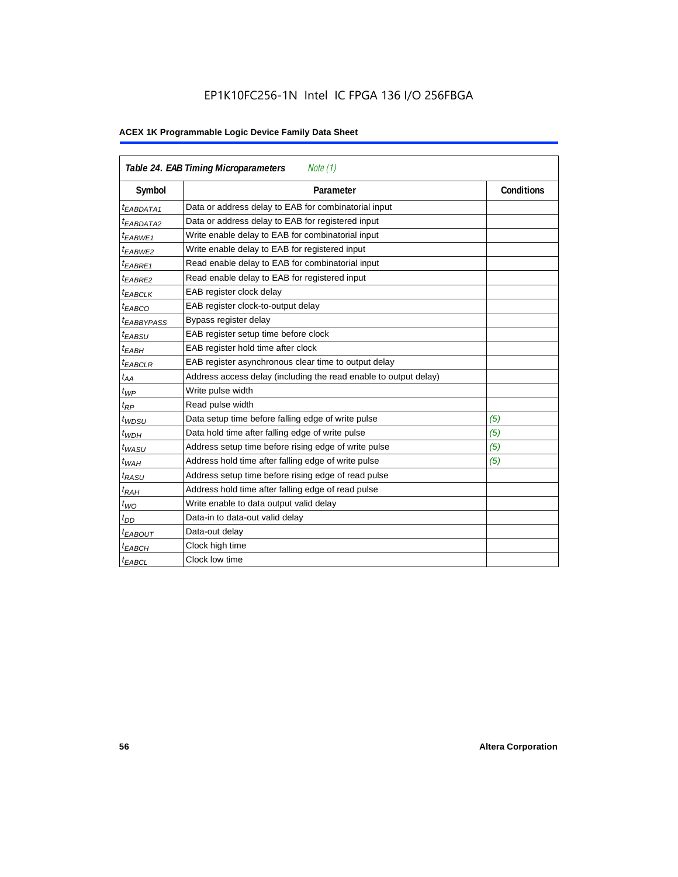**Table 24. EAB Timing Microparameters** *Note (1)*

| Symbol | Parameter | Conditions |
|---|---|---|
| $t_{EABDATA1}$ | Data or address delay to EAB for combinatorial input | |
| $t_{EABDATA2}$ | Data or address delay to EAB for registered input | |
| $t_{EABWE1}$ | Write enable delay to EAB for combinatorial input | |
| $t_{EABWE2}$ | Write enable delay to EAB for registered input | |
| $t_{EABRE1}$ | Read enable delay to EAB for combinatorial input | |
| $t_{EABRE2}$ | Read enable delay to EAB for registered input | |
| $t_{EABCLK}$ | EAB register clock delay | |
| $t_{EABCO}$ | EAB register clock-to-output delay | |
| $t_{EABBYPASS}$ | Bypass register delay | |
| $t_{EABSU}$ | EAB register setup time before clock | |
| $t_{EABH}$ | EAB register hold time after clock | |
| $t_{EABCLR}$ | EAB register asynchronous clear time to output delay | |
| $t_{AA}$ | Address access delay (including the read enable to output delay) | |
| $t_{WP}$ | Write pulse width | |
| $t_{RP}$ | Read pulse width | |
| $t_{WDSU}$ | Data setup time before falling edge of write pulse | *(5)* |
| $t_{WDH}$ | Data hold time after falling edge of write pulse | *(5)* |
| $t_{WASU}$ | Address setup time before rising edge of write pulse | *(5)* |
| $t_{WAH}$ | Address hold time after falling edge of write pulse | *(5)* |
| $t_{RASU}$ | Address setup time before rising edge of read pulse | |
| $t_{RAH}$ | Address hold time after falling edge of read pulse | |
| $t_{WO}$ | Write enable to data output valid delay | |
| $t_{DD}$ | Data-in to data-out valid delay | |
| $t_{EABOUT}$ | Data-out delay | |
| $t_{EABCH}$ | Clock high time | |
| $t_{EABCL}$ | Clock low time | |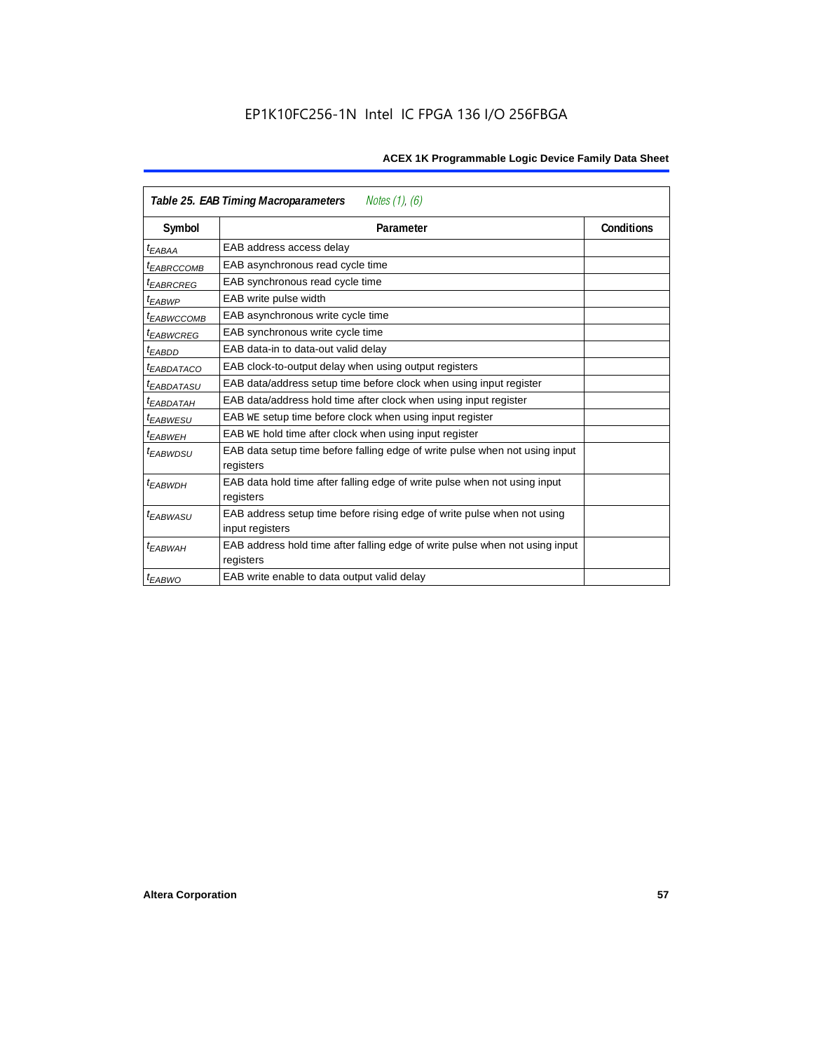**Table 25. EAB Timing Macroparameters** *Notes (1), (6)*

| Symbol | Parameter | Conditions |
|---|---|---|
| $t_{EABAA}$ | EAB address access delay | |
| $t_{EABRCCOMB}$ | EAB asynchronous read cycle time | |
| $t_{EABRCREG}$ | EAB synchronous read cycle time | |
| $t_{EABWP}$ | EAB write pulse width | |
| $t_{EABWCCOMB}$ | EAB asynchronous write cycle time | |
| $t_{EABWCREG}$ | EAB synchronous write cycle time | |
| $t_{EABDD}$ | EAB data-in to data-out valid delay | |
| $t_{EABDATACO}$ | EAB clock-to-output delay when using output registers | |
| $t_{EABDATASU}$ | EAB data/address setup time before clock when using input register | |
| $t_{EABDATAH}$ | EAB data/address hold time after clock when using input register | |
| $t_{EABWESU}$ | EAB WE setup time before clock when using input register | |
| $t_{EABWEH}$ | EAB WE hold time after clock when using input register | |
| $t_{EABWDSU}$ | EAB data setup time before falling edge of write pulse when not using input registers | |
| $t_{EABWDH}$ | EAB data hold time after falling edge of write pulse when not using input registers | |
| $t_{EABWASU}$ | EAB address setup time before rising edge of write pulse when not using input registers | |
| $t_{EABWAH}$ | EAB address hold time after falling edge of write pulse when not using input registers | |
| $t_{EABWO}$ | EAB write enable to data output valid delay | |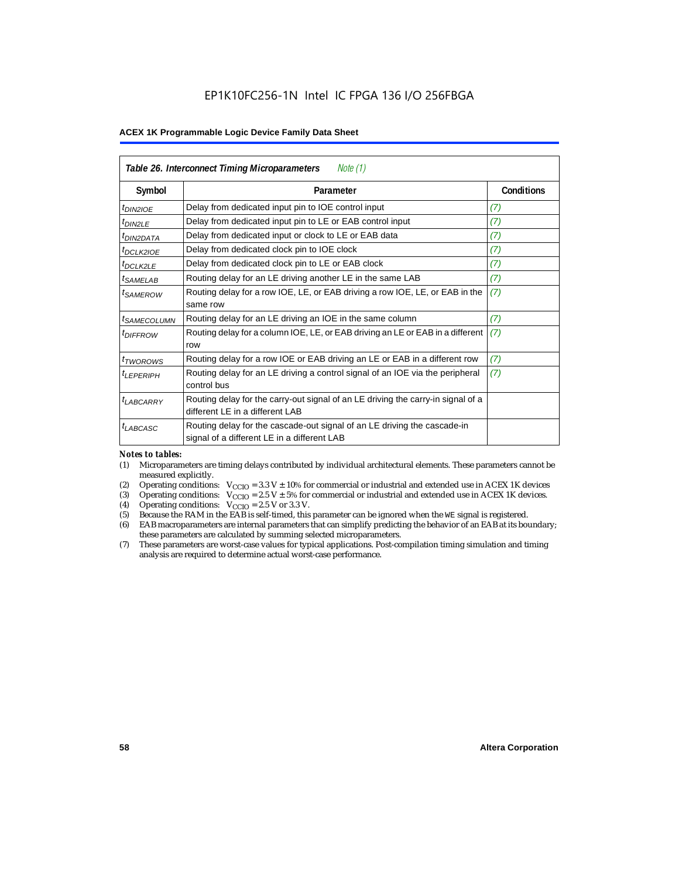## Table 26. Interconnect Timing Microparameters *Note (1)*

| Symbol | Parameter | Conditions |
|---|---|---|
| $t_{DIN2IOE}$ | Delay from dedicated input pin to IOE control input | *(7)* |
| $t_{DIN2LE}$ | Delay from dedicated input pin to LE or EAB control input | *(7)* |
| $t_{DIN2DATA}$ | Delay from dedicated input or clock to LE or EAB data | *(7)* |
| $t_{DCLK2IOE}$ | Delay from dedicated clock pin to IOE clock | *(7)* |
| $t_{DCLK2LE}$ | Delay from dedicated clock pin to LE or EAB clock | *(7)* |
| $t_{SAMELAB}$ | Routing delay for an LE driving another LE in the same LAB | *(7)* |
| $t_{SAMEROW}$ | Routing delay for a row IOE, LE, or EAB driving a row IOE, LE, or EAB in the same row | *(7)* |
| $t_{SAMECOLUMN}$ | Routing delay for an LE driving an IOE in the same column | *(7)* |
| $t_{DIFFROW}$ | Routing delay for a column IOE, LE, or EAB driving an LE or EAB in a different row | *(7)* |
| $t_{TWOROWS}$ | Routing delay for a row IOE or EAB driving an LE or EAB in a different row | *(7)* |
| $t_{LEPERIPH}$ | Routing delay for an LE driving a control signal of an IOE via the peripheral control bus | *(7)* |
| $t_{LABCARRY}$ | Routing delay for the carry-out signal of an LE driving the carry-in signal of a different LE in a different LAB | |
| $t_{LABCASC}$ | Routing delay for the cascade-out signal of an LE driving the cascade-in signal of a different LE in a different LAB | |

*Notes to tables:*

(1) Microparameters are timing delays contributed by individual architectural elements. These parameters cannot be measured explicitly.

(2) Operating conditions: $V_{CCIO} = 3.3\text{ V} \pm 10\%$ for commercial or industrial and extended use in ACEX 1K devices

(3) Operating conditions: $V_{CCIO} = 2.5\text{ V} \pm 5\%$ for commercial or industrial and extended use in ACEX 1K devices.

(4) Operating conditions: $V_{CCIO} = 2.5\text{ V}$ or $3.3\text{ V}$.

(5) Because the RAM in the EAB is self-timed, this parameter can be ignored when the WE signal is registered.

(6) EAB macroparameters are internal parameters that can simplify predicting the behavior of an EAB at its boundary; these parameters are calculated by summing selected microparameters.

(7) These parameters are worst-case values for typical applications. Post-compilation timing simulation and timing analysis are required to determine actual worst-case performance.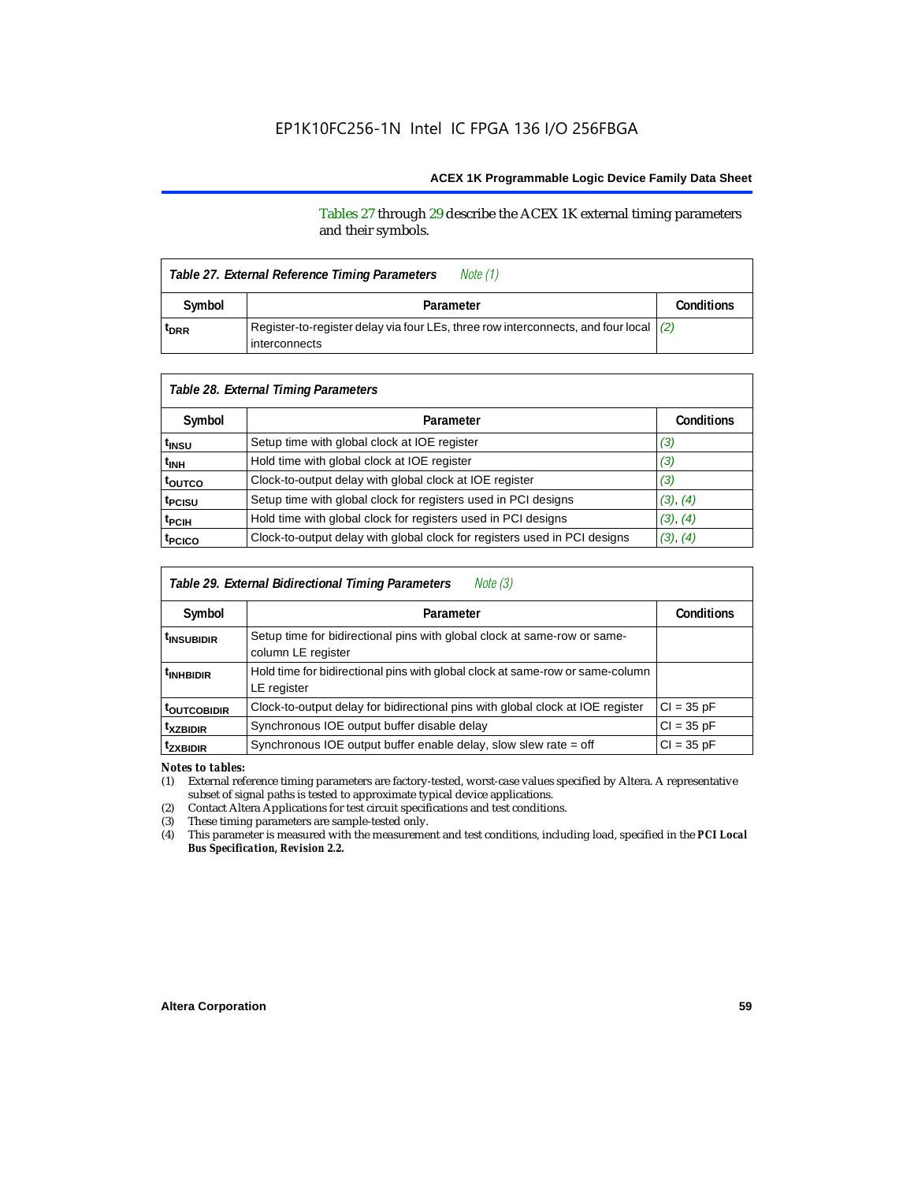Tables 27 through 29 describe the ACEX 1K external timing parameters and their symbols.

| *Table 27. External Reference Timing Parameters* *Note (1)* | | |
|---|---|---|
| **Symbol** | **Parameter** | **Conditions** |
| $t_{DRR}$ | Register-to-register delay via four LEs, three row interconnects, and four local interconnects | *(2)* |

| *Table 28. External Timing Parameters* | | |
|---|---|---|
| **Symbol** | **Parameter** | **Conditions** |
| $t_{INSU}$ | Setup time with global clock at IOE register | *(3)* |
| $t_{INH}$ | Hold time with global clock at IOE register | *(3)* |
| $t_{OUTCO}$ | Clock-to-output delay with global clock at IOE register | *(3)* |
| $t_{PCISU}$ | Setup time with global clock for registers used in PCI designs | *(3)*, *(4)* |
| $t_{PCIH}$ | Hold time with global clock for registers used in PCI designs | *(3)*, *(4)* |
| $t_{PCICO}$ | Clock-to-output delay with global clock for registers used in PCI designs | *(3)*, *(4)* |

| *Table 29. External Bidirectional Timing Parameters* *Note (3)* | | |
|---|---|---|
| **Symbol** | **Parameter** | **Conditions** |
| $t_{INSUBIDIR}$ | Setup time for bidirectional pins with global clock at same-row or same-column LE register | |
| $t_{INHBIDIR}$ | Hold time for bidirectional pins with global clock at same-row or same-column LE register | |
| $t_{OUTCOBIDIR}$ | Clock-to-output delay for bidirectional pins with global clock at IOE register | CI = 35 pF |
| $t_{XZBIDIR}$ | Synchronous IOE output buffer disable delay | CI = 35 pF |
| $t_{ZXBIDIR}$ | Synchronous IOE output buffer enable delay, slow slew rate = off | CI = 35 pF |

***Notes to tables:***

(1) External reference timing parameters are factory-tested, worst-case values specified by Altera. A representative subset of signal paths is tested to approximate typical device applications.

(2) Contact Altera Applications for test circuit specifications and test conditions.

(3) These timing parameters are sample-tested only.

(4) This parameter is measured with the measurement and test conditions, including load, specified in the ***PCI Local Bus Specification, Revision 2.2.***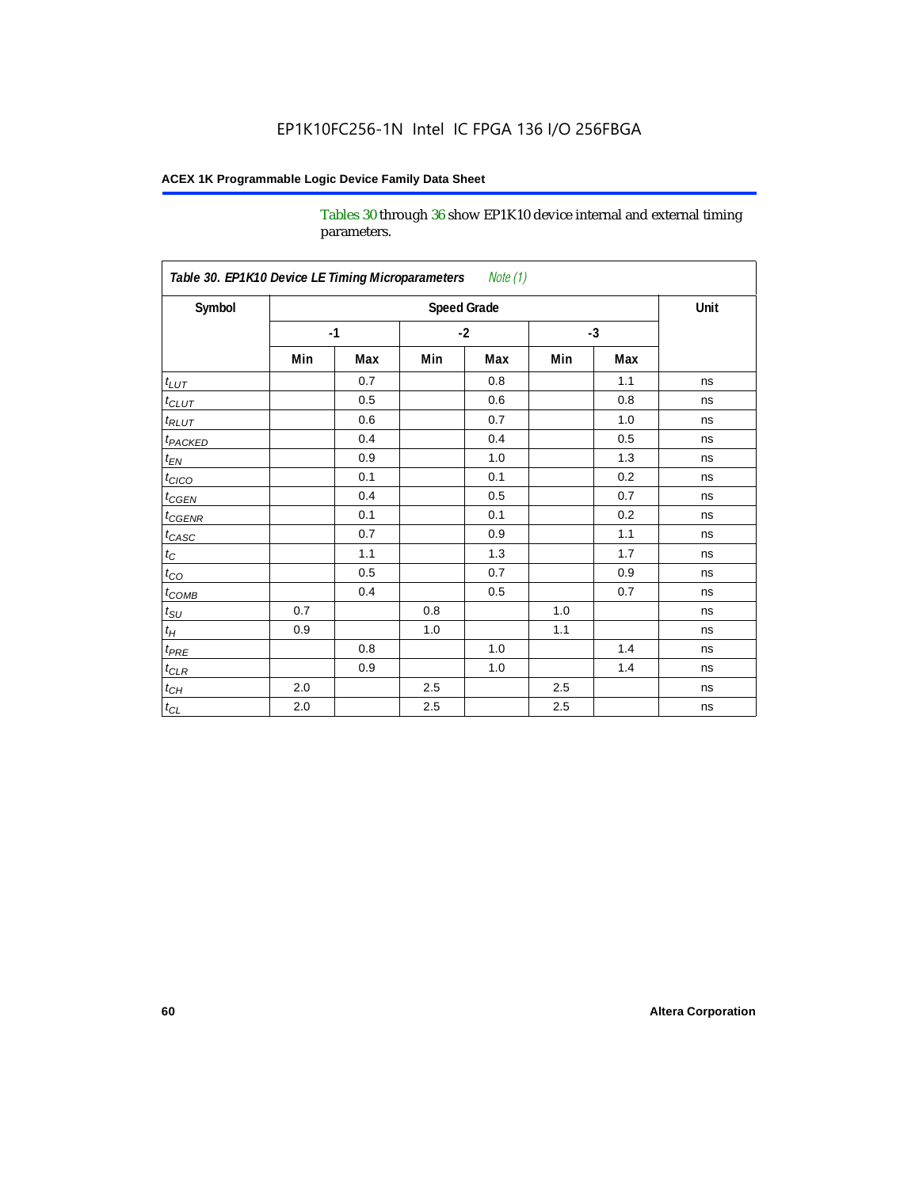Tables 30 through 36 show EP1K10 device internal and external timing parameters.

| *Table 30. EP1K10 Device LE Timing Microparameters* *Note (1)* | | | | | | | |
|---|---|---|---|---|---|---|---|
| **Symbol** | **Speed Grade** | | | | | | **Unit** |
| | **-1** | | **-2** | | **-3** | | |
| | **Min** | **Max** | **Min** | **Max** | **Min** | **Max** | |
| $t_{LUT}$ | | 0.7 | | 0.8 | | 1.1 | ns |
| $t_{CLUT}$ | | 0.5 | | 0.6 | | 0.8 | ns |
| $t_{RLUT}$ | | 0.6 | | 0.7 | | 1.0 | ns |
| $t_{PACKED}$ | | 0.4 | | 0.4 | | 0.5 | ns |
| $t_{EN}$ | | 0.9 | | 1.0 | | 1.3 | ns |
| $t_{CICO}$ | | 0.1 | | 0.1 | | 0.2 | ns |
| $t_{CGEN}$ | | 0.4 | | 0.5 | | 0.7 | ns |
| $t_{CGENR}$ | | 0.1 | | 0.1 | | 0.2 | ns |
| $t_{CASC}$ | | 0.7 | | 0.9 | | 1.1 | ns |
| $t_{C}$ | | 1.1 | | 1.3 | | 1.7 | ns |
| $t_{CO}$ | | 0.5 | | 0.7 | | 0.9 | ns |
| $t_{COMB}$ | | 0.4 | | 0.5 | | 0.7 | ns |
| $t_{SU}$ | 0.7 | | 0.8 | | 1.0 | | ns |
| $t_{H}$ | 0.9 | | 1.0 | | 1.1 | | ns |
| $t_{PRE}$ | | 0.8 | | 1.0 | | 1.4 | ns |
| $t_{CLR}$ | | 0.9 | | 1.0 | | 1.4 | ns |
| $t_{CH}$ | 2.0 | | 2.5 | | 2.5 | | ns |
| $t_{CL}$ | 2.0 | | 2.5 | | 2.5 | | ns |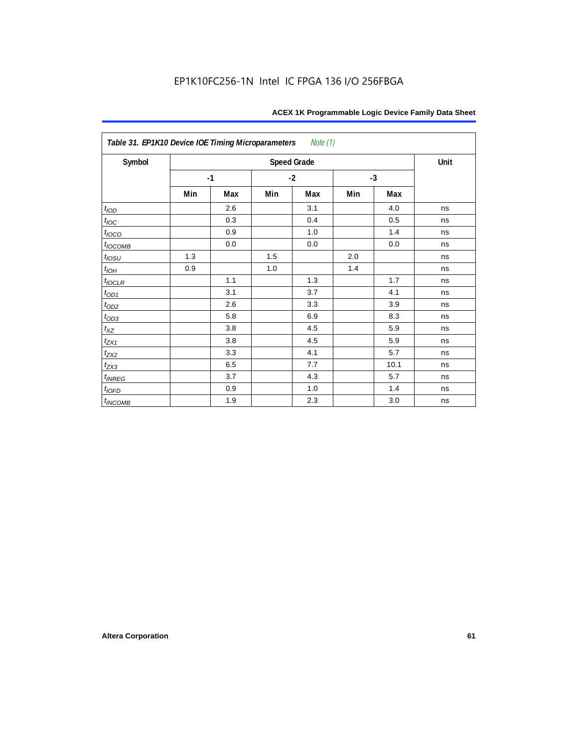EP1K10FC256-1N Intel IC FPGA 136 I/O 256FBGA

**Table 31. EP1K10 Device IOE Timing Microparameters** *Note (1)*

| Symbol | Speed Grade | | | | | | Unit |
|---|---|---|---|---|---|---|---|
| | -1 | | -2 | | -3 | | |
| | Min | Max | Min | Max | Min | Max | |
| $t_{IOD}$ | | 2.6 | | 3.1 | | 4.0 | ns |
| $t_{IOC}$ | | 0.3 | | 0.4 | | 0.5 | ns |
| $t_{IOCO}$ | | 0.9 | | 1.0 | | 1.4 | ns |
| $t_{IOCOMB}$ | | 0.0 | | 0.0 | | 0.0 | ns |
| $t_{IOSU}$ | 1.3 | | 1.5 | | 2.0 | | ns |
| $t_{IOH}$ | 0.9 | | 1.0 | | 1.4 | | ns |
| $t_{IOCLR}$ | | 1.1 | | 1.3 | | 1.7 | ns |
| $t_{OD1}$ | | 3.1 | | 3.7 | | 4.1 | ns |
| $t_{OD2}$ | | 2.6 | | 3.3 | | 3.9 | ns |
| $t_{OD3}$ | | 5.8 | | 6.9 | | 8.3 | ns |
| $t_{XZ}$ | | 3.8 | | 4.5 | | 5.9 | ns |
| $t_{ZX1}$ | | 3.8 | | 4.5 | | 5.9 | ns |
| $t_{ZX2}$ | | 3.3 | | 4.1 | | 5.7 | ns |
| $t_{ZX3}$ | | 6.5 | | 7.7 | | 10.1 | ns |
| $t_{INREG}$ | | 3.7 | | 4.3 | | 5.7 | ns |
| $t_{IOFD}$ | | 0.9 | | 1.0 | | 1.4 | ns |
| $t_{INCOMB}$ | | 1.9 | | 2.3 | | 3.0 | ns |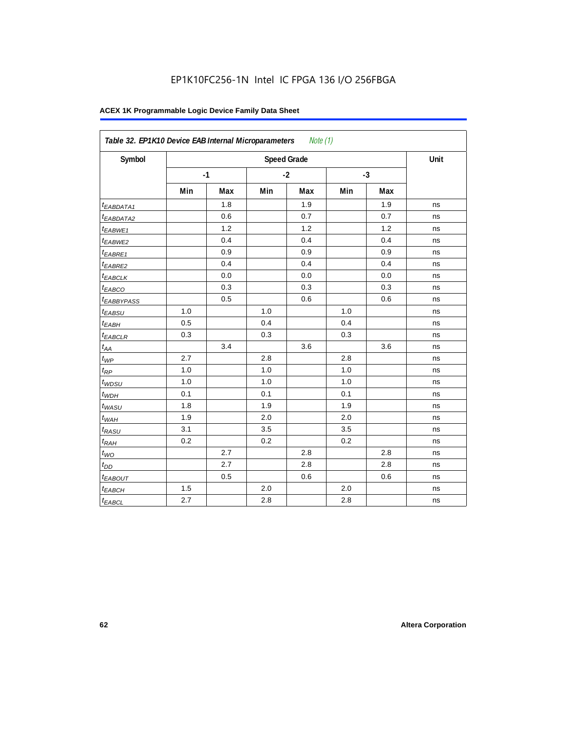**Table 32. EP1K10 Device EAB Internal Microparameters** *Note (1)*

| Symbol | Speed Grade | | | | | | Unit |
|---|---|---|---|---|---|---|---|
| | -1 | | -2 | | -3 | | |
| | Min | Max | Min | Max | Min | Max | |
| $t_{EABDATA1}$ | | 1.8 | | 1.9 | | 1.9 | ns |
| $t_{EABDATA2}$ | | 0.6 | | 0.7 | | 0.7 | ns |
| $t_{EABWE1}$ | | 1.2 | | 1.2 | | 1.2 | ns |
| $t_{EABWE2}$ | | 0.4 | | 0.4 | | 0.4 | ns |
| $t_{EABRE1}$ | | 0.9 | | 0.9 | | 0.9 | ns |
| $t_{EABRE2}$ | | 0.4 | | 0.4 | | 0.4 | ns |
| $t_{EABCLK}$ | | 0.0 | | 0.0 | | 0.0 | ns |
| $t_{EABCO}$ | | 0.3 | | 0.3 | | 0.3 | ns |
| $t_{EABBYPASS}$ | | 0.5 | | 0.6 | | 0.6 | ns |
| $t_{EABSU}$ | 1.0 | | 1.0 | | 1.0 | | ns |
| $t_{EABH}$ | 0.5 | | 0.4 | | 0.4 | | ns |
| $t_{EABCLR}$ | 0.3 | | 0.3 | | 0.3 | | ns |
| $t_{AA}$ | | 3.4 | | 3.6 | | 3.6 | ns |
| $t_{WP}$ | 2.7 | | 2.8 | | 2.8 | | ns |
| $t_{RP}$ | 1.0 | | 1.0 | | 1.0 | | ns |
| $t_{WDSU}$ | 1.0 | | 1.0 | | 1.0 | | ns |
| $t_{WDH}$ | 0.1 | | 0.1 | | 0.1 | | ns |
| $t_{WASU}$ | 1.8 | | 1.9 | | 1.9 | | ns |
| $t_{WAH}$ | 1.9 | | 2.0 | | 2.0 | | ns |
| $t_{RASU}$ | 3.1 | | 3.5 | | 3.5 | | ns |
| $t_{RAH}$ | 0.2 | | 0.2 | | 0.2 | | ns |
| $t_{WO}$ | | 2.7 | | 2.8 | | 2.8 | ns |
| $t_{DD}$ | | 2.7 | | 2.8 | | 2.8 | ns |
| $t_{EABOUT}$ | | 0.5 | | 0.6 | | 0.6 | ns |
| $t_{EABCH}$ | 1.5 | | 2.0 | | 2.0 | | ns |
| $t_{EABCL}$ | 2.7 | | 2.8 | | 2.8 | | ns |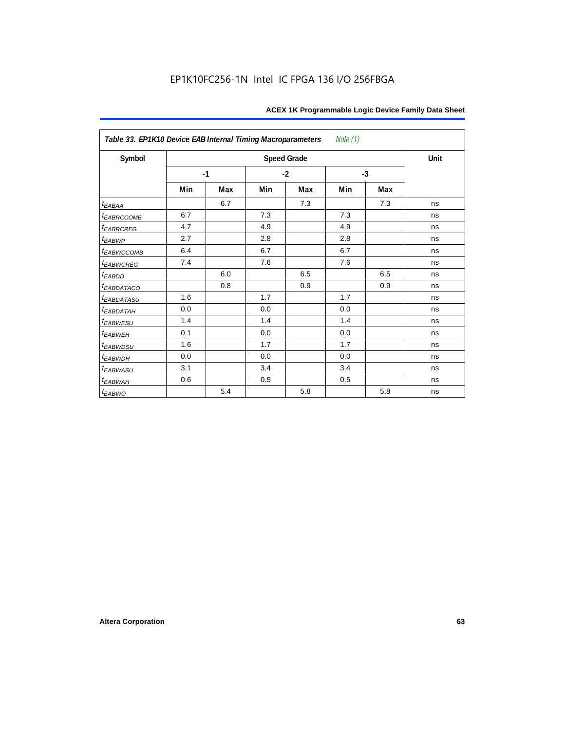EP1K10FC256-1N Intel IC FPGA 136 I/O 256FBGA

| *Table 33. EP1K10 Device EAB Internal Timing Macroparameters* *Note (1)* | | | | | | | |
|---|---|---|---|---|---|---|---|
| **Symbol** | **Speed Grade** | | | | | | **Unit** |
| | **-1** | | **-2** | | **-3** | | |
| | **Min** | **Max** | **Min** | **Max** | **Min** | **Max** | |
| $t_{EABAA}$ | | 6.7 | | 7.3 | | 7.3 | ns |
| $t_{EABRCCOMB}$ | 6.7 | | 7.3 | | 7.3 | | ns |
| $t_{EABRCREG}$ | 4.7 | | 4.9 | | 4.9 | | ns |
| $t_{EABWP}$ | 2.7 | | 2.8 | | 2.8 | | ns |
| $t_{EABWCCOMB}$ | 6.4 | | 6.7 | | 6.7 | | ns |
| $t_{EABWCREG}$ | 7.4 | | 7.6 | | 7.6 | | ns |
| $t_{EABDD}$ | | 6.0 | | 6.5 | | 6.5 | ns |
| $t_{EABDATACO}$ | | 0.8 | | 0.9 | | 0.9 | ns |
| $t_{EABDATASU}$ | 1.6 | | 1.7 | | 1.7 | | ns |
| $t_{EABDATAH}$ | 0.0 | | 0.0 | | 0.0 | | ns |
| $t_{EABWESU}$ | 1.4 | | 1.4 | | 1.4 | | ns |
| $t_{EABWEH}$ | 0.1 | | 0.0 | | 0.0 | | ns |
| $t_{EABWDSU}$ | 1.6 | | 1.7 | | 1.7 | | ns |
| $t_{EABWDH}$ | 0.0 | | 0.0 | | 0.0 | | ns |
| $t_{EABWASU}$ | 3.1 | | 3.4 | | 3.4 | | ns |
| $t_{EABWAH}$ | 0.6 | | 0.5 | | 0.5 | | ns |
| $t_{EABWO}$ | | 5.4 | | 5.8 | | 5.8 | ns |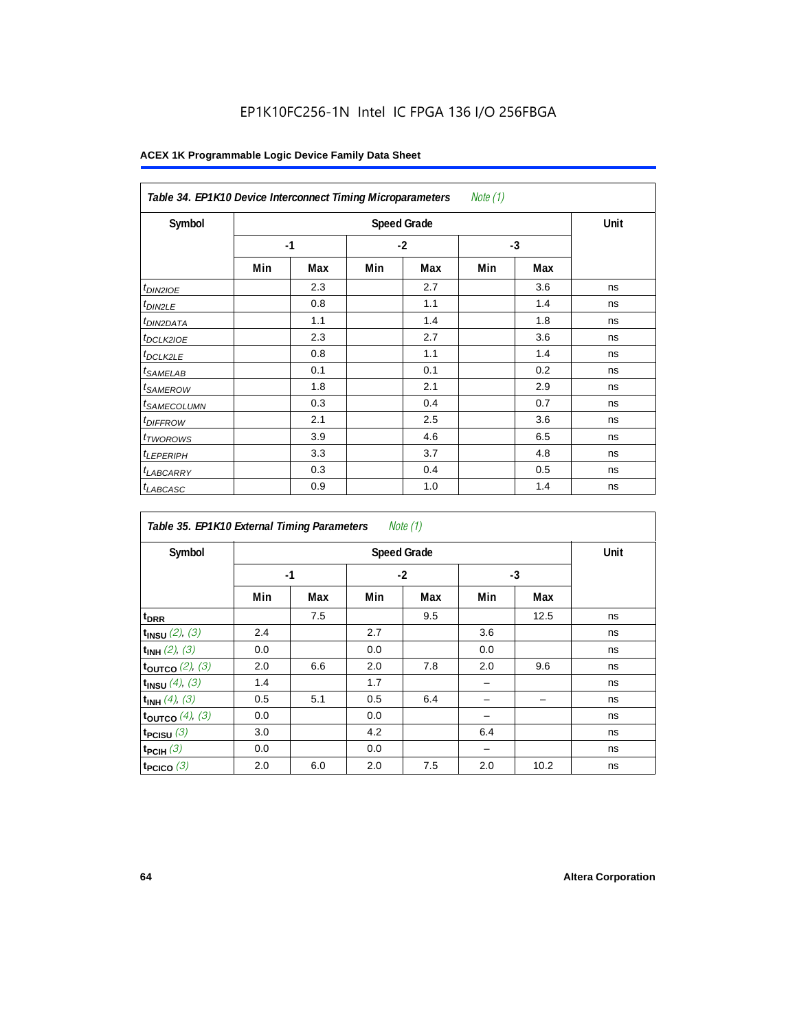# EP1K10FC256-1N Intel IC FPGA 136 I/O 256FBGA

**ACEX 1K Programmable Logic Device Family Data Sheet**

**Table 34. EP1K10 Device Interconnect Timing Microparameters** *Note (1)*

| Symbol | Speed Grade | | | | | | Unit |
|---|---|---|---|---|---|---|---|
| | -1 | | -2 | | -3 | | |
| | Min | Max | Min | Max | Min | Max | |
| $t_{DIN2IOE}$ | | 2.3 | | 2.7 | | 3.6 | ns |
| $t_{DIN2LE}$ | | 0.8 | | 1.1 | | 1.4 | ns |
| $t_{DIN2DATA}$ | | 1.1 | | 1.4 | | 1.8 | ns |
| $t_{DCLK2IOE}$ | | 2.3 | | 2.7 | | 3.6 | ns |
| $t_{DCLK2LE}$ | | 0.8 | | 1.1 | | 1.4 | ns |
| $t_{SAMELAB}$ | | 0.1 | | 0.1 | | 0.2 | ns |
| $t_{SAMEROW}$ | | 1.8 | | 2.1 | | 2.9 | ns |
| $t_{SAMECOLUMN}$ | | 0.3 | | 0.4 | | 0.7 | ns |
| $t_{DIFFROW}$ | | 2.1 | | 2.5 | | 3.6 | ns |
| $t_{TWOROWS}$ | | 3.9 | | 4.6 | | 6.5 | ns |
| $t_{LEPERIPH}$ | | 3.3 | | 3.7 | | 4.8 | ns |
| $t_{LABCARRY}$ | | 0.3 | | 0.4 | | 0.5 | ns |
| $t_{LABCASC}$ | | 0.9 | | 1.0 | | 1.4 | ns |

**Table 35. EP1K10 External Timing Parameters** *Note (1)*

| Symbol | Speed Grade | | | | | | Unit |
|---|---|---|---|---|---|---|---|
| | -1 | | -2 | | -3 | | |
| | Min | Max | Min | Max | Min | Max | |
| $t_{DRR}$ | | 7.5 | | 9.5 | | 12.5 | ns |
| $t_{INSU}$ *(2), (3)* | 2.4 | | 2.7 | | 3.6 | | ns |
| $t_{INH}$ *(2), (3)* | 0.0 | | 0.0 | | 0.0 | | ns |
| $t_{OUTCO}$ *(2), (3)* | 2.0 | 6.6 | 2.0 | 7.8 | 2.0 | 9.6 | ns |
| $t_{INSU}$ *(4), (3)* | 1.4 | | 1.7 | | – | | ns |
| $t_{INH}$ *(4), (3)* | 0.5 | 5.1 | 0.5 | 6.4 | – | – | ns |
| $t_{OUTCO}$ *(4), (3)* | 0.0 | | 0.0 | | – | | ns |
| $t_{PCISU}$ *(3)* | 3.0 | | 4.2 | | 6.4 | | ns |
| $t_{PCIH}$ *(3)* | 0.0 | | 0.0 | | – | | ns |
| $t_{PCICO}$ *(3)* | 2.0 | 6.0 | 2.0 | 7.5 | 2.0 | 10.2 | ns |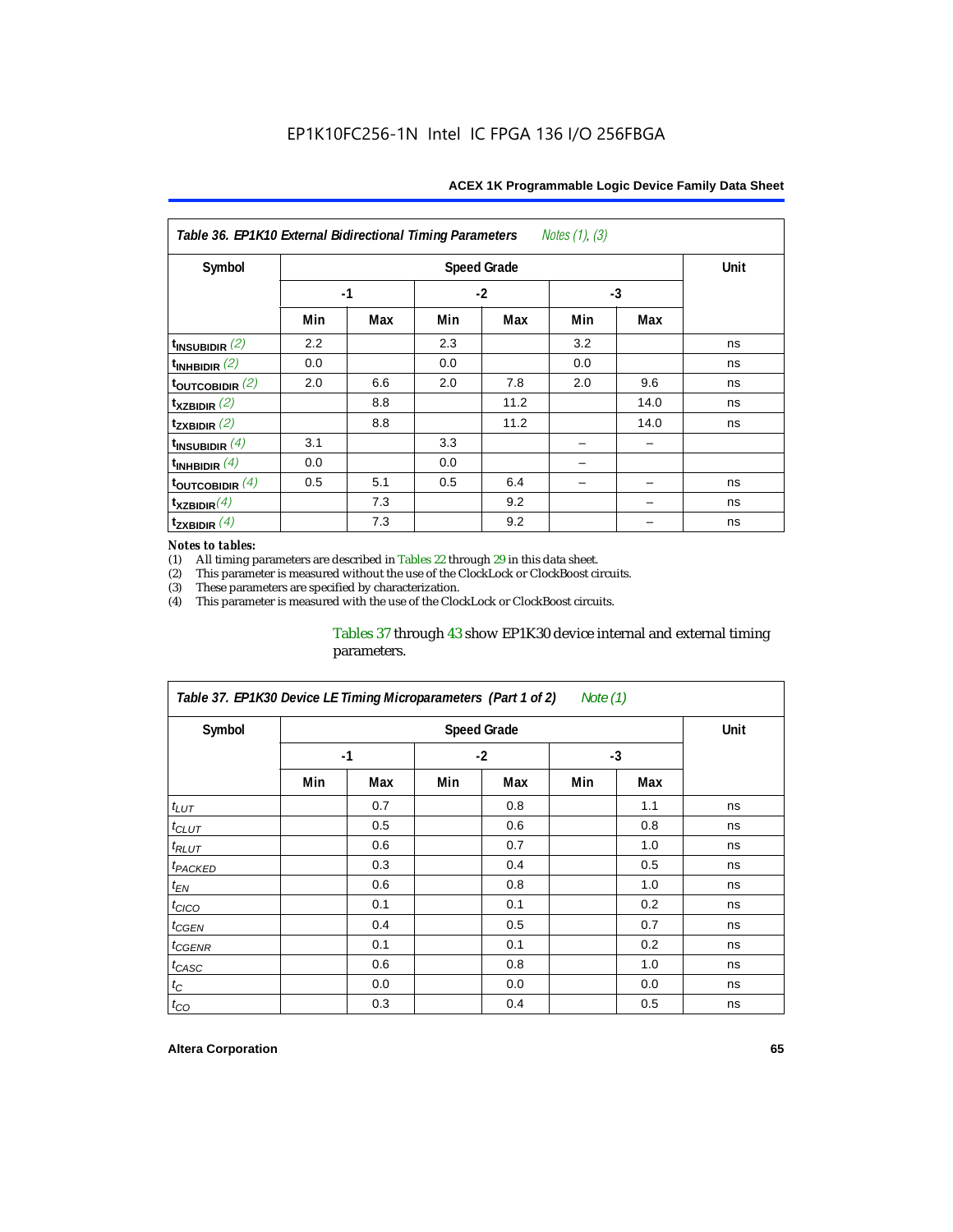| Table 36. EP1K10 External Bidirectional Timing Parameters *Notes (1), (3)* | | | | | | | |
|---|---|---|---|---|---|---|---|
| Symbol | Speed Grade | | | | | | Unit |
| | -1 | | -2 | | -3 | | |
| | Min | Max | Min | Max | Min | Max | |
| $t_{INSUBIDIR}$ (2) | 2.2 | | 2.3 | | 3.2 | | ns |
| $t_{INHBIDIR}$ (2) | 0.0 | | 0.0 | | 0.0 | | ns |
| $t_{OUTCOBIDIR}$ (2) | 2.0 | 6.6 | 2.0 | 7.8 | 2.0 | 9.6 | ns |
| $t_{XZBIDIR}$ (2) | | 8.8 | | 11.2 | | 14.0 | ns |
| $t_{ZXBIDIR}$ (2) | | 8.8 | | 11.2 | | 14.0 | ns |
| $t_{INSUBIDIR}$ (4) | 3.1 | | 3.3 | | – | – | |
| $t_{INHBIDIR}$ (4) | 0.0 | | 0.0 | | – | | |
| $t_{OUTCOBIDIR}$ (4) | 0.5 | 5.1 | 0.5 | 6.4 | – | – | ns |
| $t_{XZBIDIR}$ (4) | | 7.3 | | 9.2 | | – | ns |
| $t_{ZXBIDIR}$ (4) | | 7.3 | | 9.2 | | – | ns |

*Notes to tables:*

(1) All timing parameters are described in Tables 22 through 29 in this data sheet.
(2) This parameter is measured without the use of the ClockLock or ClockBoost circuits.
(3) These parameters are specified by characterization.
(4) This parameter is measured with the use of the ClockLock or ClockBoost circuits.

Tables 37 through 43 show EP1K30 device internal and external timing parameters.

| Table 37. EP1K30 Device LE Timing Microparameters (Part 1 of 2) *Note (1)* | | | | | | | |
|---|---|---|---|---|---|---|---|
| Symbol | Speed Grade | | | | | | Unit |
| | -1 | | -2 | | -3 | | |
| | Min | Max | Min | Max | Min | Max | |
| $t_{LUT}$ | | 0.7 | | 0.8 | | 1.1 | ns |
| $t_{CLUT}$ | | 0.5 | | 0.6 | | 0.8 | ns |
| $t_{RLUT}$ | | 0.6 | | 0.7 | | 1.0 | ns |
| $t_{PACKED}$ | | 0.3 | | 0.4 | | 0.5 | ns |
| $t_{EN}$ | | 0.6 | | 0.8 | | 1.0 | ns |
| $t_{CICO}$ | | 0.1 | | 0.1 | | 0.2 | ns |
| $t_{CGEN}$ | | 0.4 | | 0.5 | | 0.7 | ns |
| $t_{CGENR}$ | | 0.1 | | 0.1 | | 0.2 | ns |
| $t_{CASC}$ | | 0.6 | | 0.8 | | 1.0 | ns |
| $t_{C}$ | | 0.0 | | 0.0 | | 0.0 | ns |
| $t_{CO}$ | | 0.3 | | 0.4 | | 0.5 | ns |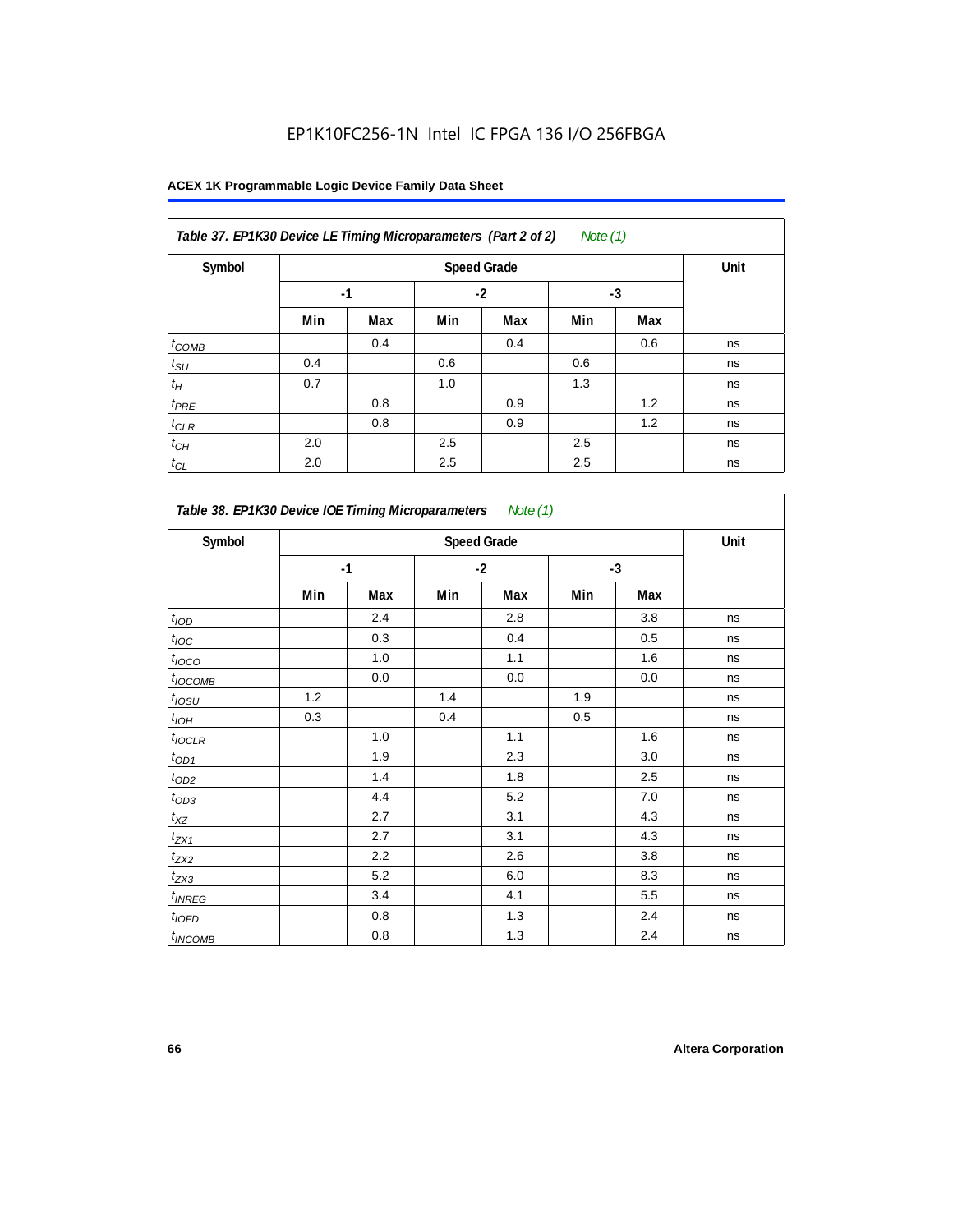EP1K10FC256-1N Intel IC FPGA 136 I/O 256FBGA

| Table 37. EP1K30 Device LE Timing Microparameters (Part 2 of 2) Note (1) | | | | | | | |
|---|---|---|---|---|---|---|---|
| Symbol | Speed Grade | | | | | | Unit |
| | -1 | | -2 | | -3 | | |
| | Min | Max | Min | Max | Min | Max | |
| $t_{COMB}$ | | 0.4 | | 0.4 | | 0.6 | ns |
| $t_{SU}$ | 0.4 | | 0.6 | | 0.6 | | ns |
| $t_{H}$ | 0.7 | | 1.0 | | 1.3 | | ns |
| $t_{PRE}$ | | 0.8 | | 0.9 | | 1.2 | ns |
| $t_{CLR}$ | | 0.8 | | 0.9 | | 1.2 | ns |
| $t_{CH}$ | 2.0 | | 2.5 | | 2.5 | | ns |
| $t_{CL}$ | 2.0 | | 2.5 | | 2.5 | | ns |

| Table 38. EP1K30 Device IOE Timing Microparameters Note (1) | | | | | | | |
|---|---|---|---|---|---|---|---|
| Symbol | Speed Grade | | | | | | Unit |
| | -1 | | -2 | | -3 | | |
| | Min | Max | Min | Max | Min | Max | |
| $t_{IOD}$ | | 2.4 | | 2.8 | | 3.8 | ns |
| $t_{IOC}$ | | 0.3 | | 0.4 | | 0.5 | ns |
| $t_{IOCO}$ | | 1.0 | | 1.1 | | 1.6 | ns |
| $t_{IOCOMB}$ | | 0.0 | | 0.0 | | 0.0 | ns |
| $t_{IOSU}$ | 1.2 | | 1.4 | | 1.9 | | ns |
| $t_{IOH}$ | 0.3 | | 0.4 | | 0.5 | | ns |
| $t_{IOCLR}$ | | 1.0 | | 1.1 | | 1.6 | ns |
| $t_{OD1}$ | | 1.9 | | 2.3 | | 3.0 | ns |
| $t_{OD2}$ | | 1.4 | | 1.8 | | 2.5 | ns |
| $t_{OD3}$ | | 4.4 | | 5.2 | | 7.0 | ns |
| $t_{XZ}$ | | 2.7 | | 3.1 | | 4.3 | ns |
| $t_{ZX1}$ | | 2.7 | | 3.1 | | 4.3 | ns |
| $t_{ZX2}$ | | 2.2 | | 2.6 | | 3.8 | ns |
| $t_{ZX3}$ | | 5.2 | | 6.0 | | 8.3 | ns |
| $t_{INREG}$ | | 3.4 | | 4.1 | | 5.5 | ns |
| $t_{IOFD}$ | | 0.8 | | 1.3 | | 2.4 | ns |
| $t_{INCOMB}$ | | 0.8 | | 1.3 | | 2.4 | ns |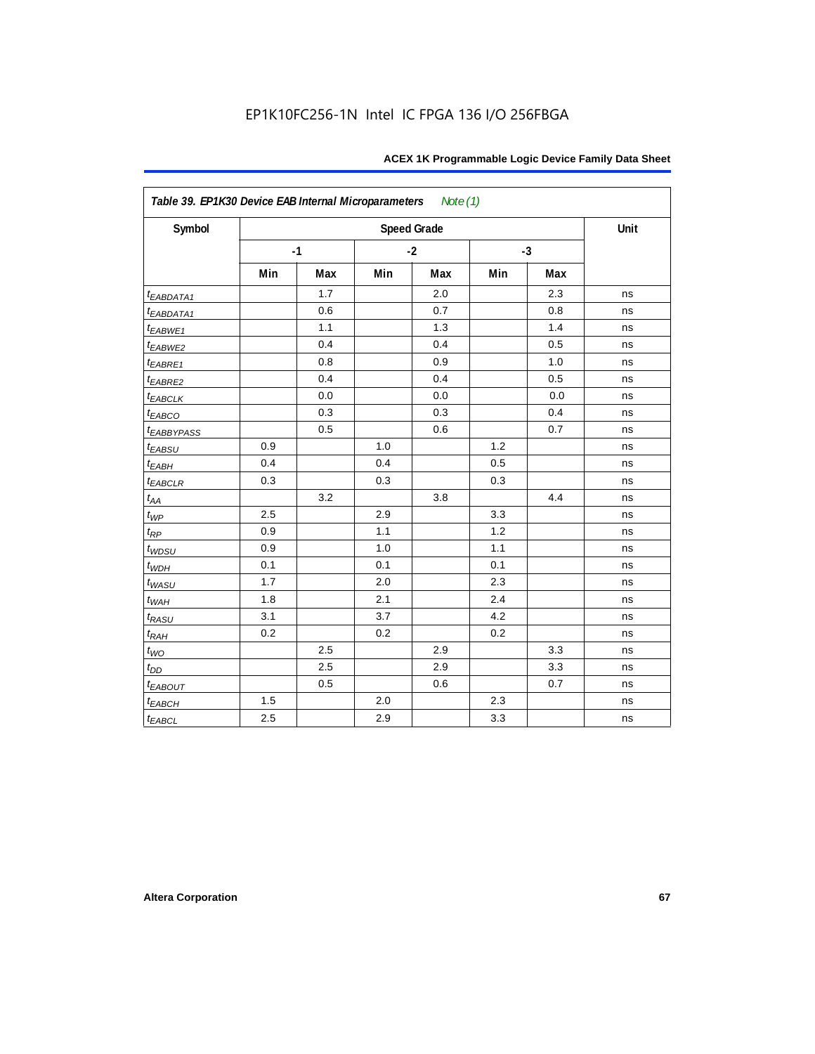**Table 39. EP1K30 Device EAB Internal Microparameters** *Note (1)*

| Symbol | Speed Grade | | | | | | Unit |
|---|---|---|---|---|---|---|---|
| | -1 | | -2 | | -3 | | |
| | Min | Max | Min | Max | Min | Max | |
| $t_{EABDATA1}$ | | 1.7 | | 2.0 | | 2.3 | ns |
| $t_{EABDATA1}$ | | 0.6 | | 0.7 | | 0.8 | ns |
| $t_{EABWE1}$ | | 1.1 | | 1.3 | | 1.4 | ns |
| $t_{EABWE2}$ | | 0.4 | | 0.4 | | 0.5 | ns |
| $t_{EABRE1}$ | | 0.8 | | 0.9 | | 1.0 | ns |
| $t_{EABRE2}$ | | 0.4 | | 0.4 | | 0.5 | ns |
| $t_{EABCLK}$ | | 0.0 | | 0.0 | | 0.0 | ns |
| $t_{EABCO}$ | | 0.3 | | 0.3 | | 0.4 | ns |
| $t_{EABBYPASS}$ | | 0.5 | | 0.6 | | 0.7 | ns |
| $t_{EABSU}$ | 0.9 | | 1.0 | | 1.2 | | ns |
| $t_{EABH}$ | 0.4 | | 0.4 | | 0.5 | | ns |
| $t_{EABCLR}$ | 0.3 | | 0.3 | | 0.3 | | ns |
| $t_{AA}$ | | 3.2 | | 3.8 | | 4.4 | ns |
| $t_{WP}$ | 2.5 | | 2.9 | | 3.3 | | ns |
| $t_{RP}$ | 0.9 | | 1.1 | | 1.2 | | ns |
| $t_{WDSU}$ | 0.9 | | 1.0 | | 1.1 | | ns |
| $t_{WDH}$ | 0.1 | | 0.1 | | 0.1 | | ns |
| $t_{WASU}$ | 1.7 | | 2.0 | | 2.3 | | ns |
| $t_{WAH}$ | 1.8 | | 2.1 | | 2.4 | | ns |
| $t_{RASU}$ | 3.1 | | 3.7 | | 4.2 | | ns |
| $t_{RAH}$ | 0.2 | | 0.2 | | 0.2 | | ns |
| $t_{WO}$ | | 2.5 | | 2.9 | | 3.3 | ns |
| $t_{DD}$ | | 2.5 | | 2.9 | | 3.3 | ns |
| $t_{EABOUT}$ | | 0.5 | | 0.6 | | 0.7 | ns |
| $t_{EABCH}$ | 1.5 | | 2.0 | | 2.3 | | ns |
| $t_{EABCL}$ | 2.5 | | 2.9 | | 3.3 | | ns |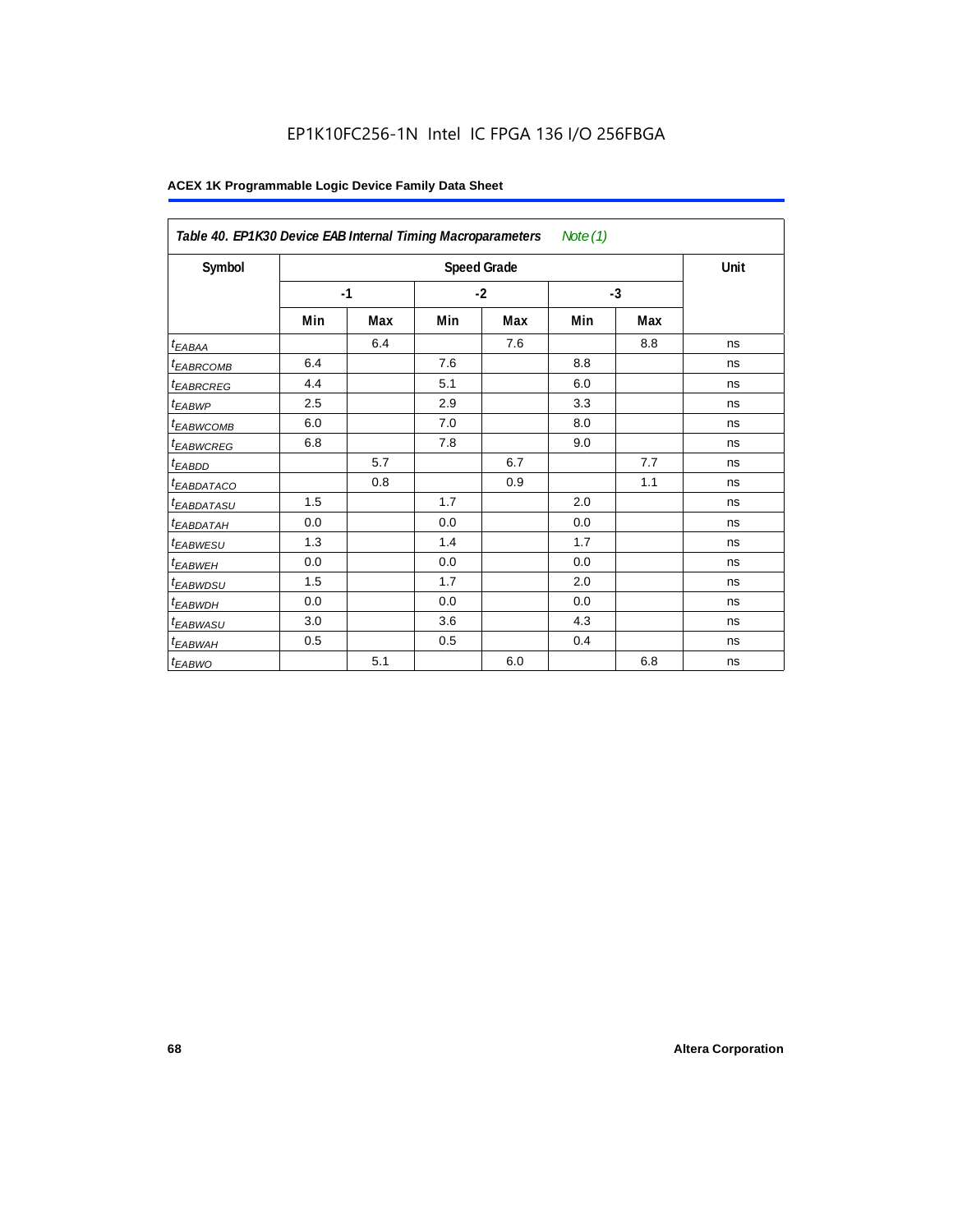**Table 40. EP1K30 Device EAB Internal Timing Macroparameters** *Note (1)*

| Symbol | Speed Grade | | | | | | Unit |
|---|---|---|---|---|---|---|---|
| | -1 | | -2 | | -3 | | |
| | Min | Max | Min | Max | Min | Max | |
| $t_{EABAA}$ | | 6.4 | | 7.6 | | 8.8 | ns |
| $t_{EABRCOMB}$ | 6.4 | | 7.6 | | 8.8 | | ns |
| $t_{EABRCREG}$ | 4.4 | | 5.1 | | 6.0 | | ns |
| $t_{EABWP}$ | 2.5 | | 2.9 | | 3.3 | | ns |
| $t_{EABWCOMB}$ | 6.0 | | 7.0 | | 8.0 | | ns |
| $t_{EABWCREG}$ | 6.8 | | 7.8 | | 9.0 | | ns |
| $t_{EABDD}$ | | 5.7 | | 6.7 | | 7.7 | ns |
| $t_{EABDATACO}$ | | 0.8 | | 0.9 | | 1.1 | ns |
| $t_{EABDATASU}$ | 1.5 | | 1.7 | | 2.0 | | ns |
| $t_{EABDATAH}$ | 0.0 | | 0.0 | | 0.0 | | ns |
| $t_{EABWESU}$ | 1.3 | | 1.4 | | 1.7 | | ns |
| $t_{EABWEH}$ | 0.0 | | 0.0 | | 0.0 | | ns |
| $t_{EABWDSU}$ | 1.5 | | 1.7 | | 2.0 | | ns |
| $t_{EABWDH}$ | 0.0 | | 0.0 | | 0.0 | | ns |
| $t_{EABWASU}$ | 3.0 | | 3.6 | | 4.3 | | ns |
| $t_{EABWAH}$ | 0.5 | | 0.5 | | 0.4 | | ns |
| $t_{EABWO}$ | | 5.1 | | 6.0 | | 6.8 | ns |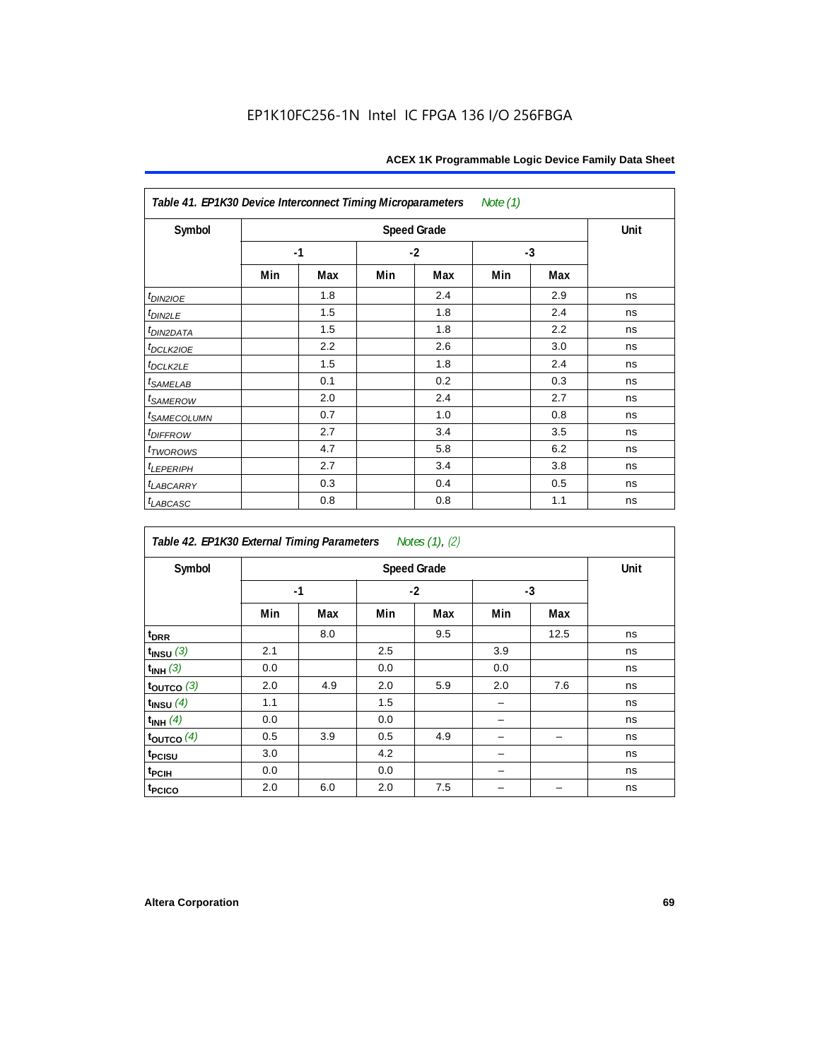EP1K10FC256-1N Intel IC FPGA 136 I/O 256FBGA

**Table 41. EP1K30 Device Interconnect Timing Microparameters** *Note (1)*

| Symbol | Speed Grade | | | | | | Unit |
|---|---|---|---|---|---|---|---|
| | -1 | | -2 | | -3 | | |
| | Min | Max | Min | Max | Min | Max | |
| $t_{DIN2IOE}$ | | 1.8 | | 2.4 | | 2.9 | ns |
| $t_{DIN2LE}$ | | 1.5 | | 1.8 | | 2.4 | ns |
| $t_{DIN2DATA}$ | | 1.5 | | 1.8 | | 2.2 | ns |
| $t_{DCLK2IOE}$ | | 2.2 | | 2.6 | | 3.0 | ns |
| $t_{DCLK2LE}$ | | 1.5 | | 1.8 | | 2.4 | ns |
| $t_{SAMELAB}$ | | 0.1 | | 0.2 | | 0.3 | ns |
| $t_{SAMEROW}$ | | 2.0 | | 2.4 | | 2.7 | ns |
| $t_{SAMECOLUMN}$ | | 0.7 | | 1.0 | | 0.8 | ns |
| $t_{DIFFROW}$ | | 2.7 | | 3.4 | | 3.5 | ns |
| $t_{TWOROWS}$ | | 4.7 | | 5.8 | | 6.2 | ns |
| $t_{LEPERIPH}$ | | 2.7 | | 3.4 | | 3.8 | ns |
| $t_{LABCARRY}$ | | 0.3 | | 0.4 | | 0.5 | ns |
| $t_{LABCASC}$ | | 0.8 | | 0.8 | | 1.1 | ns |

**Table 42. EP1K30 External Timing Parameters** *Notes (1), (2)*

| Symbol | Speed Grade | | | | | | Unit |
|---|---|---|---|---|---|---|---|
| | -1 | | -2 | | -3 | | |
| | Min | Max | Min | Max | Min | Max | |
| $t_{DRR}$ | | 8.0 | | 9.5 | | 12.5 | ns |
| $t_{INSU}$ (3) | 2.1 | | 2.5 | | 3.9 | | ns |
| $t_{INH}$ (3) | 0.0 | | 0.0 | | 0.0 | | ns |
| $t_{OUTCO}$ (3) | 2.0 | 4.9 | 2.0 | 5.9 | 2.0 | 7.6 | ns |
| $t_{INSU}$ (4) | 1.1 | | 1.5 | | – | | ns |
| $t_{INH}$ (4) | 0.0 | | 0.0 | | – | | ns |
| $t_{OUTCO}$ (4) | 0.5 | 3.9 | 0.5 | 4.9 | – | – | ns |
| $t_{PCISU}$ | 3.0 | | 4.2 | | – | | ns |
| $t_{PCIH}$ | 0.0 | | 0.0 | | – | | ns |
| $t_{PCICO}$ | 2.0 | 6.0 | 2.0 | 7.5 | – | – | ns |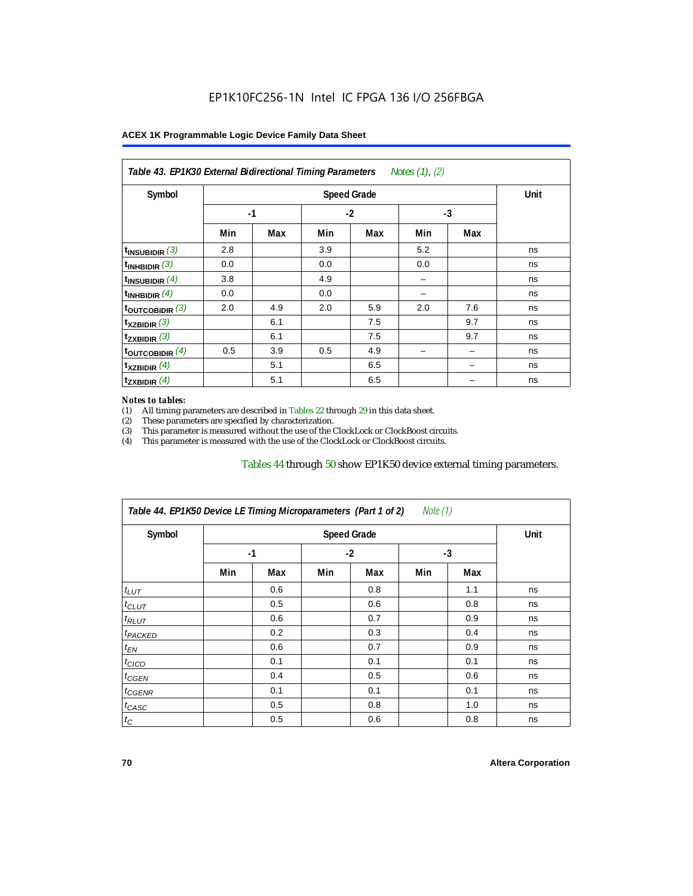**Table 43. EP1K30 External Bidirectional Timing Parameters** *Notes (1), (2)*

| Symbol | Speed Grade | | | | | | Unit |
|---|---|---|---|---|---|---|---|
| | -1 | | -2 | | -3 | | |
| | Min | Max | Min | Max | Min | Max | |
| $t_{INSUBIDIR}$ (3) | 2.8 | | 3.9 | | 5.2 | | ns |
| $t_{INHBIDIR}$ (3) | 0.0 | | 0.0 | | 0.0 | | ns |
| $t_{INSUBIDIR}$ (4) | 3.8 | | 4.9 | | – | | ns |
| $t_{INHBIDIR}$ (4) | 0.0 | | 0.0 | | – | | ns |
| $t_{OUTCOBIDIR}$ (3) | 2.0 | 4.9 | 2.0 | 5.9 | 2.0 | 7.6 | ns |
| $t_{XZBIDIR}$ (3) | | 6.1 | | 7.5 | | 9.7 | ns |
| $t_{ZXBIDIR}$ (3) | | 6.1 | | 7.5 | | 9.7 | ns |
| $t_{OUTCOBIDIR}$ (4) | 0.5 | 3.9 | 0.5 | 4.9 | – | – | ns |
| $t_{XZBIDIR}$ (4) | | 5.1 | | 6.5 | | – | ns |
| $t_{ZXBIDIR}$ (4) | | 5.1 | | 6.5 | | – | ns |

*Notes to tables:*

(1) All timing parameters are described in Tables 22 through 29 in this data sheet.
(2) These parameters are specified by characterization.
(3) This parameter is measured without the use of the ClockLock or ClockBoost circuits.
(4) This parameter is measured with the use of the ClockLock or ClockBoost circuits.

Tables 44 through 50 show EP1K50 device external timing parameters.

**Table 44. EP1K50 Device LE Timing Microparameters (Part 1 of 2)** *Note (1)*

| Symbol | Speed Grade | | | | | | Unit |
|---|---|---|---|---|---|---|---|
| | -1 | | -2 | | -3 | | |
| | Min | Max | Min | Max | Min | Max | |
| $t_{LUT}$ | | 0.6 | | 0.8 | | 1.1 | ns |
| $t_{CLUT}$ | | 0.5 | | 0.6 | | 0.8 | ns |
| $t_{RLUT}$ | | 0.6 | | 0.7 | | 0.9 | ns |
| $t_{PACKED}$ | | 0.2 | | 0.3 | | 0.4 | ns |
| $t_{EN}$ | | 0.6 | | 0.7 | | 0.9 | ns |
| $t_{CICO}$ | | 0.1 | | 0.1 | | 0.1 | ns |
| $t_{CGEN}$ | | 0.4 | | 0.5 | | 0.6 | ns |
| $t_{CGENR}$ | | 0.1 | | 0.1 | | 0.1 | ns |
| $t_{CASC}$ | | 0.5 | | 0.8 | | 1.0 | ns |
| $t_{C}$ | | 0.5 | | 0.6 | | 0.8 | ns |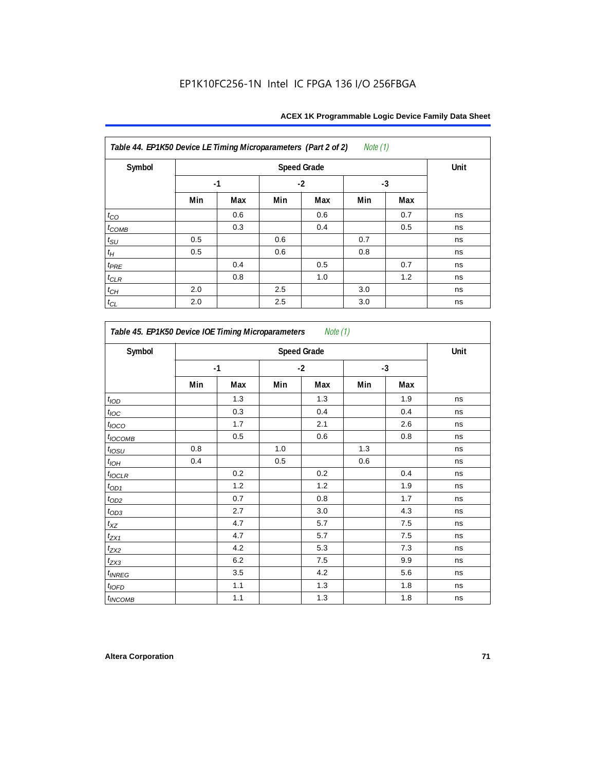| Table 44. EP1K50 Device LE Timing Microparameters (Part 2 of 2) *Note (1)* | | | | | | | |
|---|---|---|---|---|---|---|---|
| Symbol | Speed Grade | | | | | | Unit |
| | -1 | | -2 | | -3 | | |
| | Min | Max | Min | Max | Min | Max | |
| $t_{CO}$ | | 0.6 | | 0.6 | | 0.7 | ns |
| $t_{COMB}$ | | 0.3 | | 0.4 | | 0.5 | ns |
| $t_{SU}$ | 0.5 | | 0.6 | | 0.7 | | ns |
| $t_{H}$ | 0.5 | | 0.6 | | 0.8 | | ns |
| $t_{PRE}$ | | 0.4 | | 0.5 | | 0.7 | ns |
| $t_{CLR}$ | | 0.8 | | 1.0 | | 1.2 | ns |
| $t_{CH}$ | 2.0 | | 2.5 | | 3.0 | | ns |
| $t_{CL}$ | 2.0 | | 2.5 | | 3.0 | | ns |

| Table 45. EP1K50 Device IOE Timing Microparameters *Note (1)* | | | | | | | |
|---|---|---|---|---|---|---|---|
| Symbol | Speed Grade | | | | | | Unit |
| | -1 | | -2 | | -3 | | |
| | Min | Max | Min | Max | Min | Max | |
| $t_{IOD}$ | | 1.3 | | 1.3 | | 1.9 | ns |
| $t_{IOC}$ | | 0.3 | | 0.4 | | 0.4 | ns |
| $t_{IOCO}$ | | 1.7 | | 2.1 | | 2.6 | ns |
| $t_{IOCOMB}$ | | 0.5 | | 0.6 | | 0.8 | ns |
| $t_{IOSU}$ | 0.8 | | 1.0 | | 1.3 | | ns |
| $t_{IOH}$ | 0.4 | | 0.5 | | 0.6 | | ns |
| $t_{IOCLR}$ | | 0.2 | | 0.2 | | 0.4 | ns |
| $t_{OD1}$ | | 1.2 | | 1.2 | | 1.9 | ns |
| $t_{OD2}$ | | 0.7 | | 0.8 | | 1.7 | ns |
| $t_{OD3}$ | | 2.7 | | 3.0 | | 4.3 | ns |
| $t_{XZ}$ | | 4.7 | | 5.7 | | 7.5 | ns |
| $t_{ZX1}$ | | 4.7 | | 5.7 | | 7.5 | ns |
| $t_{ZX2}$ | | 4.2 | | 5.3 | | 7.3 | ns |
| $t_{ZX3}$ | | 6.2 | | 7.5 | | 9.9 | ns |
| $t_{INREG}$ | | 3.5 | | 4.2 | | 5.6 | ns |
| $t_{IOFD}$ | | 1.1 | | 1.3 | | 1.8 | ns |
| $t_{INCOMB}$ | | 1.1 | | 1.3 | | 1.8 | ns |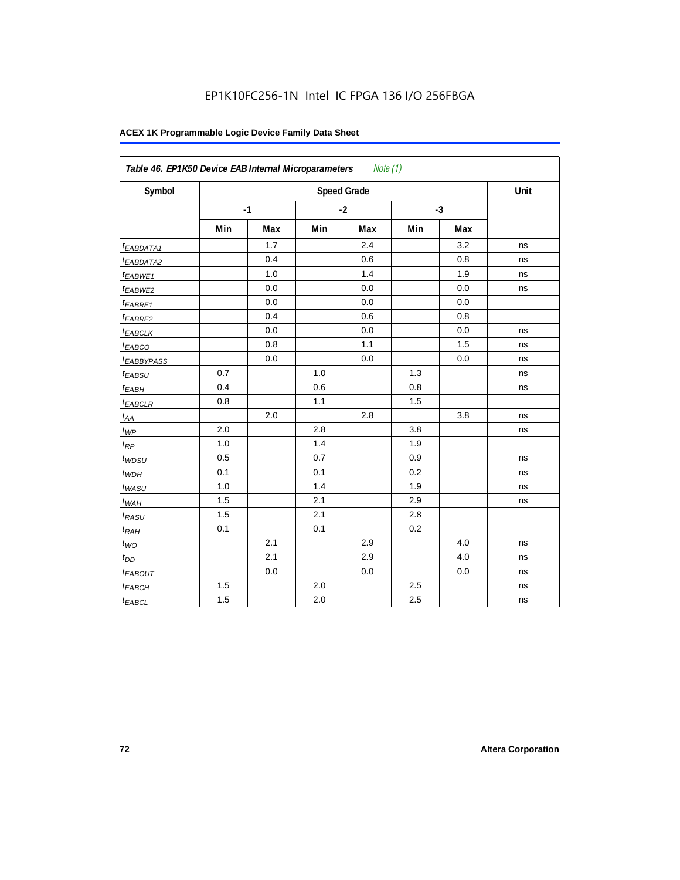EP1K10FC256-1N Intel IC FPGA 136 I/O 256FBGA

**Table 46. EP1K50 Device EAB Internal Microparameters** *Note (1)*

| Symbol | Speed Grade | | | | | | Unit |
|---|---|---|---|---|---|---|---|
| | -1 | | -2 | | -3 | | |
| | Min | Max | Min | Max | Min | Max | |
| $t_{EABDATA1}$ | | 1.7 | | 2.4 | | 3.2 | ns |
| $t_{EABDATA2}$ | | 0.4 | | 0.6 | | 0.8 | ns |
| $t_{EABWE1}$ | | 1.0 | | 1.4 | | 1.9 | ns |
| $t_{EABWE2}$ | | 0.0 | | 0.0 | | 0.0 | ns |
| $t_{EABRE1}$ | | 0.0 | | 0.0 | | 0.0 | |
| $t_{EABRE2}$ | | 0.4 | | 0.6 | | 0.8 | |
| $t_{EABCLK}$ | | 0.0 | | 0.0 | | 0.0 | ns |
| $t_{EABCO}$ | | 0.8 | | 1.1 | | 1.5 | ns |
| $t_{EABBYPASS}$ | | 0.0 | | 0.0 | | 0.0 | ns |
| $t_{EABSU}$ | 0.7 | | 1.0 | | 1.3 | | ns |
| $t_{EABH}$ | 0.4 | | 0.6 | | 0.8 | | ns |
| $t_{EABCLR}$ | 0.8 | | 1.1 | | 1.5 | | |
| $t_{AA}$ | | 2.0 | | 2.8 | | 3.8 | ns |
| $t_{WP}$ | 2.0 | | 2.8 | | 3.8 | | ns |
| $t_{RP}$ | 1.0 | | 1.4 | | 1.9 | | |
| $t_{WDSU}$ | 0.5 | | 0.7 | | 0.9 | | ns |
| $t_{WDH}$ | 0.1 | | 0.1 | | 0.2 | | ns |
| $t_{WASU}$ | 1.0 | | 1.4 | | 1.9 | | ns |
| $t_{WAH}$ | 1.5 | | 2.1 | | 2.9 | | ns |
| $t_{RASU}$ | 1.5 | | 2.1 | | 2.8 | | |
| $t_{RAH}$ | 0.1 | | 0.1 | | 0.2 | | |
| $t_{WO}$ | | 2.1 | | 2.9 | | 4.0 | ns |
| $t_{DD}$ | | 2.1 | | 2.9 | | 4.0 | ns |
| $t_{EABOUT}$ | | 0.0 | | 0.0 | | 0.0 | ns |
| $t_{EABCH}$ | 1.5 | | 2.0 | | 2.5 | | ns |
| $t_{EABCL}$ | 1.5 | | 2.0 | | 2.5 | | ns |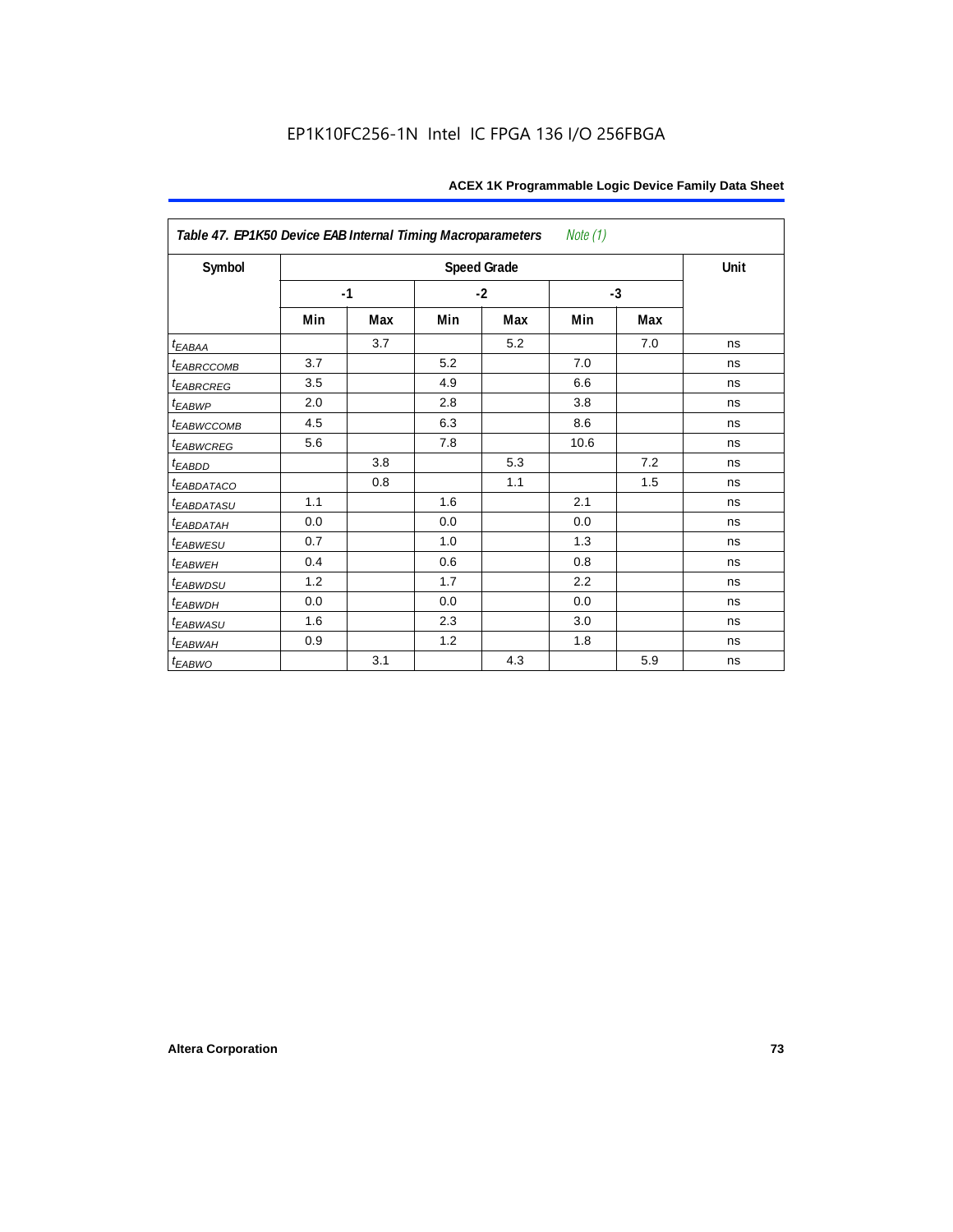| *Table 47. EP1K50 Device EAB Internal Timing Macroparameters* *Note (1)* | | | | | | | |
|---|---|---|---|---|---|---|---|
| Symbol | Speed Grade | | | | | | Unit |
| | -1 | | -2 | | -3 | | |
| | Min | Max | Min | Max | Min | Max | |
| $t_{EABAA}$ | | 3.7 | | 5.2 | | 7.0 | ns |
| $t_{EABRCCOMB}$ | 3.7 | | 5.2 | | 7.0 | | ns |
| $t_{EABRCREG}$ | 3.5 | | 4.9 | | 6.6 | | ns |
| $t_{EABWP}$ | 2.0 | | 2.8 | | 3.8 | | ns |
| $t_{EABWCCOMB}$ | 4.5 | | 6.3 | | 8.6 | | ns |
| $t_{EABWCREG}$ | 5.6 | | 7.8 | | 10.6 | | ns |
| $t_{EABDD}$ | | 3.8 | | 5.3 | | 7.2 | ns |
| $t_{EABDATACO}$ | | 0.8 | | 1.1 | | 1.5 | ns |
| $t_{EABDATASU}$ | 1.1 | | 1.6 | | 2.1 | | ns |
| $t_{EABDATAH}$ | 0.0 | | 0.0 | | 0.0 | | ns |
| $t_{EABWESU}$ | 0.7 | | 1.0 | | 1.3 | | ns |
| $t_{EABWEH}$ | 0.4 | | 0.6 | | 0.8 | | ns |
| $t_{EABWDSU}$ | 1.2 | | 1.7 | | 2.2 | | ns |
| $t_{EABWDH}$ | 0.0 | | 0.0 | | 0.0 | | ns |
| $t_{EABWASU}$ | 1.6 | | 2.3 | | 3.0 | | ns |
| $t_{EABWAH}$ | 0.9 | | 1.2 | | 1.8 | | ns |
| $t_{EABWO}$ | | 3.1 | | 4.3 | | 5.9 | ns |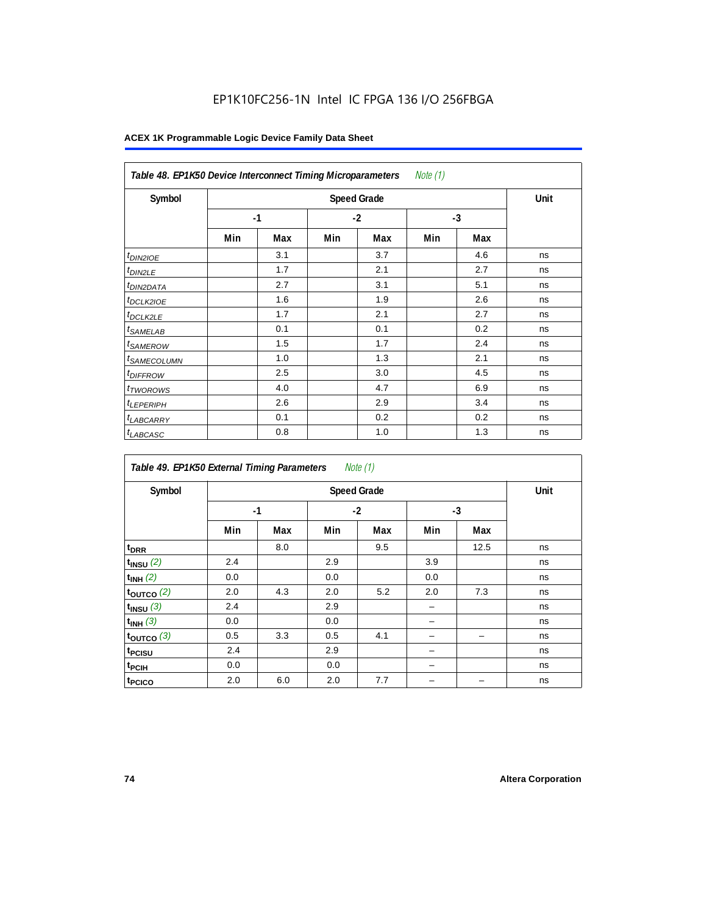EP1K10FC256-1N Intel IC FPGA 136 I/O 256FBGA

**Table 48. EP1K50 Device Interconnect Timing Microparameters** *Note (1)*

| Symbol | Speed Grade | | | | | | Unit |
|---|---|---|---|---|---|---|---|
| | -1 | | -2 | | -3 | | |
| | Min | Max | Min | Max | Min | Max | |
| $t_{DIN2IOE}$ | | 3.1 | | 3.7 | | 4.6 | ns |
| $t_{DIN2LE}$ | | 1.7 | | 2.1 | | 2.7 | ns |
| $t_{DIN2DATA}$ | | 2.7 | | 3.1 | | 5.1 | ns |
| $t_{DCLK2IOE}$ | | 1.6 | | 1.9 | | 2.6 | ns |
| $t_{DCLK2LE}$ | | 1.7 | | 2.1 | | 2.7 | ns |
| $t_{SAMELAB}$ | | 0.1 | | 0.1 | | 0.2 | ns |
| $t_{SAMEROW}$ | | 1.5 | | 1.7 | | 2.4 | ns |
| $t_{SAMECOLUMN}$ | | 1.0 | | 1.3 | | 2.1 | ns |
| $t_{DIFFROW}$ | | 2.5 | | 3.0 | | 4.5 | ns |
| $t_{TWOROWS}$ | | 4.0 | | 4.7 | | 6.9 | ns |
| $t_{LEPERIPH}$ | | 2.6 | | 2.9 | | 3.4 | ns |
| $t_{LABCARRY}$ | | 0.1 | | 0.2 | | 0.2 | ns |
| $t_{LABCASC}$ | | 0.8 | | 1.0 | | 1.3 | ns |

**Table 49. EP1K50 External Timing Parameters** *Note (1)*

| Symbol | Speed Grade | | | | | | Unit |
|---|---|---|---|---|---|---|---|
| | -1 | | -2 | | -3 | | |
| | Min | Max | Min | Max | Min | Max | |
| $t_{DRR}$ | | 8.0 | | 9.5 | | 12.5 | ns |
| $t_{INSU}$ *(2)* | 2.4 | | 2.9 | | 3.9 | | ns |
| $t_{INH}$ *(2)* | 0.0 | | 0.0 | | 0.0 | | ns |
| $t_{OUTCO}$ *(2)* | 2.0 | 4.3 | 2.0 | 5.2 | 2.0 | 7.3 | ns |
| $t_{INSU}$ *(3)* | 2.4 | | 2.9 | | – | | ns |
| $t_{INH}$ *(3)* | 0.0 | | 0.0 | | – | | ns |
| $t_{OUTCO}$ *(3)* | 0.5 | 3.3 | 0.5 | 4.1 | – | – | ns |
| $t_{PCISU}$ | 2.4 | | 2.9 | | – | | ns |
| $t_{PCIH}$ | 0.0 | | 0.0 | | – | | ns |
| $t_{PCICO}$ | 2.0 | 6.0 | 2.0 | 7.7 | – | – | ns |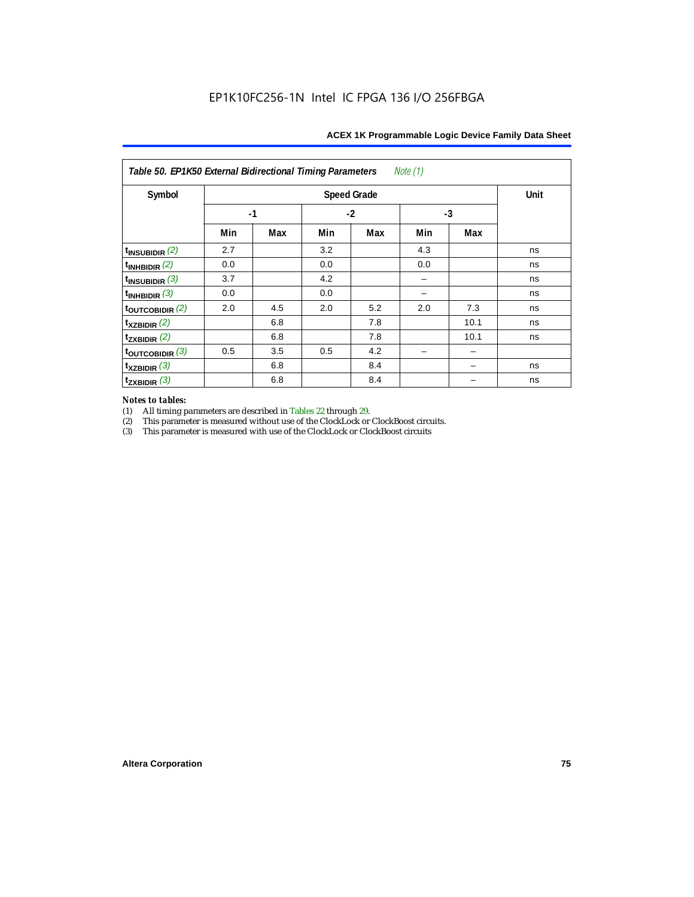*Table 50. EP1K50 External Bidirectional Timing Parameters Note (1)*

| Symbol | Speed Grade | | | | | | Unit |
|---|---|---|---|---|---|---|---|
| | -1 | | -2 | | -3 | | |
| | Min | Max | Min | Max | Min | Max | |
| $t_{INSUBIDIR}$ (2) | 2.7 | | 3.2 | | 4.3 | | ns |
| $t_{INHBIDIR}$ (2) | 0.0 | | 0.0 | | 0.0 | | ns |
| $t_{INSUBIDIR}$ (3) | 3.7 | | 4.2 | | – | | ns |
| $t_{INHBIDIR}$ (3) | 0.0 | | 0.0 | | – | | ns |
| $t_{OUTCOBIDIR}$ (2) | 2.0 | 4.5 | 2.0 | 5.2 | 2.0 | 7.3 | ns |
| $t_{XZBIDIR}$ (2) | | 6.8 | | 7.8 | | 10.1 | ns |
| $t_{ZXBIDIR}$ (2) | | 6.8 | | 7.8 | | 10.1 | ns |
| $t_{OUTCOBIDIR}$ (3) | 0.5 | 3.5 | 0.5 | 4.2 | – | – | |
| $t_{XZBIDIR}$ (3) | | 6.8 | | 8.4 | | – | ns |
| $t_{ZXBIDIR}$ (3) | | 6.8 | | 8.4 | | – | ns |

*Notes to tables:*

(1) All timing parameters are described in Tables 22 through 29.

(2) This parameter is measured without use of the ClockLock or ClockBoost circuits.

(3) This parameter is measured with use of the ClockLock or ClockBoost circuits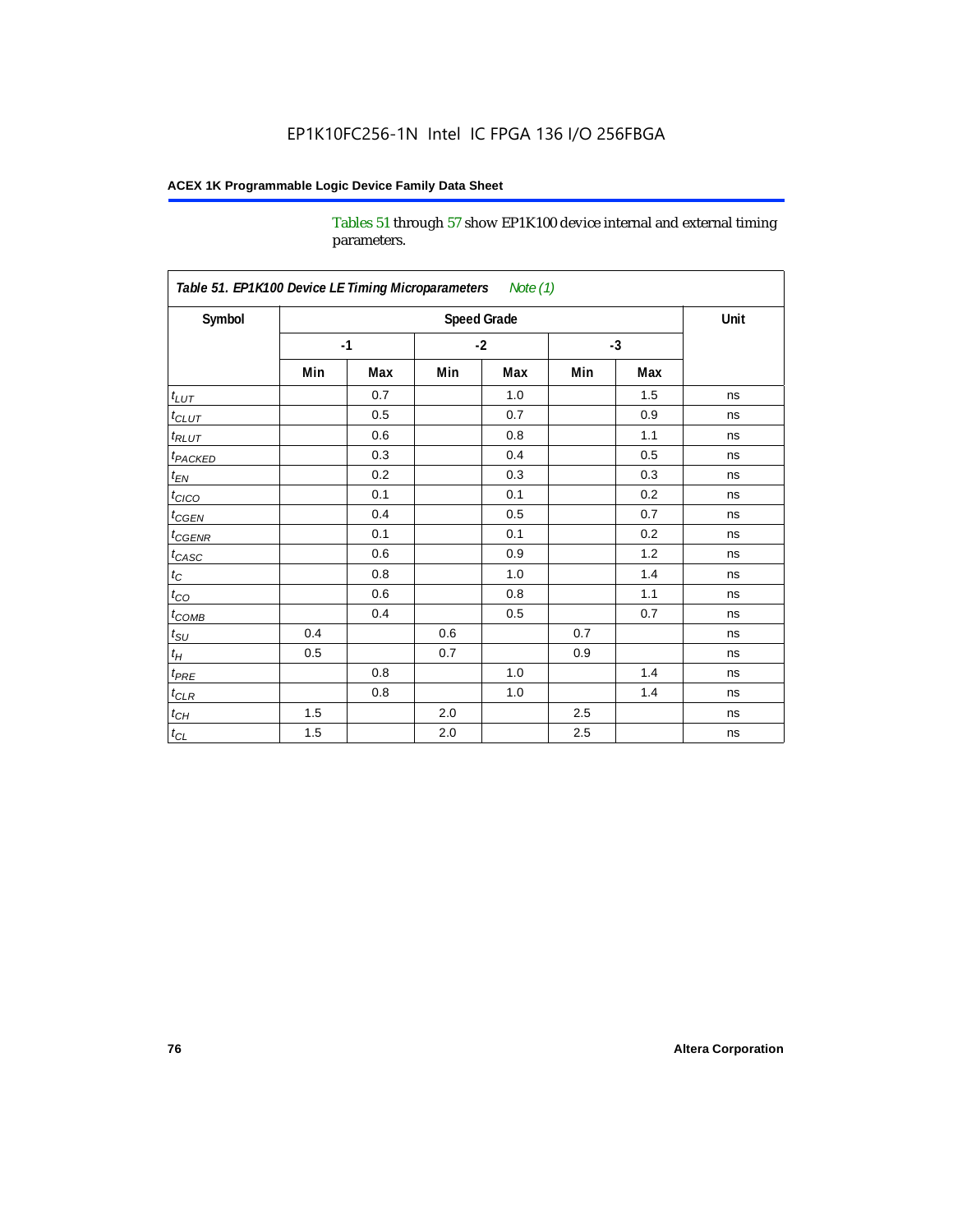Tables 51 through 57 show EP1K100 device internal and external timing parameters.

| *Table 51. EP1K100 Device LE Timing Microparameters* *Note (1)* | | | | | | | |
|---|---|---|---|---|---|---|---|
| **Symbol** | **Speed Grade** | | | | | | **Unit** |
| | **-1** | | **-2** | | **-3** | | |
| | **Min** | **Max** | **Min** | **Max** | **Min** | **Max** | |
| $t_{LUT}$ | | 0.7 | | 1.0 | | 1.5 | ns |
| $t_{CLUT}$ | | 0.5 | | 0.7 | | 0.9 | ns |
| $t_{RLUT}$ | | 0.6 | | 0.8 | | 1.1 | ns |
| $t_{PACKED}$ | | 0.3 | | 0.4 | | 0.5 | ns |
| $t_{EN}$ | | 0.2 | | 0.3 | | 0.3 | ns |
| $t_{CICO}$ | | 0.1 | | 0.1 | | 0.2 | ns |
| $t_{CGEN}$ | | 0.4 | | 0.5 | | 0.7 | ns |
| $t_{CGENR}$ | | 0.1 | | 0.1 | | 0.2 | ns |
| $t_{CASC}$ | | 0.6 | | 0.9 | | 1.2 | ns |
| $t_{C}$ | | 0.8 | | 1.0 | | 1.4 | ns |
| $t_{CO}$ | | 0.6 | | 0.8 | | 1.1 | ns |
| $t_{COMB}$ | | 0.4 | | 0.5 | | 0.7 | ns |
| $t_{SU}$ | 0.4 | | 0.6 | | 0.7 | | ns |
| $t_{H}$ | 0.5 | | 0.7 | | 0.9 | | ns |
| $t_{PRE}$ | | 0.8 | | 1.0 | | 1.4 | ns |
| $t_{CLR}$ | | 0.8 | | 1.0 | | 1.4 | ns |
| $t_{CH}$ | 1.5 | | 2.0 | | 2.5 | | ns |
| $t_{CL}$ | 1.5 | | 2.0 | | 2.5 | | ns |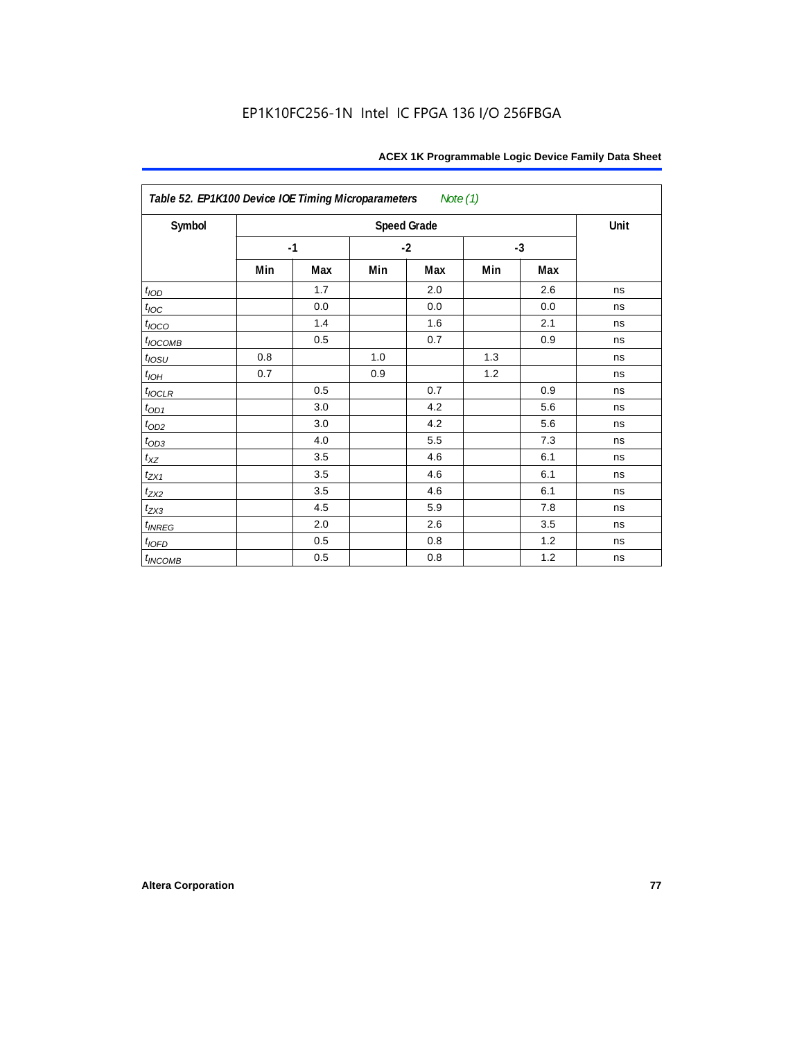| Table 52. EP1K100 Device IOE Timing Microparameters *Note (1)* | | | | | | | |
|---|---|---|---|---|---|---|---|
| Symbol | Speed Grade | | | | | | Unit |
| | -1 | | -2 | | -3 | | |
| | Min | Max | Min | Max | Min | Max | |
| $t_{IOD}$ | | 1.7 | | 2.0 | | 2.6 | ns |
| $t_{IOC}$ | | 0.0 | | 0.0 | | 0.0 | ns |
| $t_{IOCO}$ | | 1.4 | | 1.6 | | 2.1 | ns |
| $t_{IOCOMB}$ | | 0.5 | | 0.7 | | 0.9 | ns |
| $t_{IOSU}$ | 0.8 | | 1.0 | | 1.3 | | ns |
| $t_{IOH}$ | 0.7 | | 0.9 | | 1.2 | | ns |
| $t_{IOCLR}$ | | 0.5 | | 0.7 | | 0.9 | ns |
| $t_{OD1}$ | | 3.0 | | 4.2 | | 5.6 | ns |
| $t_{OD2}$ | | 3.0 | | 4.2 | | 5.6 | ns |
| $t_{OD3}$ | | 4.0 | | 5.5 | | 7.3 | ns |
| $t_{XZ}$ | | 3.5 | | 4.6 | | 6.1 | ns |
| $t_{ZX1}$ | | 3.5 | | 4.6 | | 6.1 | ns |
| $t_{ZX2}$ | | 3.5 | | 4.6 | | 6.1 | ns |
| $t_{ZX3}$ | | 4.5 | | 5.9 | | 7.8 | ns |
| $t_{INREG}$ | | 2.0 | | 2.6 | | 3.5 | ns |
| $t_{IOFD}$ | | 0.5 | | 0.8 | | 1.2 | ns |
| $t_{INCOMB}$ | | 0.5 | | 0.8 | | 1.2 | ns |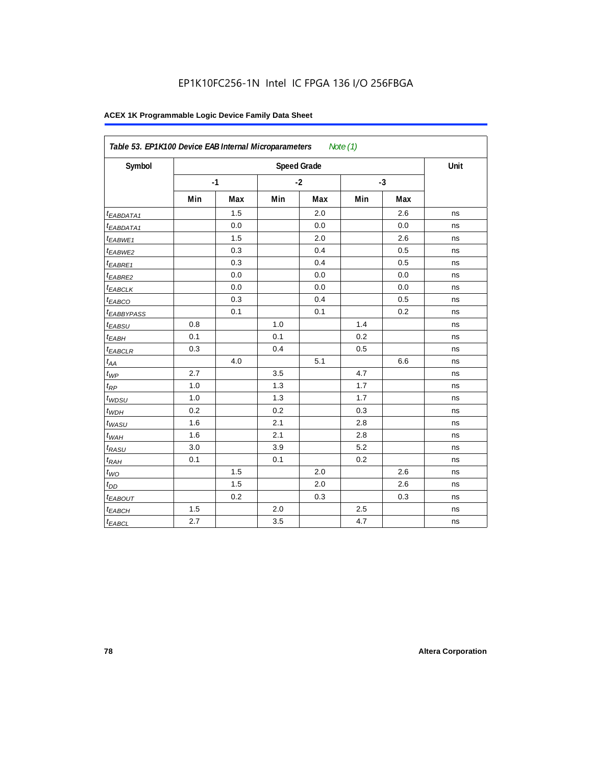| Table 53. EP1K100 Device EAB Internal Microparameters *Note (1)* | | | | | | | |
|---|---|---|---|---|---|---|---|
| Symbol | Speed Grade | | | | | | Unit |
| | -1 | | -2 | | -3 | | |
| | Min | Max | Min | Max | Min | Max | |
| $t_{EABDATA1}$ | | 1.5 | | 2.0 | | 2.6 | ns |
| $t_{EABDATA1}$ | | 0.0 | | 0.0 | | 0.0 | ns |
| $t_{EABWE1}$ | | 1.5 | | 2.0 | | 2.6 | ns |
| $t_{EABWE2}$ | | 0.3 | | 0.4 | | 0.5 | ns |
| $t_{EABRE1}$ | | 0.3 | | 0.4 | | 0.5 | ns |
| $t_{EABRE2}$ | | 0.0 | | 0.0 | | 0.0 | ns |
| $t_{EABCLK}$ | | 0.0 | | 0.0 | | 0.0 | ns |
| $t_{EABCO}$ | | 0.3 | | 0.4 | | 0.5 | ns |
| $t_{EABBYPASS}$ | | 0.1 | | 0.1 | | 0.2 | ns |
| $t_{EABSU}$ | 0.8 | | 1.0 | | 1.4 | | ns |
| $t_{EABH}$ | 0.1 | | 0.1 | | 0.2 | | ns |
| $t_{EABCLR}$ | 0.3 | | 0.4 | | 0.5 | | ns |
| $t_{AA}$ | | 4.0 | | 5.1 | | 6.6 | ns |
| $t_{WP}$ | 2.7 | | 3.5 | | 4.7 | | ns |
| $t_{RP}$ | 1.0 | | 1.3 | | 1.7 | | ns |
| $t_{WDSU}$ | 1.0 | | 1.3 | | 1.7 | | ns |
| $t_{WDH}$ | 0.2 | | 0.2 | | 0.3 | | ns |
| $t_{WASU}$ | 1.6 | | 2.1 | | 2.8 | | ns |
| $t_{WAH}$ | 1.6 | | 2.1 | | 2.8 | | ns |
| $t_{RASU}$ | 3.0 | | 3.9 | | 5.2 | | ns |
| $t_{RAH}$ | 0.1 | | 0.1 | | 0.2 | | ns |
| $t_{WO}$ | | 1.5 | | 2.0 | | 2.6 | ns |
| $t_{DD}$ | | 1.5 | | 2.0 | | 2.6 | ns |
| $t_{EABOUT}$ | | 0.2 | | 0.3 | | 0.3 | ns |
| $t_{EABCH}$ | 1.5 | | 2.0 | | 2.5 | | ns |
| $t_{EABCL}$ | 2.7 | | 3.5 | | 4.7 | | ns |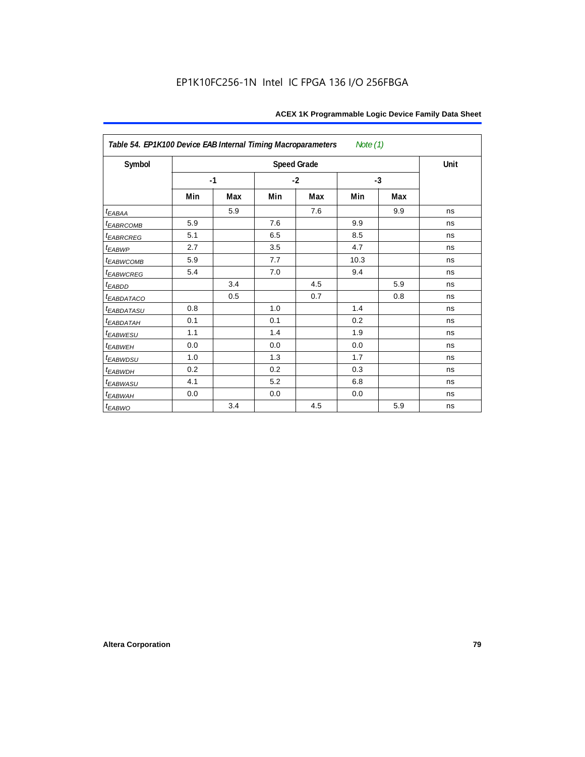EP1K10FC256-1N Intel IC FPGA 136 I/O 256FBGA

**Table 54. EP1K100 Device EAB Internal Timing Macroparameters** *Note (1)*

| Symbol | Speed Grade | | | | | | Unit |
|---|---|---|---|---|---|---|---|
| | -1 | | -2 | | -3 | | |
| | Min | Max | Min | Max | Min | Max | |
| $t_{EABAA}$ | | 5.9 | | 7.6 | | 9.9 | ns |
| $t_{EABRCOMB}$ | 5.9 | | 7.6 | | 9.9 | | ns |
| $t_{EABRCREG}$ | 5.1 | | 6.5 | | 8.5 | | ns |
| $t_{EABWP}$ | 2.7 | | 3.5 | | 4.7 | | ns |
| $t_{EABWCOMB}$ | 5.9 | | 7.7 | | 10.3 | | ns |
| $t_{EABWCREG}$ | 5.4 | | 7.0 | | 9.4 | | ns |
| $t_{EABDD}$ | | 3.4 | | 4.5 | | 5.9 | ns |
| $t_{EABDATACO}$ | | 0.5 | | 0.7 | | 0.8 | ns |
| $t_{EABDATASU}$ | 0.8 | | 1.0 | | 1.4 | | ns |
| $t_{EABDATAH}$ | 0.1 | | 0.1 | | 0.2 | | ns |
| $t_{EABWESU}$ | 1.1 | | 1.4 | | 1.9 | | ns |
| $t_{EABWEH}$ | 0.0 | | 0.0 | | 0.0 | | ns |
| $t_{EABWDSU}$ | 1.0 | | 1.3 | | 1.7 | | ns |
| $t_{EABWDH}$ | 0.2 | | 0.2 | | 0.3 | | ns |
| $t_{EABWASU}$ | 4.1 | | 5.2 | | 6.8 | | ns |
| $t_{EABWAH}$ | 0.0 | | 0.0 | | 0.0 | | ns |
| $t_{EABWO}$ | | 3.4 | | 4.5 | | 5.9 | ns |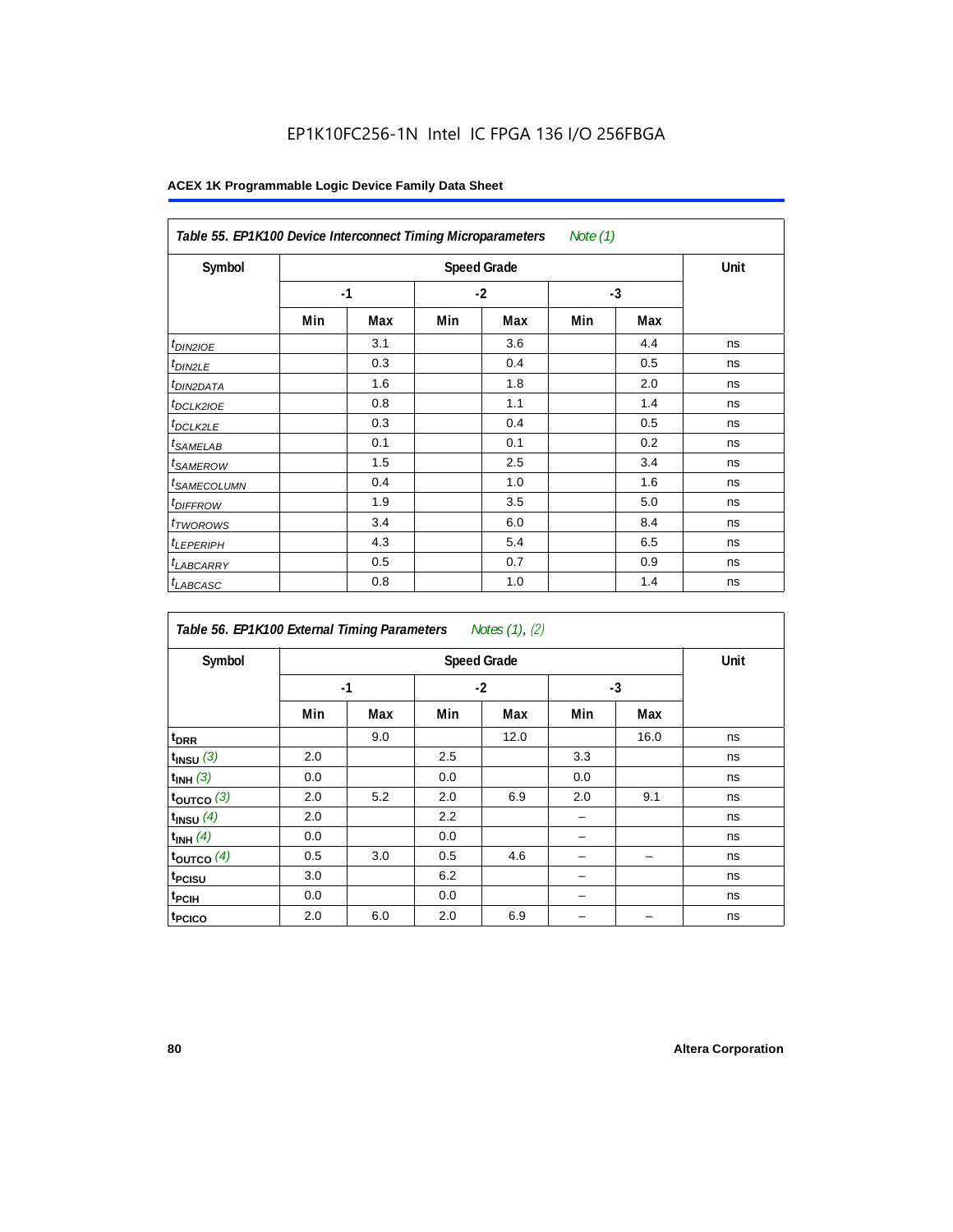EP1K10FC256-1N Intel IC FPGA 136 I/O 256FBGA

**ACEX 1K Programmable Logic Device Family Data Sheet**

| *Table 55. EP1K100 Device Interconnect Timing Microparameters Note (1)* | | | | | | | |
|---|---|---|---|---|---|---|---|
| **Symbol** | **Speed Grade** | | | | | | **Unit** |
| | **-1** | | **-2** | | **-3** | | |
| | **Min** | **Max** | **Min** | **Max** | **Min** | **Max** | |
| $t_{DIN2IOE}$ | | 3.1 | | 3.6 | | 4.4 | ns |
| $t_{DIN2LE}$ | | 0.3 | | 0.4 | | 0.5 | ns |
| $t_{DIN2DATA}$ | | 1.6 | | 1.8 | | 2.0 | ns |
| $t_{DCLK2IOE}$ | | 0.8 | | 1.1 | | 1.4 | ns |
| $t_{DCLK2LE}$ | | 0.3 | | 0.4 | | 0.5 | ns |
| $t_{SAMELAB}$ | | 0.1 | | 0.1 | | 0.2 | ns |
| $t_{SAMEROW}$ | | 1.5 | | 2.5 | | 3.4 | ns |
| $t_{SAMECOLUMN}$ | | 0.4 | | 1.0 | | 1.6 | ns |
| $t_{DIFFROW}$ | | 1.9 | | 3.5 | | 5.0 | ns |
| $t_{TWOROWS}$ | | 3.4 | | 6.0 | | 8.4 | ns |
| $t_{LEPERIPH}$ | | 4.3 | | 5.4 | | 6.5 | ns |
| $t_{LABCARRY}$ | | 0.5 | | 0.7 | | 0.9 | ns |
| $t_{LABCASC}$ | | 0.8 | | 1.0 | | 1.4 | ns |

| *Table 56. EP1K100 External Timing Parameters Notes (1), (2)* | | | | | | | |
|---|---|---|---|---|---|---|---|
| **Symbol** | **Speed Grade** | | | | | | **Unit** |
| | **-1** | | **-2** | | **-3** | | |
| | **Min** | **Max** | **Min** | **Max** | **Min** | **Max** | |
| $t_{DRR}$ | | 9.0 | | 12.0 | | 16.0 | ns |
| $t_{INSU}$ (3) | 2.0 | | 2.5 | | 3.3 | | ns |
| $t_{INH}$ (3) | 0.0 | | 0.0 | | 0.0 | | ns |
| $t_{OUTCO}$ (3) | 2.0 | 5.2 | 2.0 | 6.9 | 2.0 | 9.1 | ns |
| $t_{INSU}$ (4) | 2.0 | | 2.2 | | – | | ns |
| $t_{INH}$ (4) | 0.0 | | 0.0 | | – | | ns |
| $t_{OUTCO}$ (4) | 0.5 | 3.0 | 0.5 | 4.6 | – | – | ns |
| $t_{PCISU}$ | 3.0 | | 6.2 | | – | | ns |
| $t_{PCIH}$ | 0.0 | | 0.0 | | – | | ns |
| $t_{PCICO}$ | 2.0 | 6.0 | 2.0 | 6.9 | – | – | ns |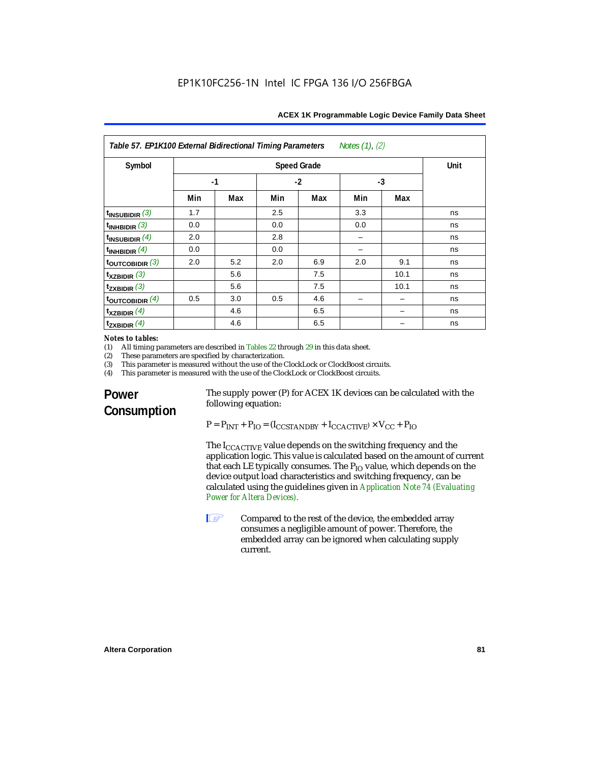**Table 57. EP1K100 External Bidirectional Timing Parameters** *Notes (1), (2)*

| Symbol | Speed Grade | | | | | | Unit |
|---|---|---|---|---|---|---|---|
| | -1 | | -2 | | -3 | | |
| | Min | Max | Min | Max | Min | Max | |
| $t_{INSUBIDIR}$ *(3)* | 1.7 | | 2.5 | | 3.3 | | ns |
| $t_{INHBIDIR}$ *(3)* | 0.0 | | 0.0 | | 0.0 | | ns |
| $t_{INSUBIDIR}$ *(4)* | 2.0 | | 2.8 | | – | | ns |
| $t_{INHBIDIR}$ *(4)* | 0.0 | | 0.0 | | – | | ns |
| $t_{OUTCOBIDIR}$ *(3)* | 2.0 | 5.2 | 2.0 | 6.9 | 2.0 | 9.1 | ns |
| $t_{XZBIDIR}$ *(3)* | | 5.6 | | 7.5 | | 10.1 | ns |
| $t_{ZXBIDIR}$ *(3)* | | 5.6 | | 7.5 | | 10.1 | ns |
| $t_{OUTCOBIDIR}$ *(4)* | 0.5 | 3.0 | 0.5 | 4.6 | – | – | ns |
| $t_{XZBIDIR}$ *(4)* | | 4.6 | | 6.5 | | – | ns |
| $t_{ZXBIDIR}$ *(4)* | | 4.6 | | 6.5 | | – | ns |

*Notes to tables:*

(1) All timing parameters are described in Tables 22 through 29 in this data sheet.
(2) These parameters are specified by characterization.
(3) This parameter is measured without the use of the ClockLock or ClockBoost circuits.
(4) This parameter is measured with the use of the ClockLock or ClockBoost circuits.

## Power Consumption

The supply power (P) for ACEX 1K devices can be calculated with the following equation:

$$P = P_{INT} + P_{IO} = (I_{CCSTANDBY} + I_{CCACTIVE}) \times V_{CC} + P_{IO}$$

The $I_{CCACTIVE}$ value depends on the switching frequency and the application logic. This value is calculated based on the amount of current that each LE typically consumes. The $P_{IO}$ value, which depends on the device output load characteristics and switching frequency, can be calculated using the guidelines given in Application Note 74 (Evaluating Power for Altera Devices).

Compared to the rest of the device, the embedded array consumes a negligible amount of power. Therefore, the embedded array can be ignored when calculating supply current.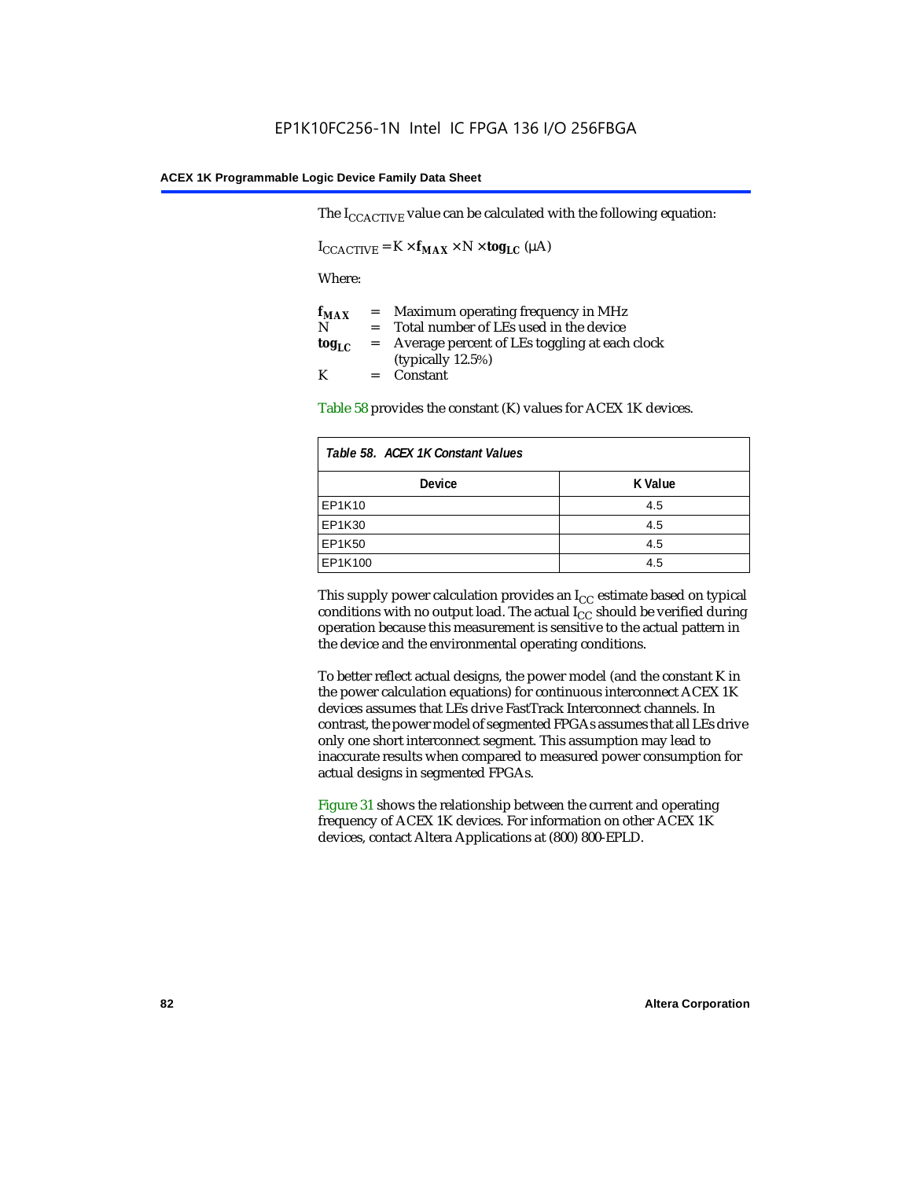The $I_{CCACTIVE}$ value can be calculated with the following equation:

$$I_{CCACTIVE} = K \times \mathbf{f_{MAX}} \times N \times \mathbf{tog_{LC}} \; (\mu A)$$

Where:

$\mathbf{f_{MAX}}$ = Maximum operating frequency in MHz
$N$ = Total number of LEs used in the device
$\mathbf{tog_{LC}}$ = Average percent of LEs toggling at each clock (typically 12.5%)
$K$ = Constant

Table 58 provides the constant (K) values for ACEX 1K devices.

*Table 58. ACEX 1K Constant Values*

| Device | K Value |
|---|---|
| EP1K10 | 4.5 |
| EP1K30 | 4.5 |
| EP1K50 | 4.5 |
| EP1K100 | 4.5 |

This supply power calculation provides an $I_{CC}$ estimate based on typical conditions with no output load. The actual $I_{CC}$ should be verified during operation because this measurement is sensitive to the actual pattern in the device and the environmental operating conditions.

To better reflect actual designs, the power model (and the constant K in the power calculation equations) for continuous interconnect ACEX 1K devices assumes that LEs drive FastTrack Interconnect channels. In contrast, the power model of segmented FPGAs assumes that all LEs drive only one short interconnect segment. This assumption may lead to inaccurate results when compared to measured power consumption for actual designs in segmented FPGAs.

Figure 31 shows the relationship between the current and operating frequency of ACEX 1K devices. For information on other ACEX 1K devices, contact Altera Applications at (800) 800-EPLD.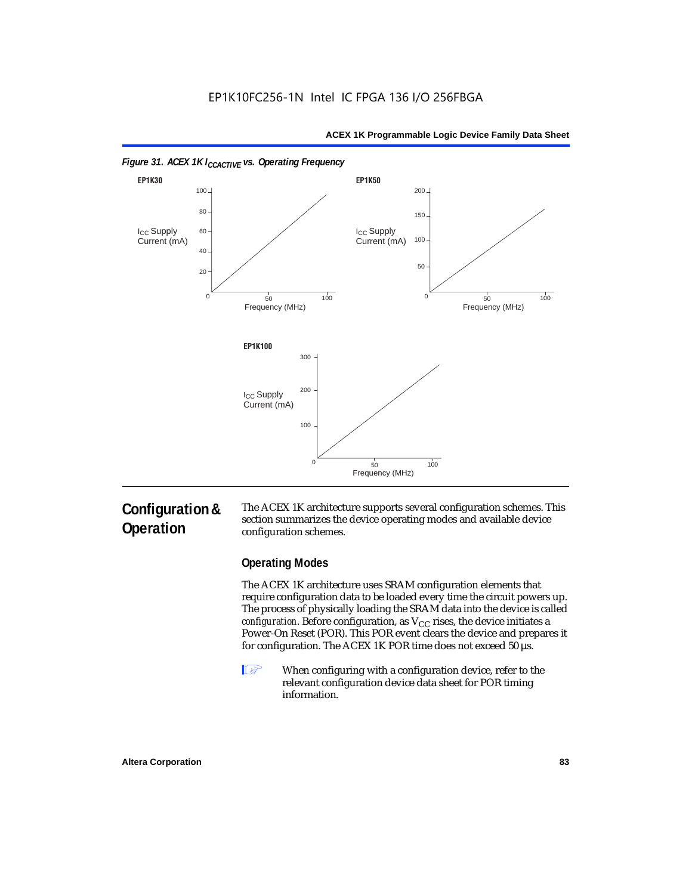*Figure 31. ACEX 1K $I_{CCACTIVE}$ vs. Operating Frequency*

EP1K30

| Frequency (MHz) | $I_{CC}$ Supply Current (mA) |
| --- | --- |
| 0 | 0 |
| 50 | |
| 100 | |

Axis ticks: $I_{CC}$ Supply Current (mA): 0, 20, 40, 60, 80, 100; Frequency (MHz): 0, 50, 100

EP1K50

Axis ticks: $I_{CC}$ Supply Current (mA): 0, 50, 100, 150, 200; Frequency (MHz): 0, 50, 100

EP1K100

Axis ticks: $I_{CC}$ Supply Current (mA): 0, 100, 200, 300; Frequency (MHz): 0, 50, 100

## Configuration & Operation

The ACEX 1K architecture supports several configuration schemes. This section summarizes the device operating modes and available device configuration schemes.

### Operating Modes

The ACEX 1K architecture uses SRAM configuration elements that require configuration data to be loaded every time the circuit powers up. The process of physically loading the SRAM data into the device is called *configuration*. Before configuration, as $V_{CC}$ rises, the device initiates a Power-On Reset (POR). This POR event clears the device and prepares it for configuration. The ACEX 1K POR time does not exceed 50 µs.

When configuring with a configuration device, refer to the relevant configuration device data sheet for POR timing information.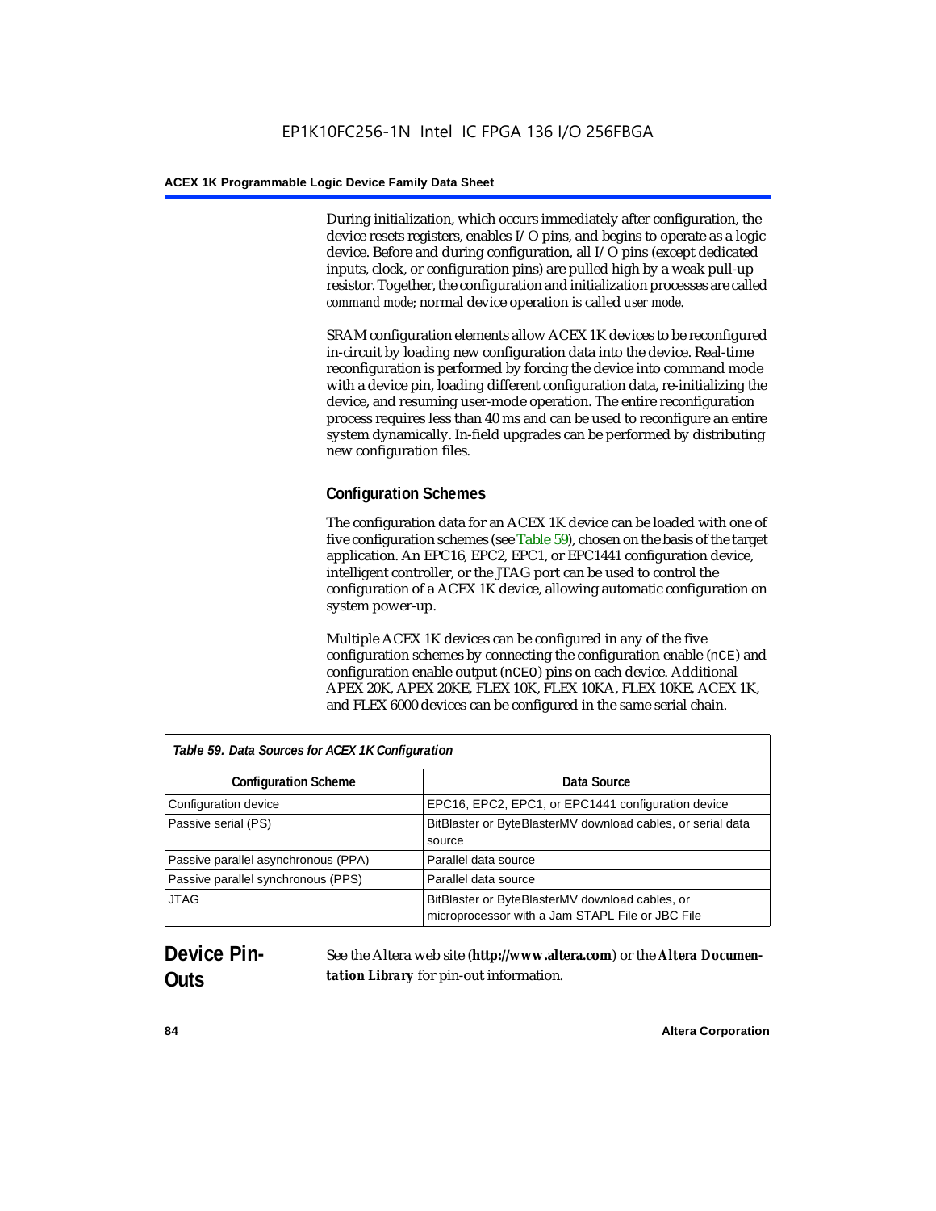During initialization, which occurs immediately after configuration, the device resets registers, enables I/O pins, and begins to operate as a logic device. Before and during configuration, all I/O pins (except dedicated inputs, clock, or configuration pins) are pulled high by a weak pull-up resistor. Together, the configuration and initialization processes are called *command mode*; normal device operation is called *user mode*.

SRAM configuration elements allow ACEX 1K devices to be reconfigured in-circuit by loading new configuration data into the device. Real-time reconfiguration is performed by forcing the device into command mode with a device pin, loading different configuration data, re-initializing the device, and resuming user-mode operation. The entire reconfiguration process requires less than 40 ms and can be used to reconfigure an entire system dynamically. In-field upgrades can be performed by distributing new configuration files.

### Configuration Schemes

The configuration data for an ACEX 1K device can be loaded with one of five configuration schemes (see Table 59), chosen on the basis of the target application. An EPC16, EPC2, EPC1, or EPC1441 configuration device, intelligent controller, or the JTAG port can be used to control the configuration of a ACEX 1K device, allowing automatic configuration on system power-up.

Multiple ACEX 1K devices can be configured in any of the five configuration schemes by connecting the configuration enable (`nCE`) and configuration enable output (`nCEO`) pins on each device. Additional APEX 20K, APEX 20KE, FLEX 10K, FLEX 10KA, FLEX 10KE, ACEX 1K, and FLEX 6000 devices can be configured in the same serial chain.

*Table 59. Data Sources for ACEX 1K Configuration*

| Configuration Scheme | Data Source |
|---|---|
| Configuration device | EPC16, EPC2, EPC1, or EPC1441 configuration device |
| Passive serial (PS) | BitBlaster or ByteBlasterMV download cables, or serial data source |
| Passive parallel asynchronous (PPA) | Parallel data source |
| Passive parallel synchronous (PPS) | Parallel data source |
| JTAG | BitBlaster or ByteBlasterMV download cables, or microprocessor with a Jam STAPL File or JBC File |

## Device Pin-Outs

See the Altera web site (**http://www.altera.com**) or the ***Altera Documentation Library*** for pin-out information.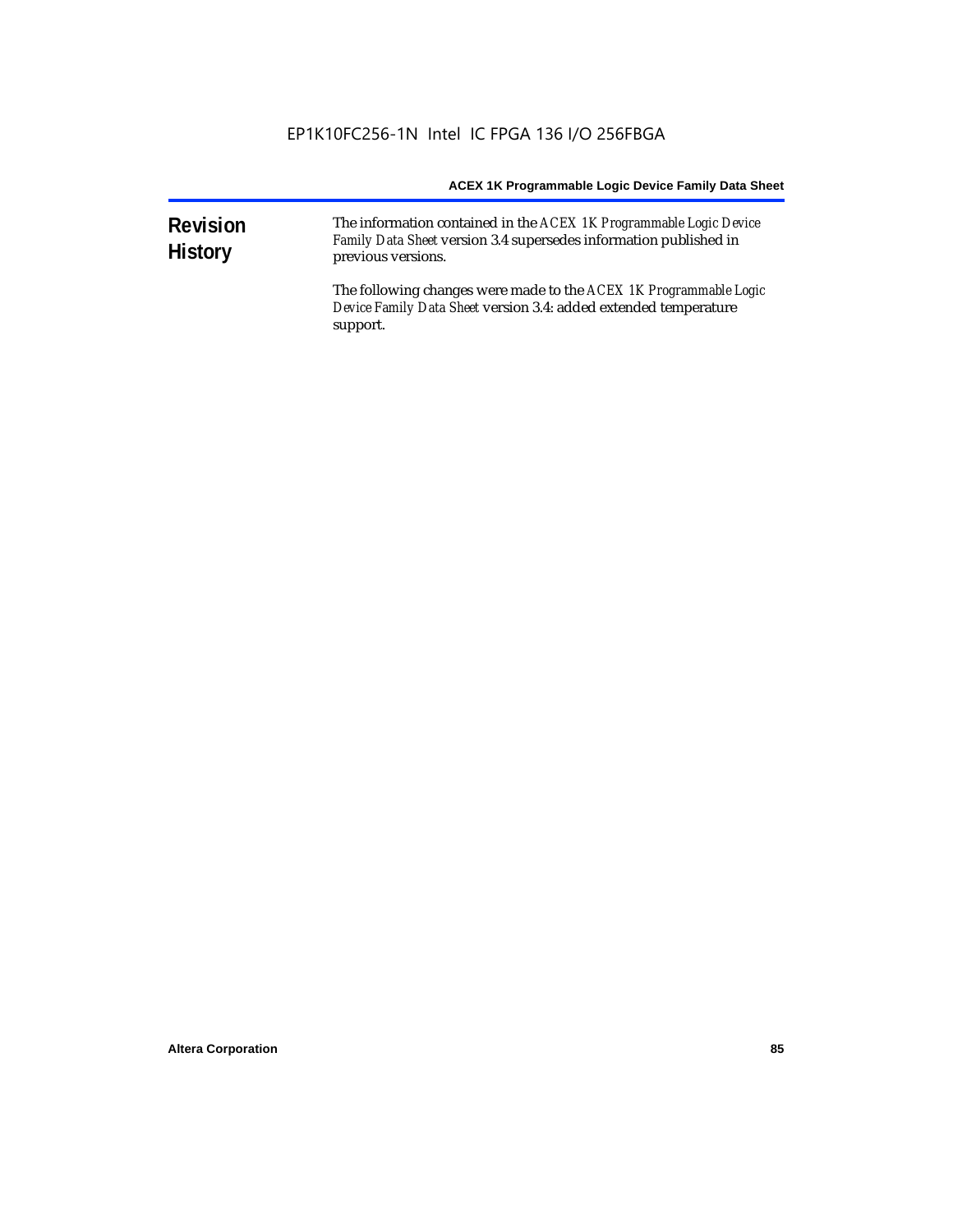# Revision History

The information contained in the *ACEX 1K Programmable Logic Device Family Data Sheet* version 3.4 supersedes information published in previous versions.

The following changes were made to the *ACEX 1K Programmable Logic Device Family Data Sheet* version 3.4: added extended temperature support.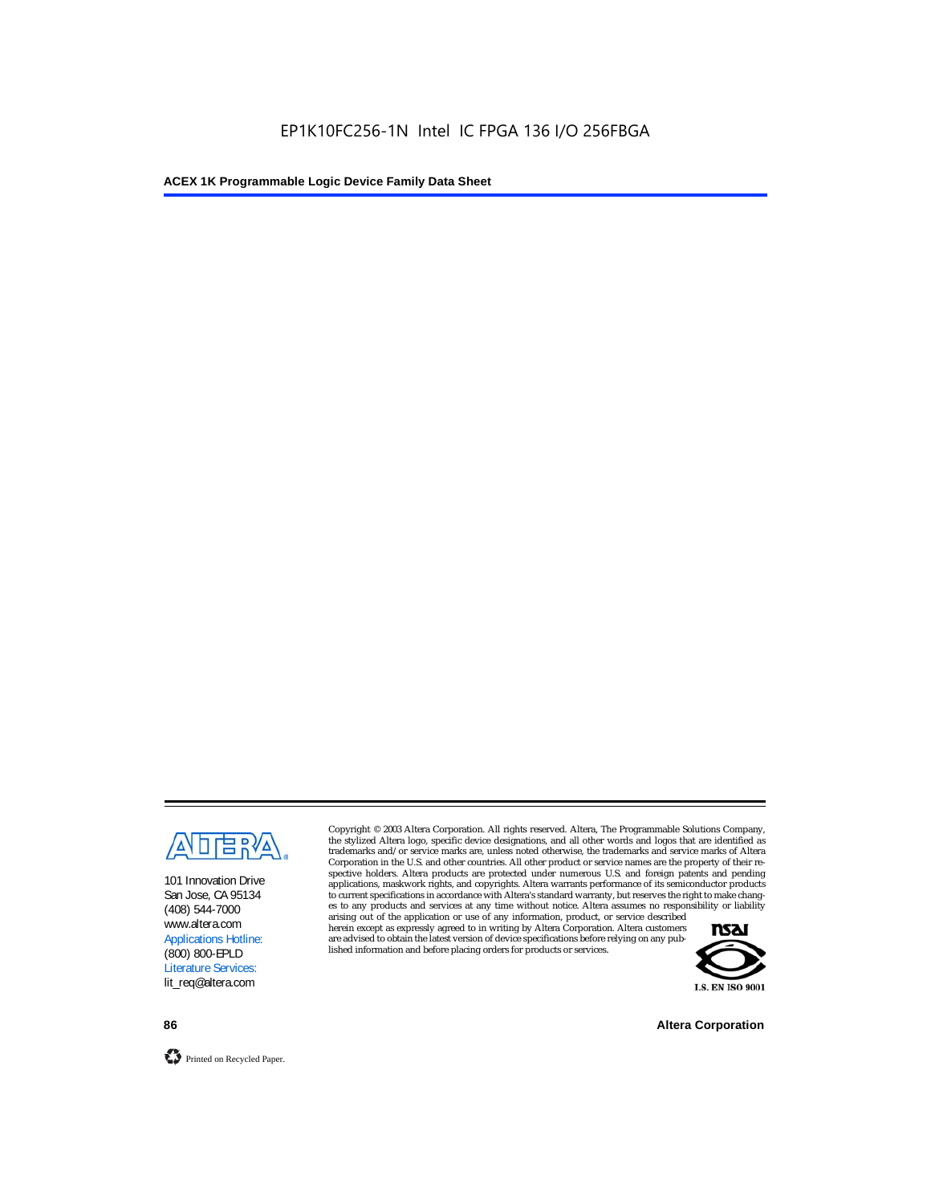101 Innovation Drive
San Jose, CA 95134
(408) 544-7000
www.altera.com
Applications Hotline:
(800) 800-EPLD
Literature Services:
lit_req@altera.com

Copyright © 2003 Altera Corporation. All rights reserved. Altera, The Programmable Solutions Company, the stylized Altera logo, specific device designations, and all other words and logos that are identified as trademarks and/or service marks are, unless noted otherwise, the trademarks and service marks of Altera Corporation in the U.S. and other countries. All other product or service names are the property of their respective holders. Altera products are protected under numerous U.S. and foreign patents and pending applications, maskwork rights, and copyrights. Altera warrants performance of its semiconductor products to current specifications in accordance with Altera's standard warranty, but reserves the right to make changes to any products and services at any time without notice. Altera assumes no responsibility or liability arising out of the application or use of any information, product, or service described herein except as expressly agreed to in writing by Altera Corporation. Altera customers are advised to obtain the latest version of device specifications before relying on any published information and before placing orders for products or services.

I.S. EN ISO 9001

Printed on Recycled Paper.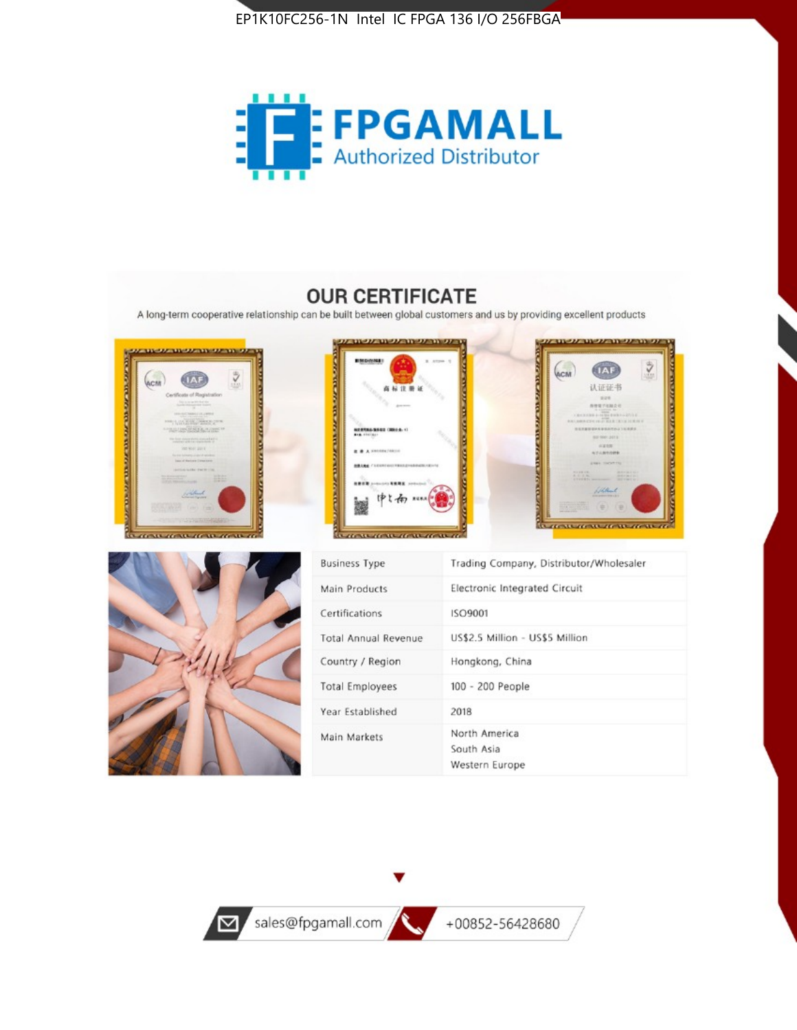FPGAMALL

Authorized Distributor

# OUR CERTIFICATE

A long-term cooperative relationship can be built between global customers and us by providing excellent products

| | |
|---|---|
| Business Type | Trading Company, Distributor/Wholesaler |
| Main Products | Electronic Integrated Circuit |
| Certifications | ISO9001 |
| Total Annual Revenue | US$2.5 Million - US$5 Million |
| Country / Region | Hongkong, China |
| Total Employees | 100 - 200 People |
| Year Established | 2018 |
| Main Markets | North America<br>South Asia<br>Western Europe |

sales@fpgamall.com

+00852-56428680